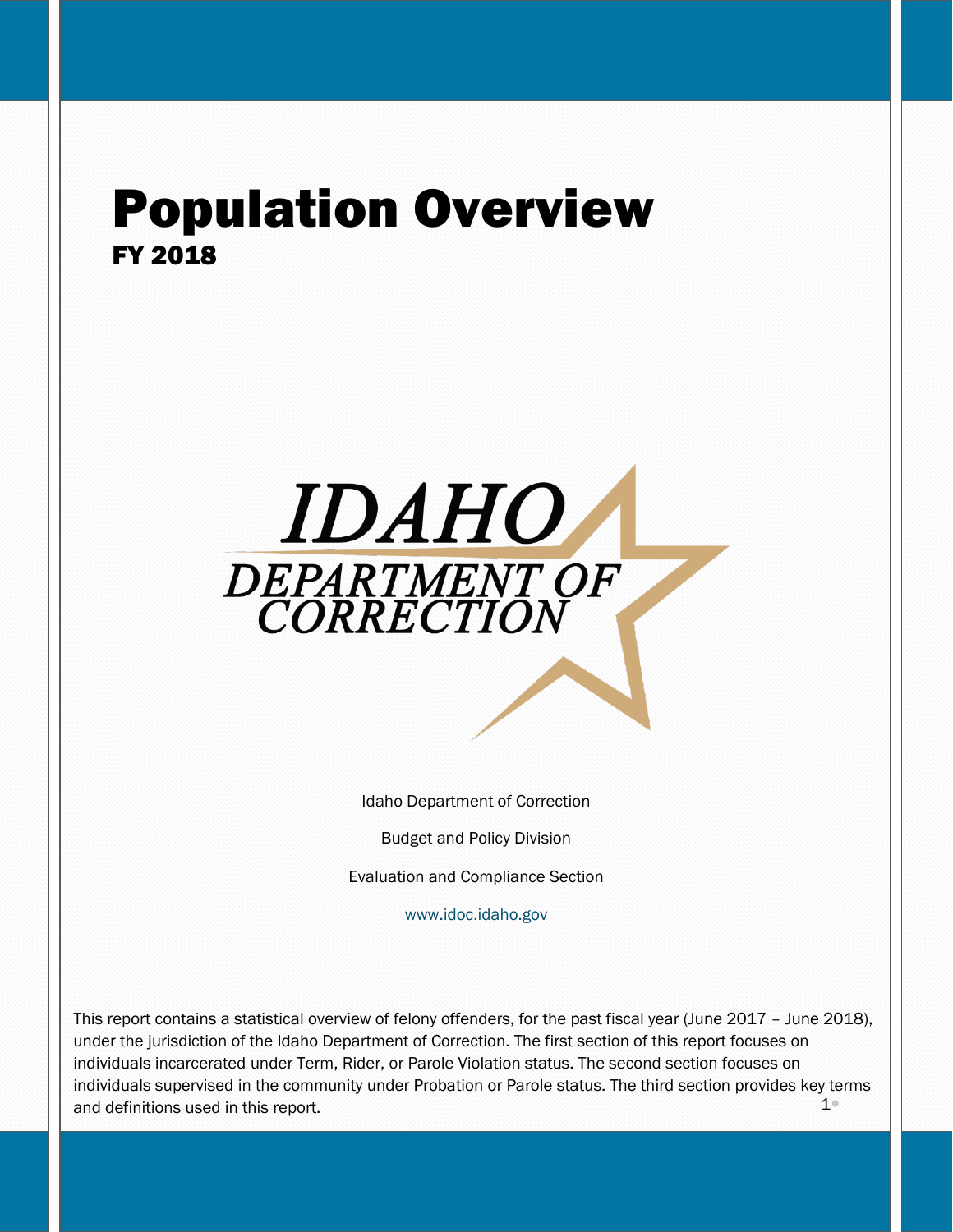# Population Overview

## FY 2018

IDAHO

DEPARTMENT OF CORRECTION

Idaho Department of Correction

Budget and Policy Division

Evaluation and Compliance Section

www.idoc.idaho.gov

This report contains a statistical overview of felony offenders, for the past fiscal year (June 2017 – June 2018), under the jurisdiction of the Idaho Department of Correction. The first section of this report focuses on individuals incarcerated under Term, Rider, or Parole Violation status. The second section focuses on individuals supervised in the community under Probation or Parole status. The third section provides key terms and definitions used in this report.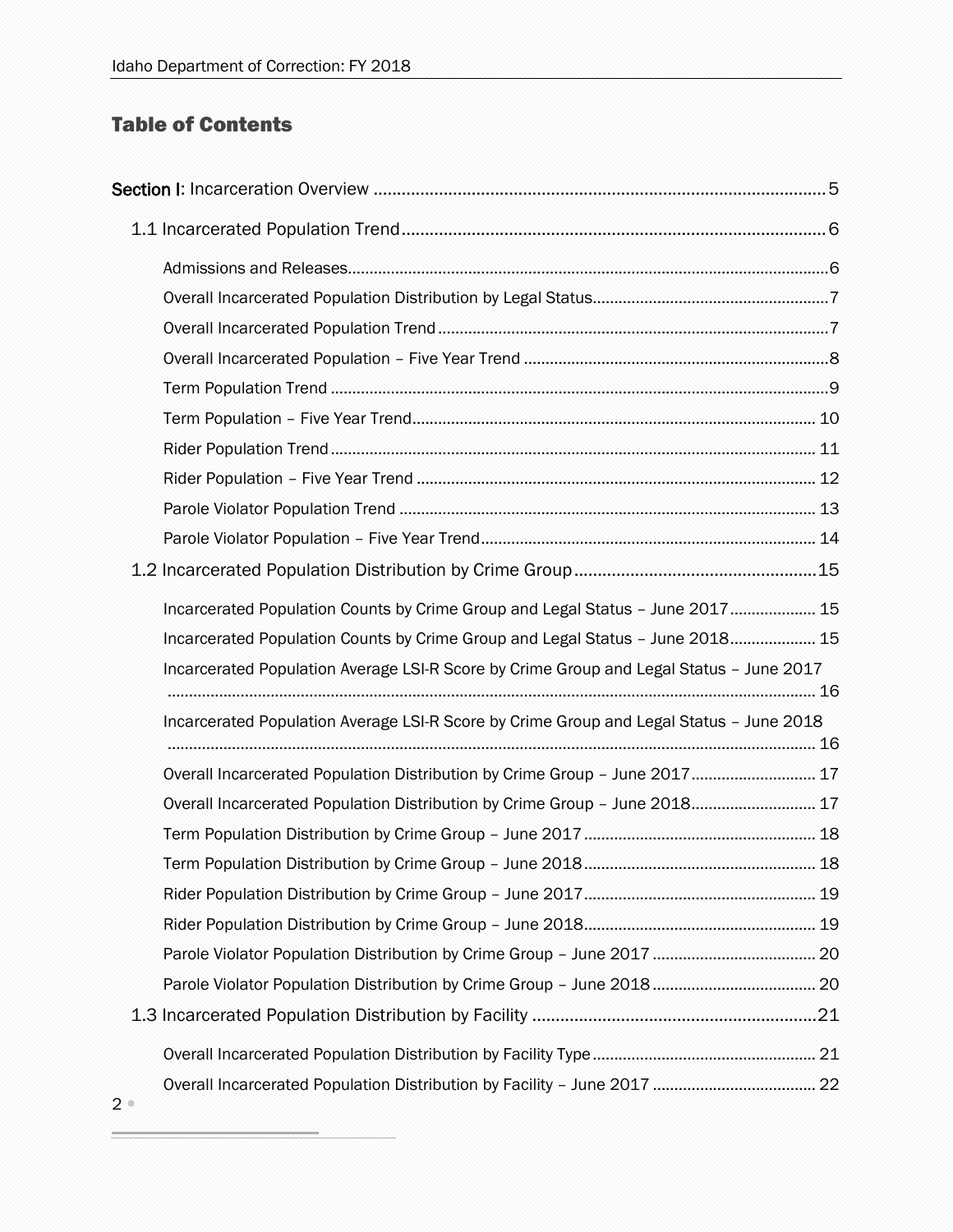## Table of Contents

Section I: Incarceration Overview .................................................................................................5

- 1.1 Incarcerated Population Trend...........................................................................................6
  - Admissions and Releases...............................................................................................................6
  - Overall Incarcerated Population Distribution by Legal Status.......................................................7
  - Overall Incarcerated Population Trend...........................................................................................7
  - Overall Incarcerated Population – Five Year Trend .......................................................................8
  - Term Population Trend ...................................................................................................................9
  - Term Population – Five Year Trend............................................................................................. 10
  - Rider Population Trend ............................................................................................................... 11
  - Rider Population – Five Year Trend ............................................................................................ 12
  - Parole Violator Population Trend ................................................................................................ 13
  - Parole Violator Population – Five Year Trend............................................................................. 14
- 1.2 Incarcerated Population Distribution by Crime Group.....................................................15
  - Incarcerated Population Counts by Crime Group and Legal Status – June 2017.................... 15
  - Incarcerated Population Counts by Crime Group and Legal Status – June 2018.................... 15
  - Incarcerated Population Average LSI-R Score by Crime Group and Legal Status – June 2017 ..................................................................................................................................................... 16
  - Incarcerated Population Average LSI-R Score by Crime Group and Legal Status – June 2018 ..................................................................................................................................................... 16
  - Overall Incarcerated Population Distribution by Crime Group – June 2017............................. 17
  - Overall Incarcerated Population Distribution by Crime Group – June 2018............................. 17
  - Term Population Distribution by Crime Group – June 2017...................................................... 18
  - Term Population Distribution by Crime Group – June 2018...................................................... 18
  - Rider Population Distribution by Crime Group – June 2017...................................................... 19
  - Rider Population Distribution by Crime Group – June 2018...................................................... 19
  - Parole Violator Population Distribution by Crime Group – June 2017 ...................................... 20
  - Parole Violator Population Distribution by Crime Group – June 2018 ...................................... 20
- 1.3 Incarcerated Population Distribution by Facility .............................................................21
  - Overall Incarcerated Population Distribution by Facility Type.................................................... 21
  - Overall Incarcerated Population Distribution by Facility – June 2017 ...................................... 22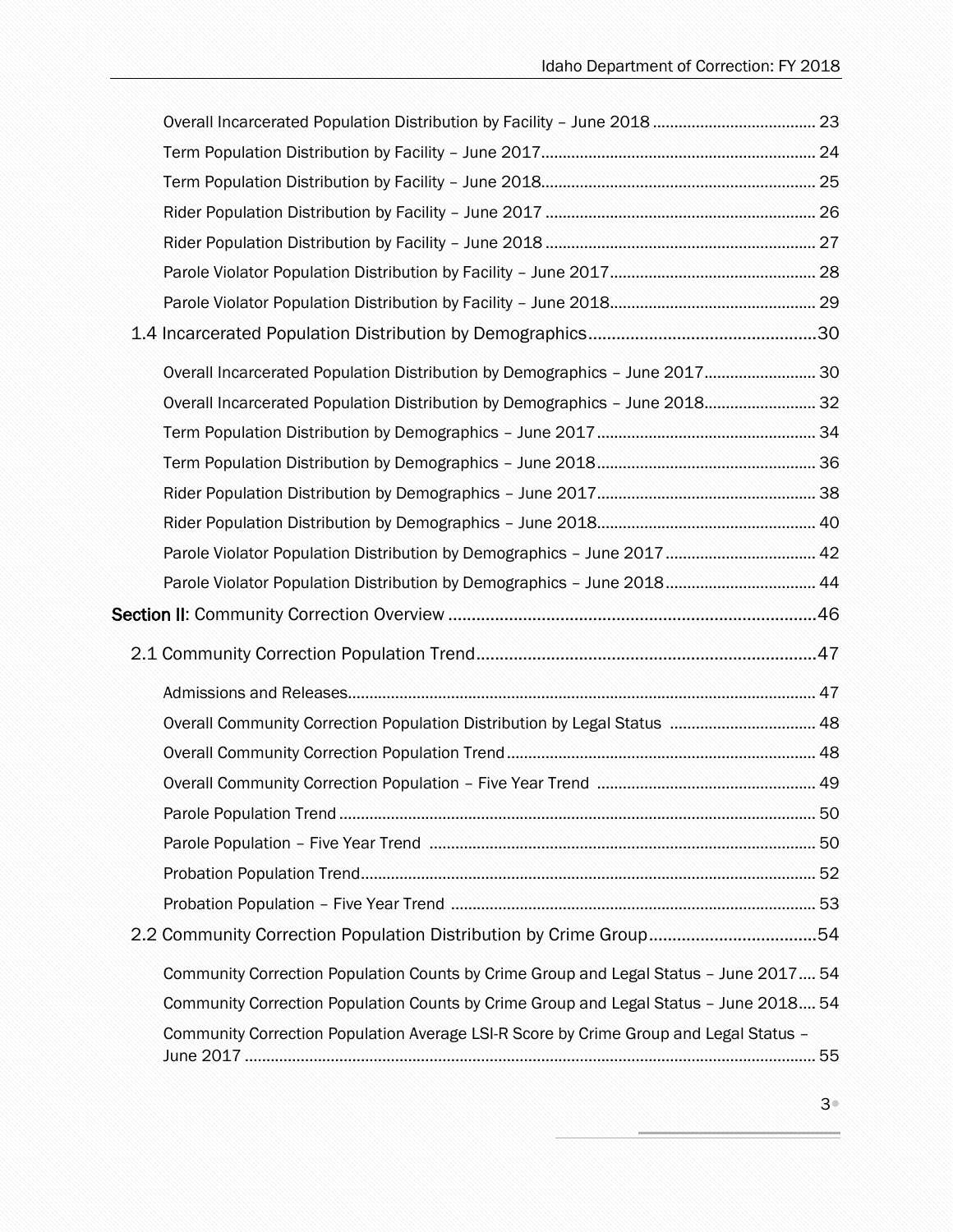Overall Incarcerated Population Distribution by Facility – June 2018 ...................................... 23

Term Population Distribution by Facility – June 2017................................................................ 24

Term Population Distribution by Facility – June 2018................................................................ 25

Rider Population Distribution by Facility – June 2017 ............................................................... 26

Rider Population Distribution by Facility – June 2018 ............................................................... 27

Parole Violator Population Distribution by Facility – June 2017................................................ 28

Parole Violator Population Distribution by Facility – June 2018................................................ 29

1.4 Incarcerated Population Distribution by Demographics................................................30

Overall Incarcerated Population Distribution by Demographics – June 2017.......................... 30

Overall Incarcerated Population Distribution by Demographics – June 2018.......................... 32

Term Population Distribution by Demographics – June 2017 ................................................... 34

Term Population Distribution by Demographics – June 2018 ................................................... 36

Rider Population Distribution by Demographics – June 2017................................................... 38

Rider Population Distribution by Demographics – June 2018................................................... 40

Parole Violator Population Distribution by Demographics – June 2017 ................................... 42

Parole Violator Population Distribution by Demographics – June 2018 ................................... 44

**Section II**: Community Correction Overview ..............................................................................46

2.1 Community Correction Population Trend........................................................................47

Admissions and Releases............................................................................................................ 47

Overall Community Correction Population Distribution by Legal Status .................................. 48

Overall Community Correction Population Trend ........................................................................ 48

Overall Community Correction Population – Five Year Trend ................................................... 49

Parole Population Trend .............................................................................................................. 50

Parole Population – Five Year Trend .......................................................................................... 50

Probation Population Trend......................................................................................................... 52

Probation Population – Five Year Trend ..................................................................................... 53

2.2 Community Correction Population Distribution by Crime Group....................................54

Community Correction Population Counts by Crime Group and Legal Status – June 2017.... 54

Community Correction Population Counts by Crime Group and Legal Status – June 2018.... 54

Community Correction Population Average LSI-R Score by Crime Group and Legal Status – June 2017 .................................................................................................................................... 55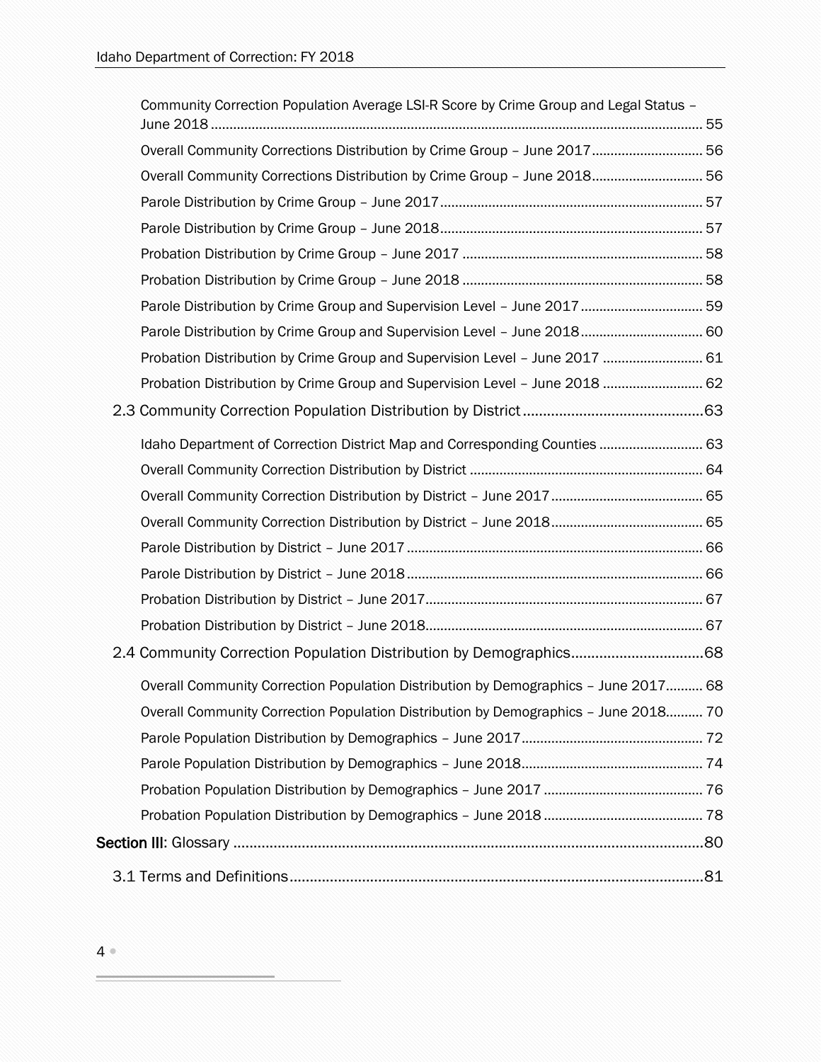Community Correction Population Average LSI-R Score by Crime Group and Legal Status – June 2018 .......... 55

Overall Community Corrections Distribution by Crime Group – June 2017 .......... 56

Overall Community Corrections Distribution by Crime Group – June 2018 .......... 56

Parole Distribution by Crime Group – June 2017 .......... 57

Parole Distribution by Crime Group – June 2018 .......... 57

Probation Distribution by Crime Group – June 2017 .......... 58

Probation Distribution by Crime Group – June 2018 .......... 58

Parole Distribution by Crime Group and Supervision Level – June 2017 .......... 59

Parole Distribution by Crime Group and Supervision Level – June 2018 .......... 60

Probation Distribution by Crime Group and Supervision Level – June 2017 .......... 61

Probation Distribution by Crime Group and Supervision Level – June 2018 .......... 62

2.3 Community Correction Population Distribution by District .......... 63

Idaho Department of Correction District Map and Corresponding Counties .......... 63

Overall Community Correction Distribution by District .......... 64

Overall Community Correction Distribution by District – June 2017 .......... 65

Overall Community Correction Distribution by District – June 2018 .......... 65

Parole Distribution by District – June 2017 .......... 66

Parole Distribution by District – June 2018 .......... 66

Probation Distribution by District – June 2017 .......... 67

Probation Distribution by District – June 2018 .......... 67

2.4 Community Correction Population Distribution by Demographics .......... 68

Overall Community Correction Population Distribution by Demographics – June 2017 .......... 68

Overall Community Correction Population Distribution by Demographics – June 2018 .......... 70

Parole Population Distribution by Demographics – June 2017 .......... 72

Parole Population Distribution by Demographics – June 2018 .......... 74

Probation Population Distribution by Demographics – June 2017 .......... 76

Probation Population Distribution by Demographics – June 2018 .......... 78

**Section III**: Glossary .......... 80

3.1 Terms and Definitions .......... 81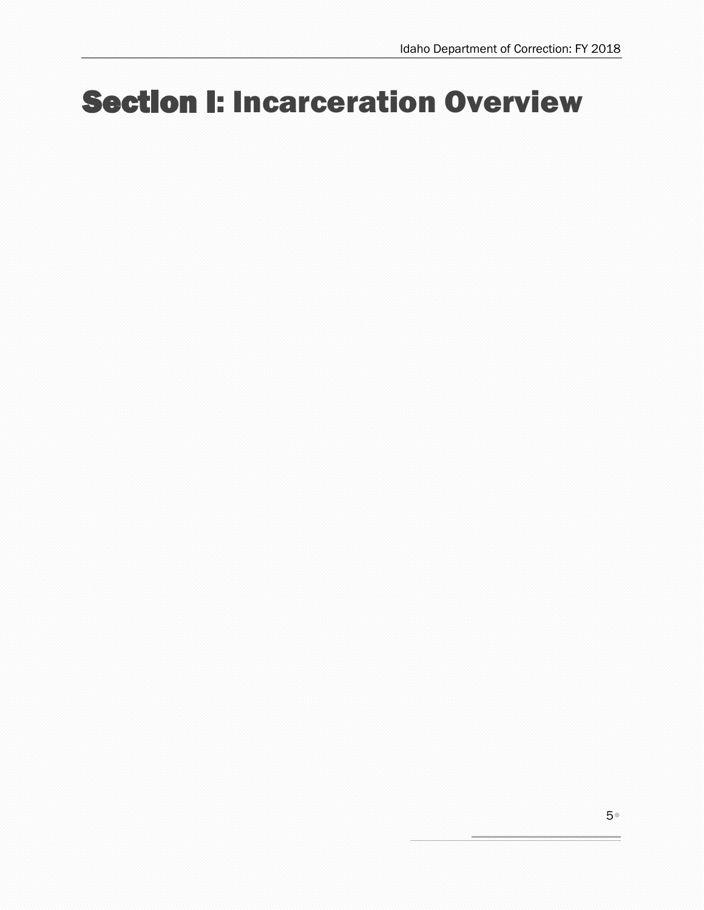# Section I: Incarceration Overview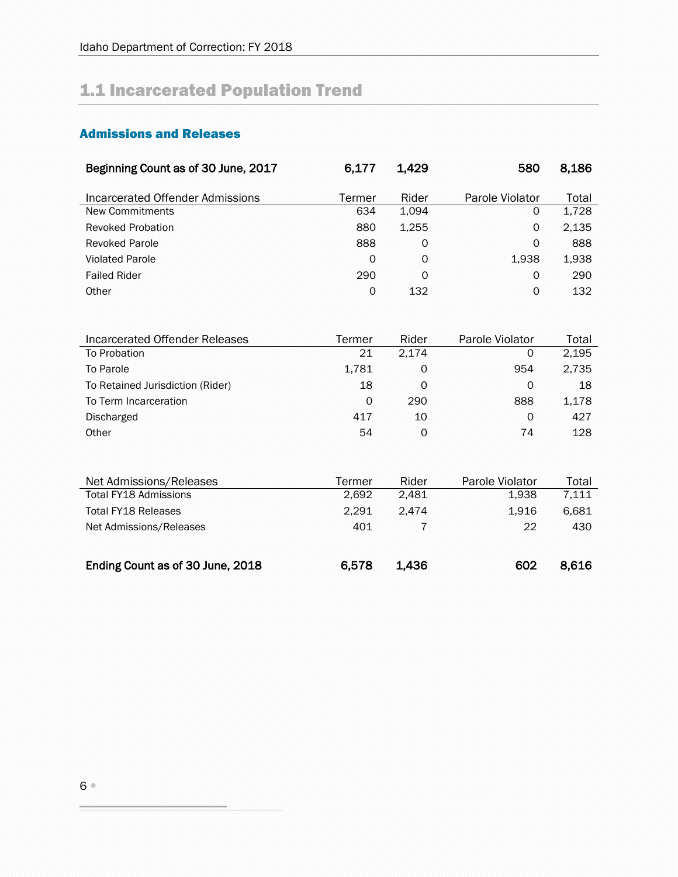## 1.1 Incarcerated Population Trend

### Admissions and Releases

| **Beginning Count as of 30 June, 2017** | **6,177** | **1,429** | **580** | **8,186** |
|---|---|---|---|---|

| Incarcerated Offender Admissions | Termer | Rider | Parole Violator | Total |
|---|---|---|---|---|
| New Commitments | 634 | 1,094 | 0 | 1,728 |
| Revoked Probation | 880 | 1,255 | 0 | 2,135 |
| Revoked Parole | 888 | 0 | 0 | 888 |
| Violated Parole | 0 | 0 | 1,938 | 1,938 |
| Failed Rider | 290 | 0 | 0 | 290 |
| Other | 0 | 132 | 0 | 132 |

| Incarcerated Offender Releases | Termer | Rider | Parole Violator | Total |
|---|---|---|---|---|
| To Probation | 21 | 2,174 | 0 | 2,195 |
| To Parole | 1,781 | 0 | 954 | 2,735 |
| To Retained Jurisdiction (Rider) | 18 | 0 | 0 | 18 |
| To Term Incarceration | 0 | 290 | 888 | 1,178 |
| Discharged | 417 | 10 | 0 | 427 |
| Other | 54 | 0 | 74 | 128 |

| Net Admissions/Releases | Termer | Rider | Parole Violator | Total |
|---|---|---|---|---|
| Total FY18 Admissions | 2,692 | 2,481 | 1,938 | 7,111 |
| Total FY18 Releases | 2,291 | 2,474 | 1,916 | 6,681 |
| Net Admissions/Releases | 401 | 7 | 22 | 430 |

| **Ending Count as of 30 June, 2018** | **6,578** | **1,436** | **602** | **8,616** |
|---|---|---|---|---|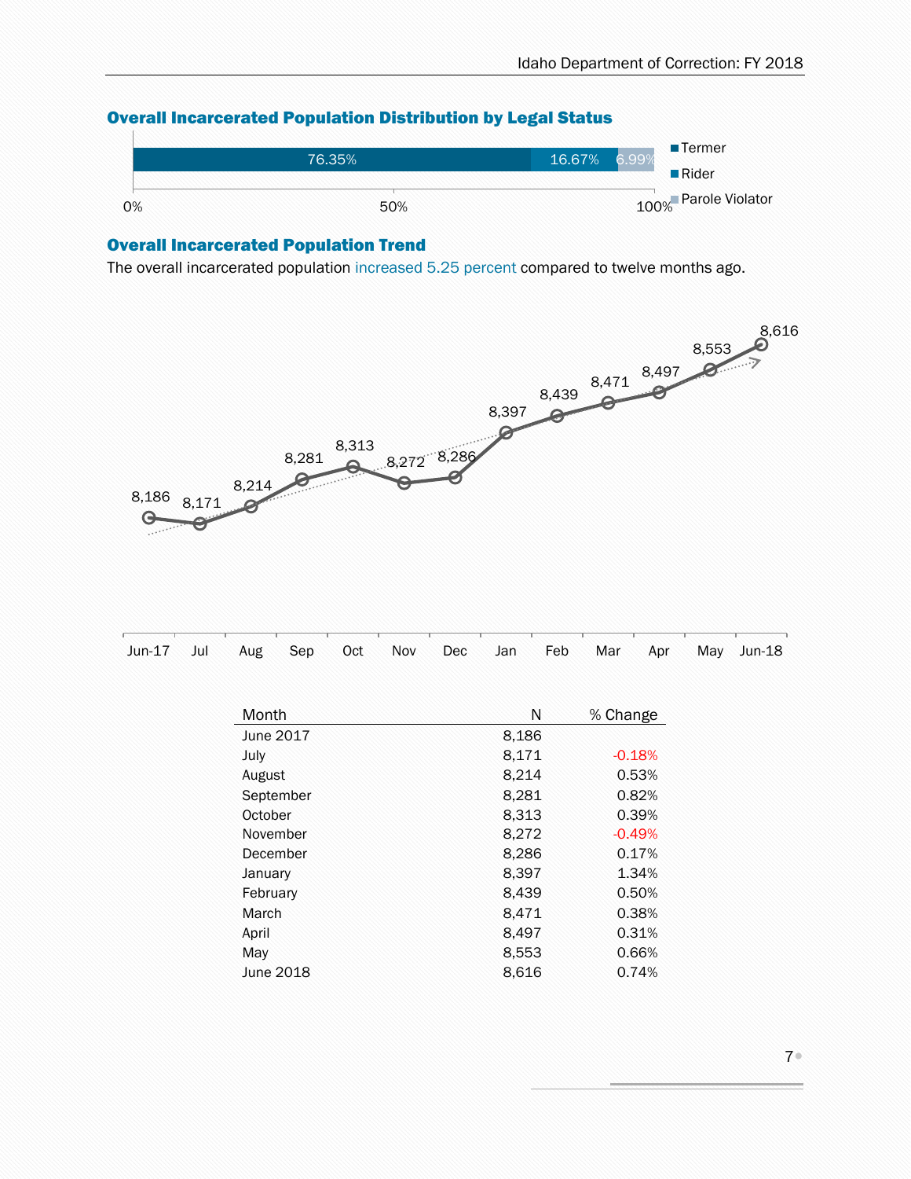## Overall Incarcerated Population Distribution by Legal Status

| Termer | Rider | Parole Violator |
|---|---|---|
| 76.35% | 16.67% | 6.99% |

## Overall Incarcerated Population Trend

The overall incarcerated population increased 5.25 percent compared to twelve months ago.

| Month | N | % Change |
|---|---|---|
| June 2017 | 8,186 | |
| July | 8,171 | -0.18% |
| August | 8,214 | 0.53% |
| September | 8,281 | 0.82% |
| October | 8,313 | 0.39% |
| November | 8,272 | -0.49% |
| December | 8,286 | 0.17% |
| January | 8,397 | 1.34% |
| February | 8,439 | 0.50% |
| March | 8,471 | 0.38% |
| April | 8,497 | 0.31% |
| May | 8,553 | 0.66% |
| June 2018 | 8,616 | 0.74% |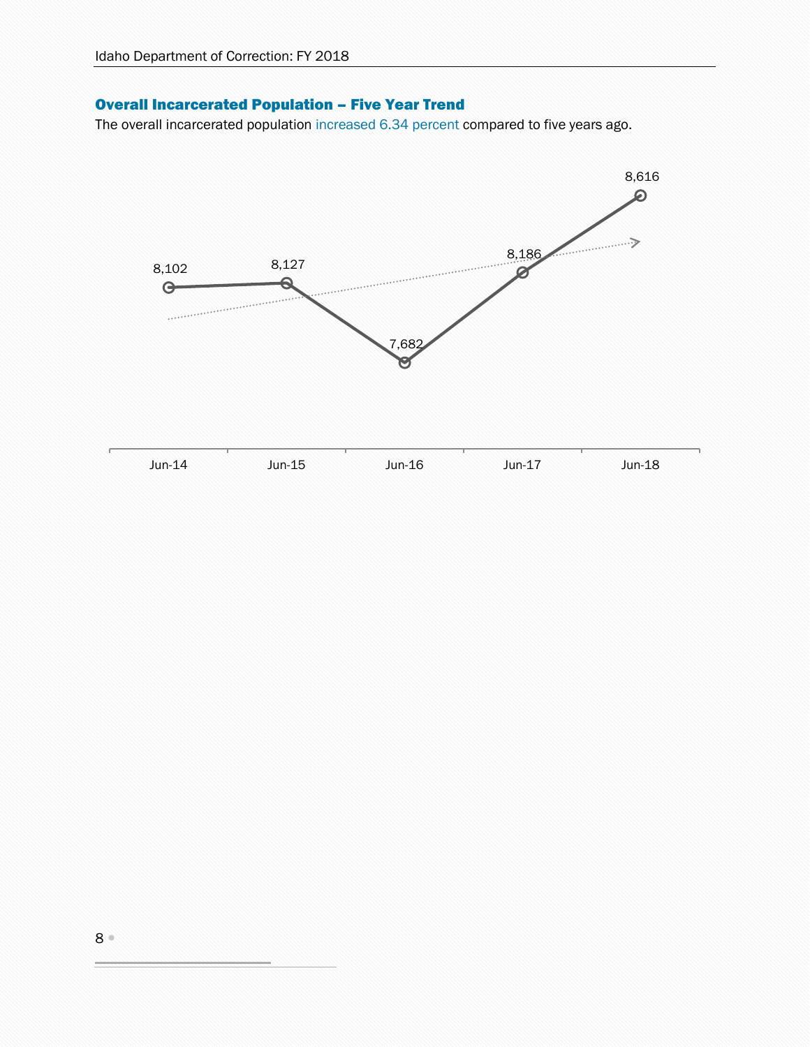## Overall Incarcerated Population – Five Year Trend

The overall incarcerated population increased 6.34 percent compared to five years ago.

| Jun-14 | Jun-15 | Jun-16 | Jun-17 | Jun-18 |
|---|---|---|---|---|
| 8,102 | 8,127 | 7,682 | 8,186 | 8,616 |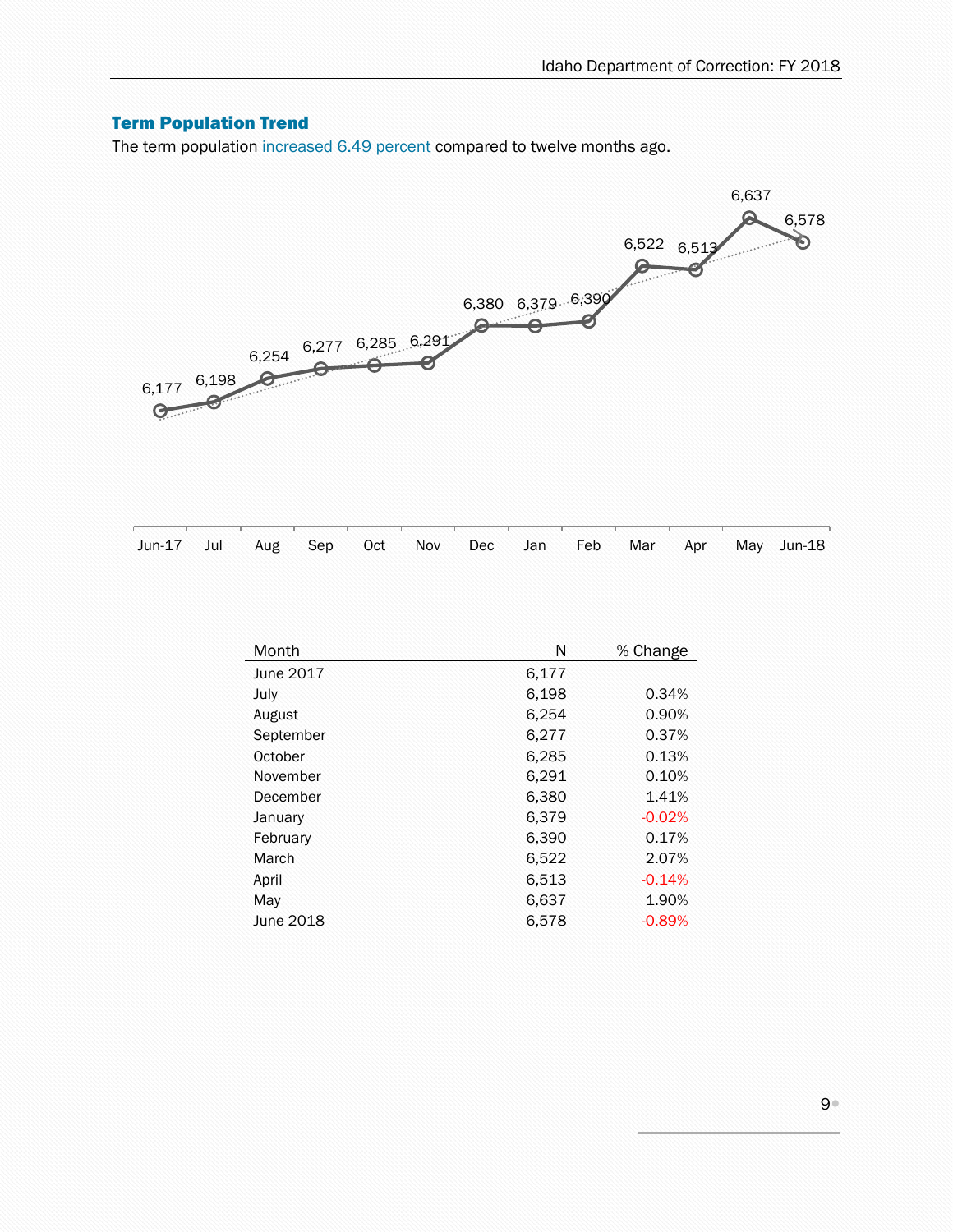## Term Population Trend

The term population increased 6.49 percent compared to twelve months ago.

| Month | N | % Change |
|---|---|---|
| June 2017 | 6,177 | |
| July | 6,198 | 0.34% |
| August | 6,254 | 0.90% |
| September | 6,277 | 0.37% |
| October | 6,285 | 0.13% |
| November | 6,291 | 0.10% |
| December | 6,380 | 1.41% |
| January | 6,379 | -0.02% |
| February | 6,390 | 0.17% |
| March | 6,522 | 2.07% |
| April | 6,513 | -0.14% |
| May | 6,637 | 1.90% |
| June 2018 | 6,578 | -0.89% |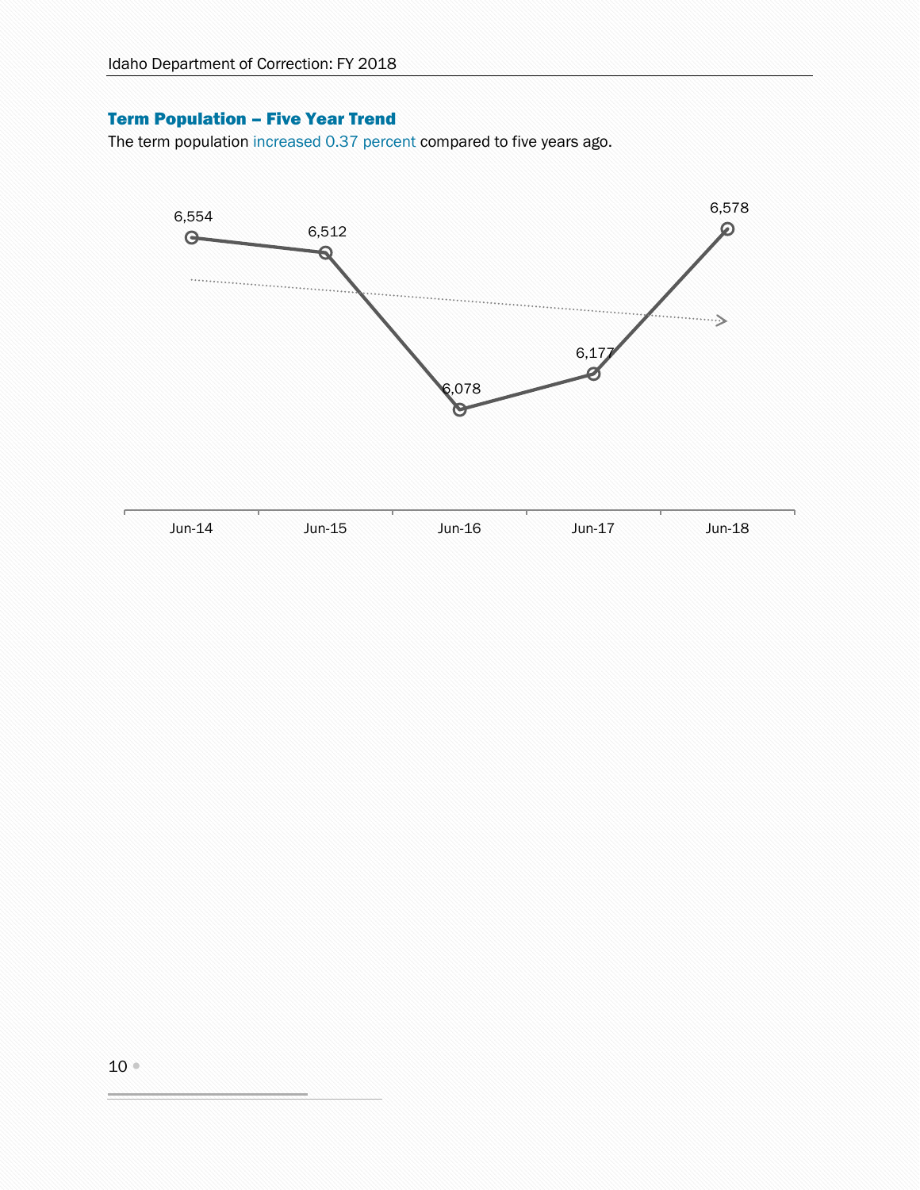### Term Population – Five Year Trend

The term population increased 0.37 percent compared to five years ago.

| | Jun-14 | Jun-15 | Jun-16 | Jun-17 | Jun-18 |
|---|---|---|---|---|---|
| Term Population | 6,554 | 6,512 | 6,078 | 6,177 | 6,578 |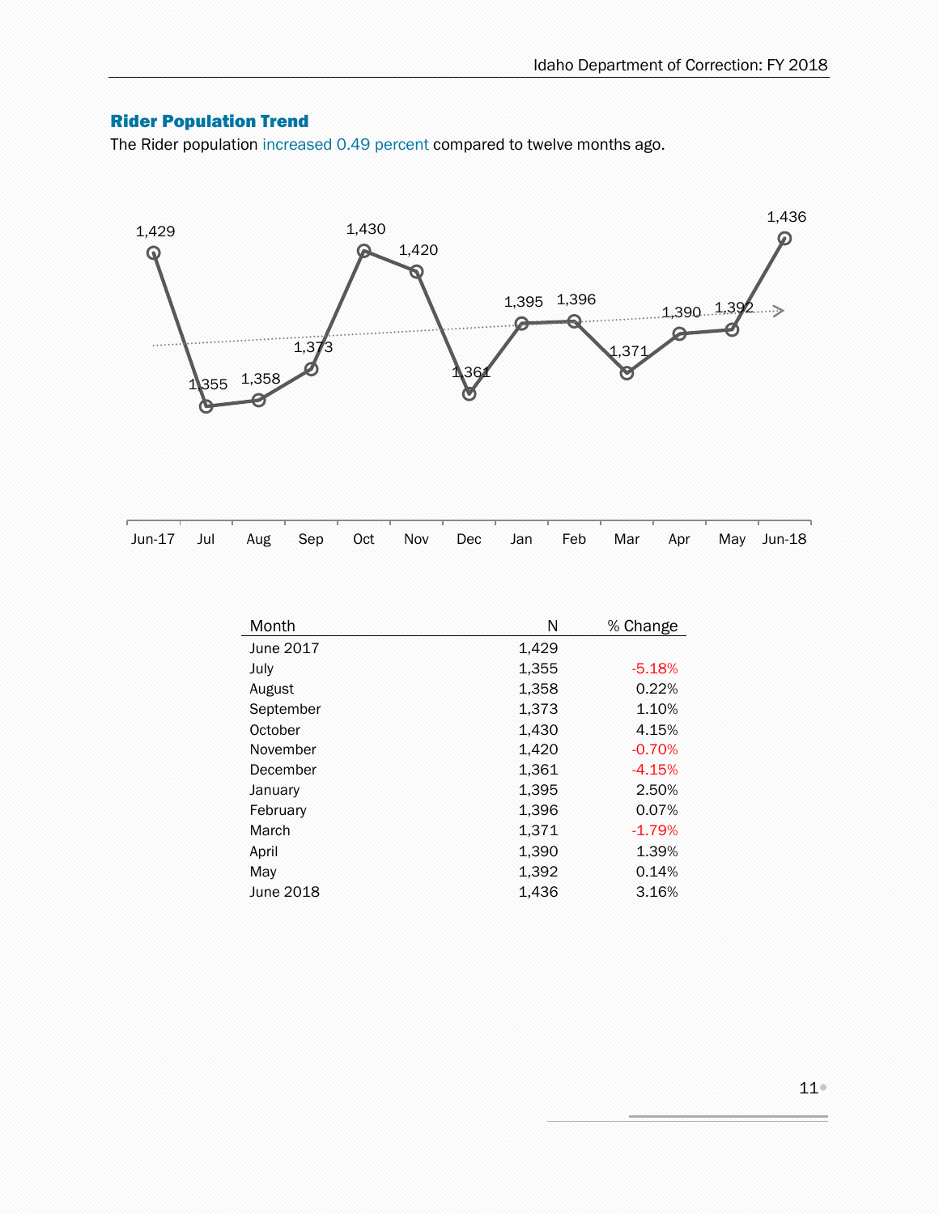## Rider Population Trend

The Rider population increased 0.49 percent compared to twelve months ago.

| Month | N | % Change |
|---|---|---|
| June 2017 | 1,429 | |
| July | 1,355 | -5.18% |
| August | 1,358 | 0.22% |
| September | 1,373 | 1.10% |
| October | 1,430 | 4.15% |
| November | 1,420 | -0.70% |
| December | 1,361 | -4.15% |
| January | 1,395 | 2.50% |
| February | 1,396 | 0.07% |
| March | 1,371 | -1.79% |
| April | 1,390 | 1.39% |
| May | 1,392 | 0.14% |
| June 2018 | 1,436 | 3.16% |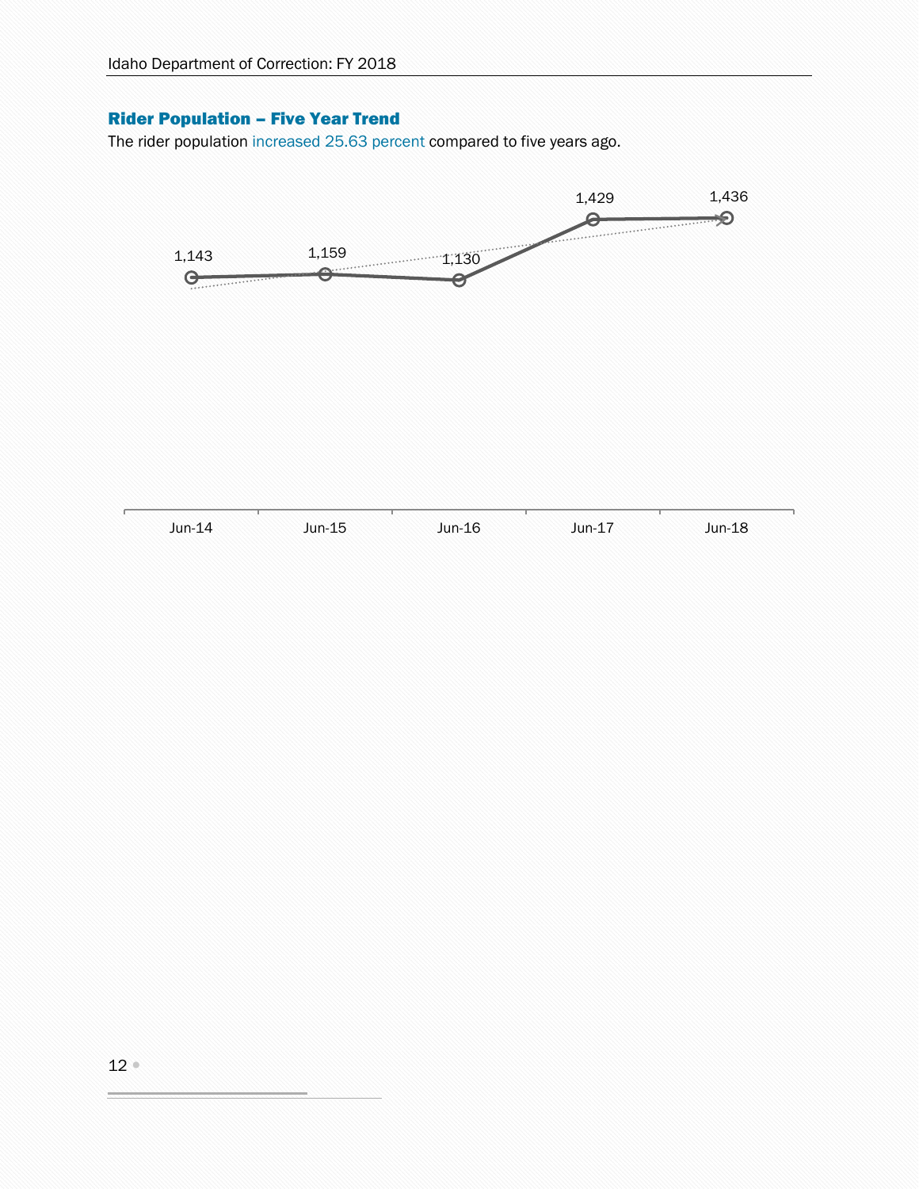## Rider Population – Five Year Trend

The rider population increased 25.63 percent compared to five years ago.

| Jun-14 | Jun-15 | Jun-16 | Jun-17 | Jun-18 |
|---|---|---|---|---|
| 1,143 | 1,159 | 1,130 | 1,429 | 1,436 |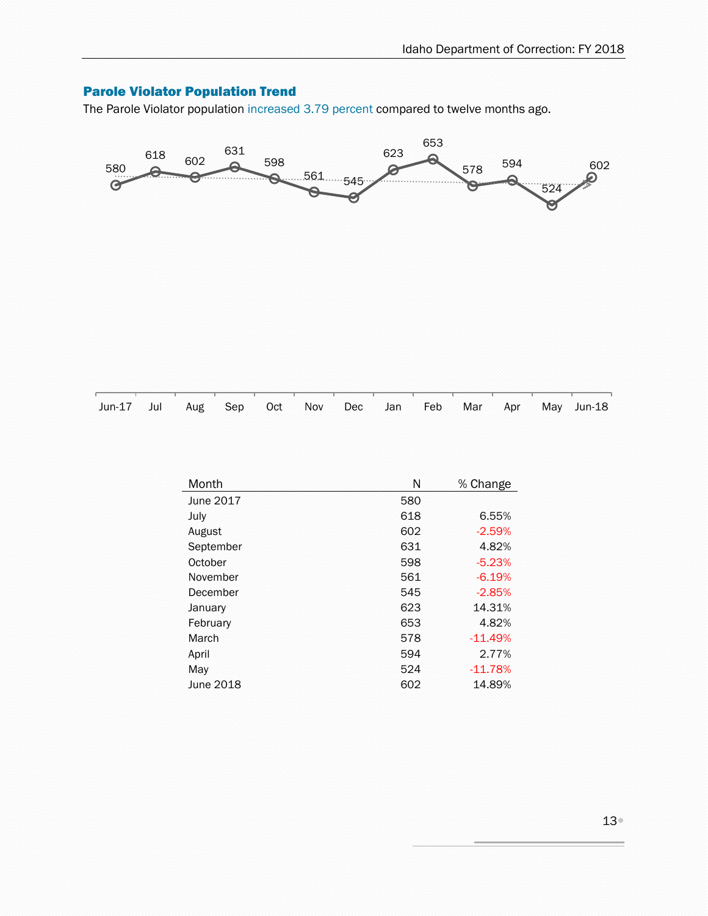## Parole Violator Population Trend

The Parole Violator population increased 3.79 percent compared to twelve months ago.

| Month | N | % Change |
|---|---|---|
| June 2017 | 580 | |
| July | 618 | 6.55% |
| August | 602 | -2.59% |
| September | 631 | 4.82% |
| October | 598 | -5.23% |
| November | 561 | -6.19% |
| December | 545 | -2.85% |
| January | 623 | 14.31% |
| February | 653 | 4.82% |
| March | 578 | -11.49% |
| April | 594 | 2.77% |
| May | 524 | -11.78% |
| June 2018 | 602 | 14.89% |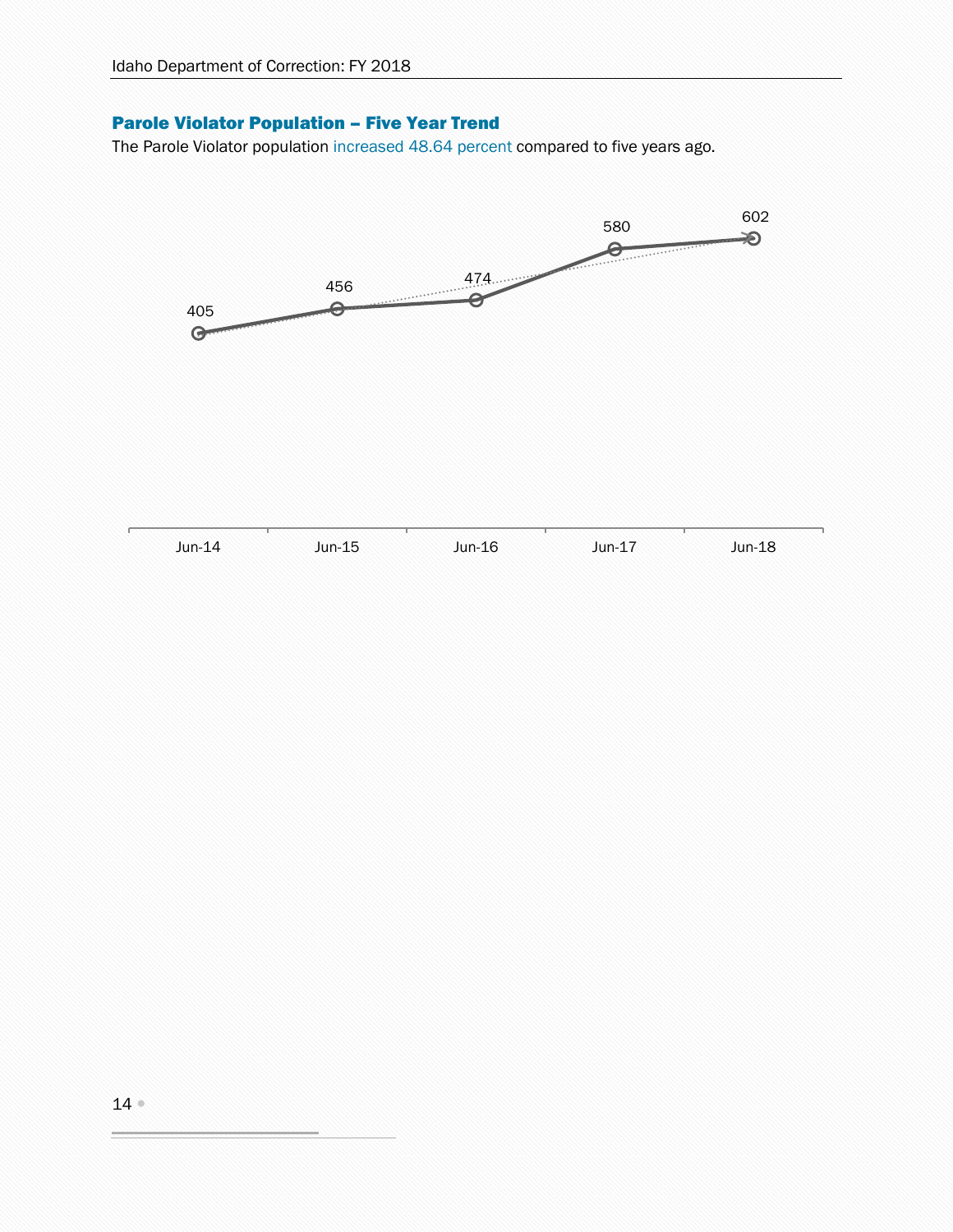## Parole Violator Population – Five Year Trend

The Parole Violator population increased 48.64 percent compared to five years ago.

| Jun-14 | Jun-15 | Jun-16 | Jun-17 | Jun-18 |
| --- | --- | --- | --- | --- |
| 405 | 456 | 474 | 580 | 602 |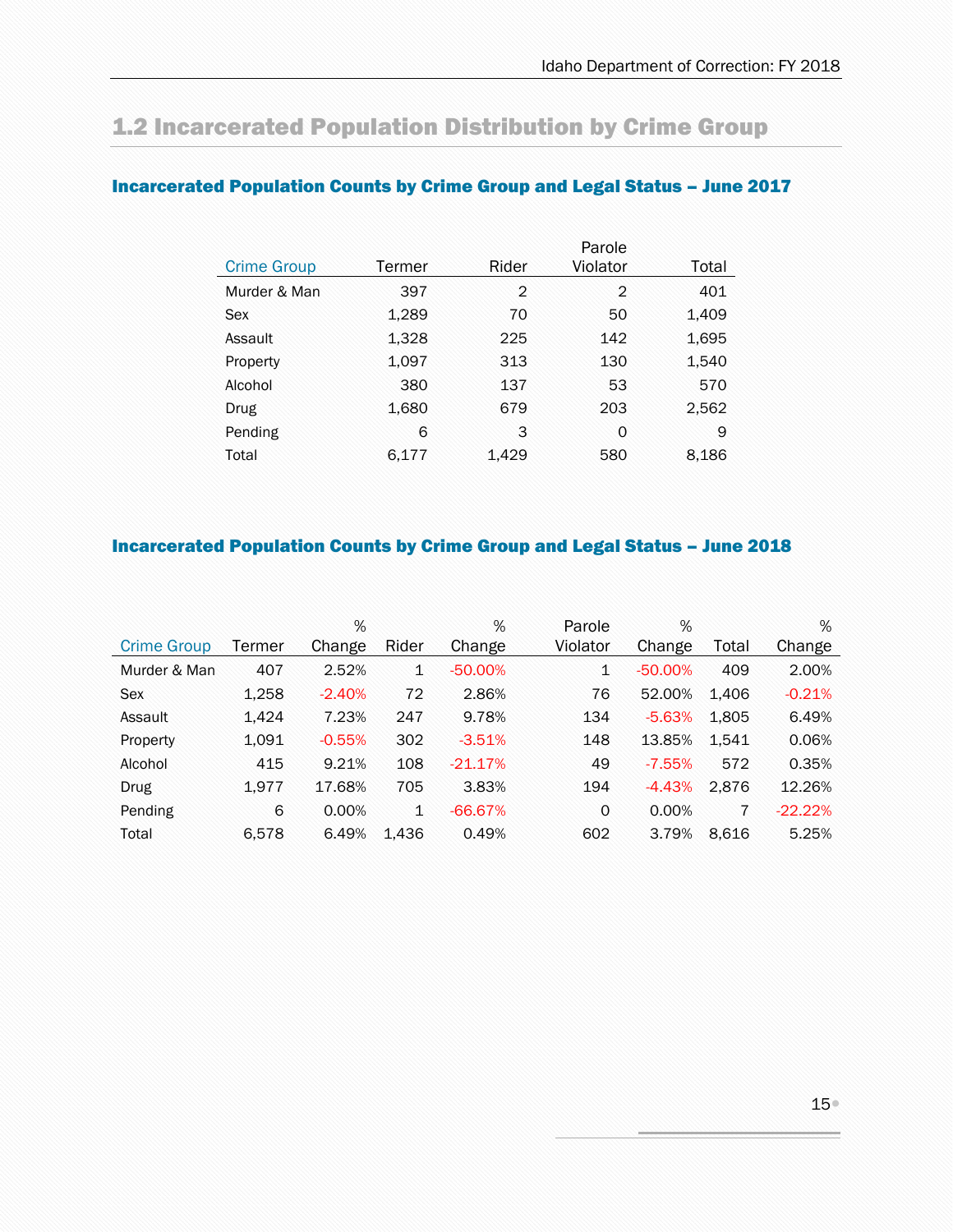## 1.2 Incarcerated Population Distribution by Crime Group

### Incarcerated Population Counts by Crime Group and Legal Status – June 2017

| Crime Group | Termer | Rider | Parole Violator | Total |
|---|---|---|---|---|
| Murder & Man | 397 | 2 | 2 | 401 |
| Sex | 1,289 | 70 | 50 | 1,409 |
| Assault | 1,328 | 225 | 142 | 1,695 |
| Property | 1,097 | 313 | 130 | 1,540 |
| Alcohol | 380 | 137 | 53 | 570 |
| Drug | 1,680 | 679 | 203 | 2,562 |
| Pending | 6 | 3 | 0 | 9 |
| Total | 6,177 | 1,429 | 580 | 8,186 |

### Incarcerated Population Counts by Crime Group and Legal Status – June 2018

| Crime Group | Termer | % Change | Rider | % Change | Parole Violator | % Change | Total | % Change |
|---|---|---|---|---|---|---|---|---|
| Murder & Man | 407 | 2.52% | 1 | -50.00% | 1 | -50.00% | 409 | 2.00% |
| Sex | 1,258 | -2.40% | 72 | 2.86% | 76 | 52.00% | 1,406 | -0.21% |
| Assault | 1,424 | 7.23% | 247 | 9.78% | 134 | -5.63% | 1,805 | 6.49% |
| Property | 1,091 | -0.55% | 302 | -3.51% | 148 | 13.85% | 1,541 | 0.06% |
| Alcohol | 415 | 9.21% | 108 | -21.17% | 49 | -7.55% | 572 | 0.35% |
| Drug | 1,977 | 17.68% | 705 | 3.83% | 194 | -4.43% | 2,876 | 12.26% |
| Pending | 6 | 0.00% | 1 | -66.67% | 0 | 0.00% | 7 | -22.22% |
| Total | 6,578 | 6.49% | 1,436 | 0.49% | 602 | 3.79% | 8,616 | 5.25% |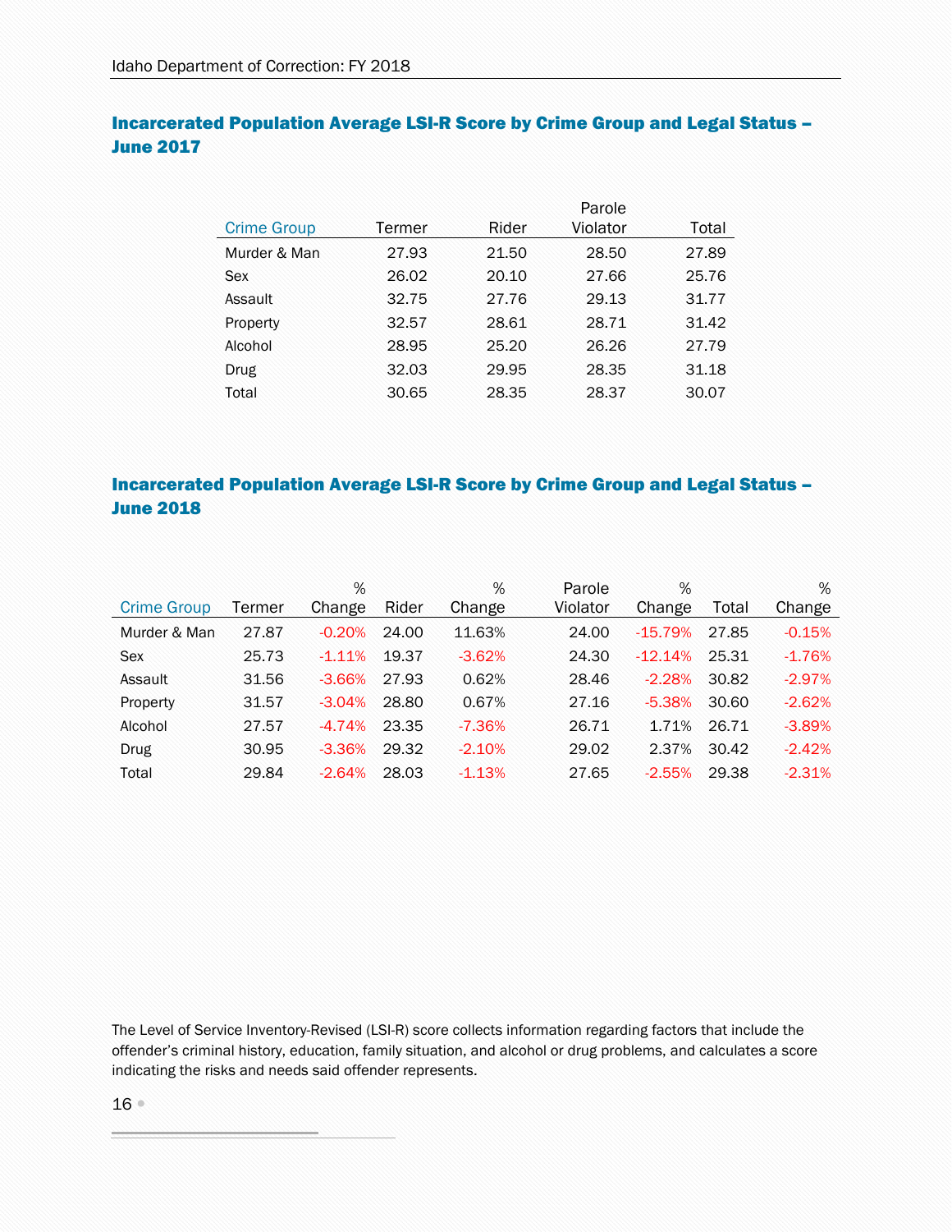## Incarcerated Population Average LSI-R Score by Crime Group and Legal Status – June 2017

| Crime Group | Termer | Rider | Parole Violator | Total |
|---|---|---|---|---|
| Murder & Man | 27.93 | 21.50 | 28.50 | 27.89 |
| Sex | 26.02 | 20.10 | 27.66 | 25.76 |
| Assault | 32.75 | 27.76 | 29.13 | 31.77 |
| Property | 32.57 | 28.61 | 28.71 | 31.42 |
| Alcohol | 28.95 | 25.20 | 26.26 | 27.79 |
| Drug | 32.03 | 29.95 | 28.35 | 31.18 |
| Total | 30.65 | 28.35 | 28.37 | 30.07 |

## Incarcerated Population Average LSI-R Score by Crime Group and Legal Status – June 2018

| Crime Group | Termer | % Change | Rider | % Change | Parole Violator | % Change | Total | % Change |
|---|---|---|---|---|---|---|---|---|
| Murder & Man | 27.87 | -0.20% | 24.00 | 11.63% | 24.00 | -15.79% | 27.85 | -0.15% |
| Sex | 25.73 | -1.11% | 19.37 | -3.62% | 24.30 | -12.14% | 25.31 | -1.76% |
| Assault | 31.56 | -3.66% | 27.93 | 0.62% | 28.46 | -2.28% | 30.82 | -2.97% |
| Property | 31.57 | -3.04% | 28.80 | 0.67% | 27.16 | -5.38% | 30.60 | -2.62% |
| Alcohol | 27.57 | -4.74% | 23.35 | -7.36% | 26.71 | 1.71% | 26.71 | -3.89% |
| Drug | 30.95 | -3.36% | 29.32 | -2.10% | 29.02 | 2.37% | 30.42 | -2.42% |
| Total | 29.84 | -2.64% | 28.03 | -1.13% | 27.65 | -2.55% | 29.38 | -2.31% |

The Level of Service Inventory-Revised (LSI-R) score collects information regarding factors that include the offender's criminal history, education, family situation, and alcohol or drug problems, and calculates a score indicating the risks and needs said offender represents.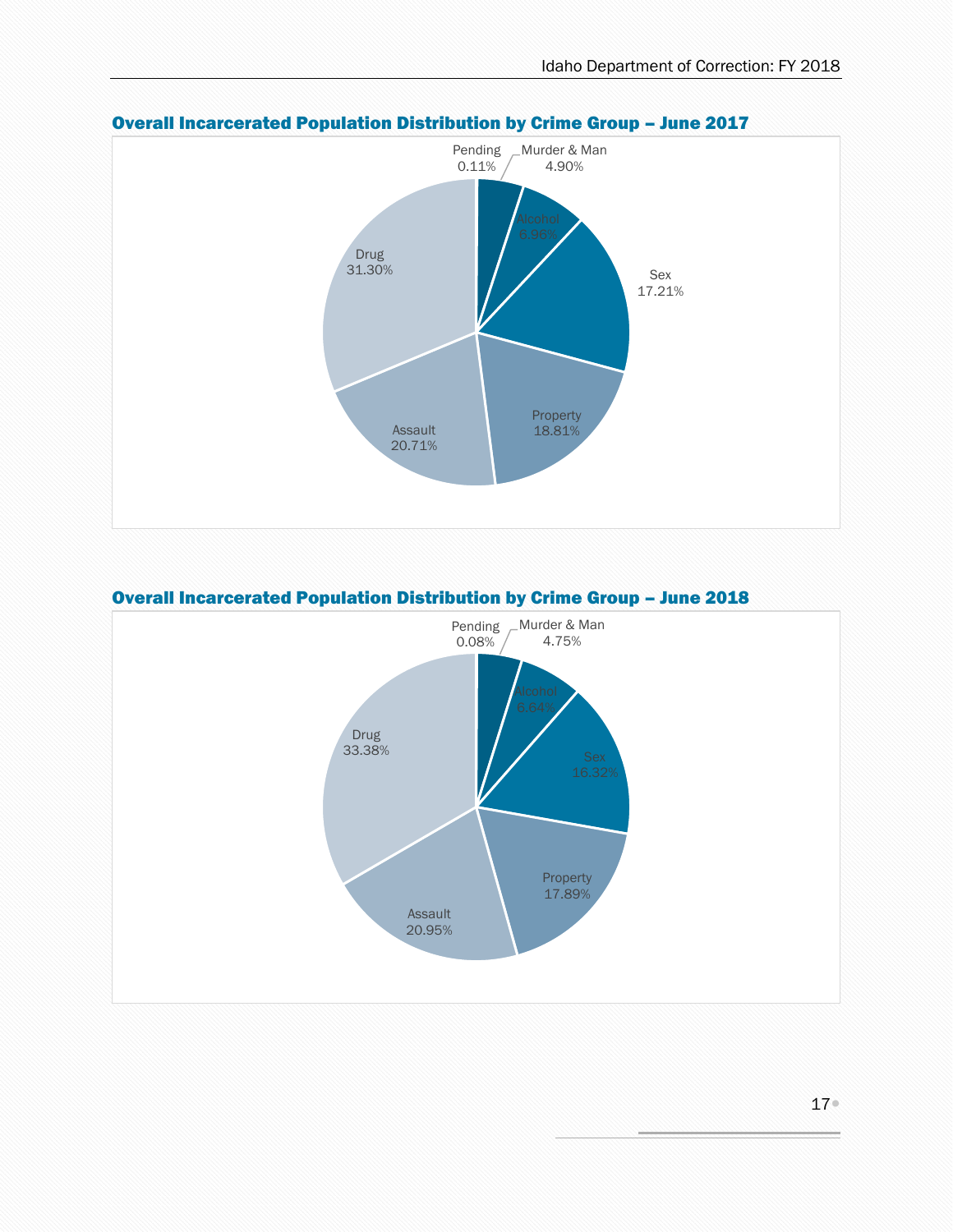## Overall Incarcerated Population Distribution by Crime Group – June 2017

| Crime Group | Percent |
|---|---|
| Pending | 0.11% |
| Murder & Man | 4.90% |
| Alcohol | 6.96% |
| Sex | 17.21% |
| Property | 18.81% |
| Assault | 20.71% |
| Drug | 31.30% |

## Overall Incarcerated Population Distribution by Crime Group – June 2018

| Crime Group | Percent |
|---|---|
| Pending | 0.08% |
| Murder & Man | 4.75% |
| Alcohol | 6.64% |
| Sex | 16.32% |
| Property | 17.89% |
| Assault | 20.95% |
| Drug | 33.38% |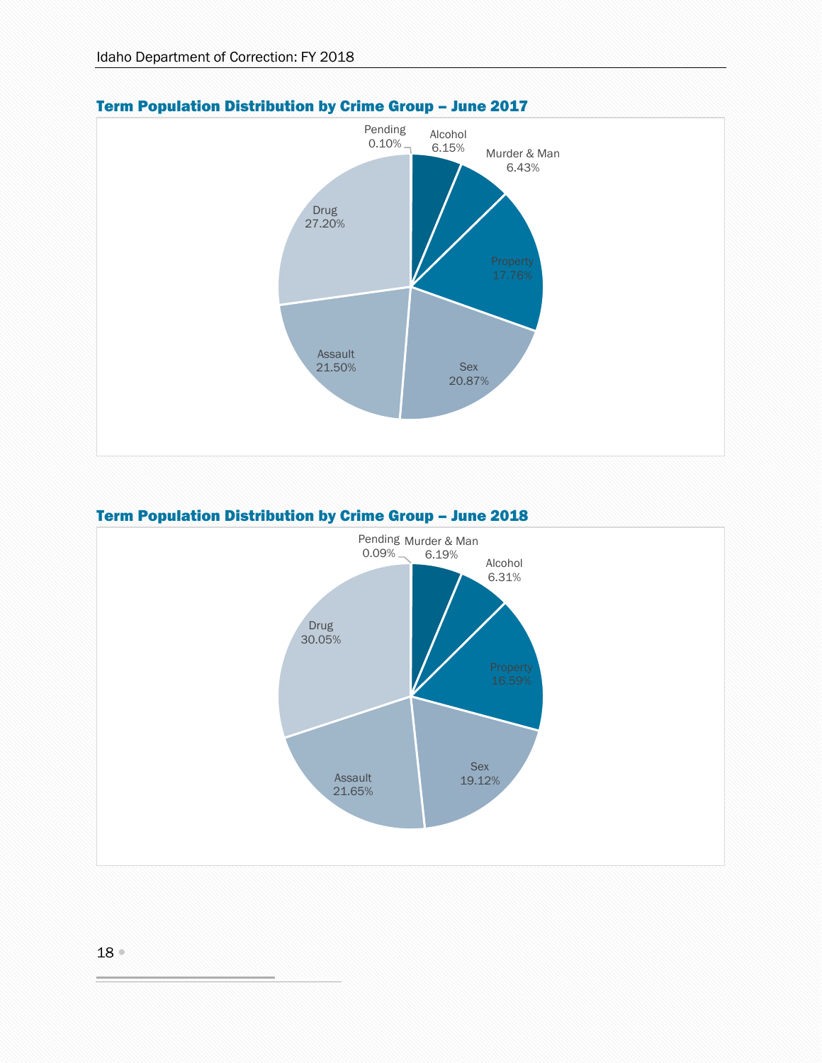## Term Population Distribution by Crime Group – June 2017

| Crime Group | Percent |
|---|---|
| Pending | 0.10% |
| Alcohol | 6.15% |
| Murder & Man | 6.43% |
| Property | 17.76% |
| Sex | 20.87% |
| Assault | 21.50% |
| Drug | 27.20% |

## Term Population Distribution by Crime Group – June 2018

| Crime Group | Percent |
|---|---|
| Pending | 0.09% |
| Murder & Man | 6.19% |
| Alcohol | 6.31% |
| Property | 16.59% |
| Sex | 19.12% |
| Assault | 21.65% |
| Drug | 30.05% |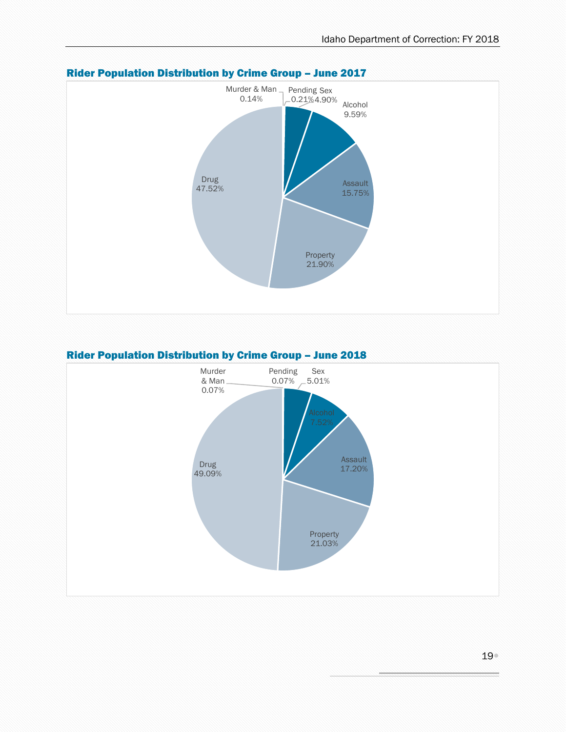### Rider Population Distribution by Crime Group – June 2017

| Crime Group | Percent |
|---|---|
| Murder & Man | 0.14% |
| Pending | 0.21% |
| Sex | 4.90% |
| Alcohol | 9.59% |
| Assault | 15.75% |
| Property | 21.90% |
| Drug | 47.52% |

### Rider Population Distribution by Crime Group – June 2018

| Crime Group | Percent |
|---|---|
| Murder & Man | 0.07% |
| Pending | 0.07% |
| Sex | 5.01% |
| Alcohol | 7.52% |
| Assault | 17.20% |
| Property | 21.03% |
| Drug | 49.09% |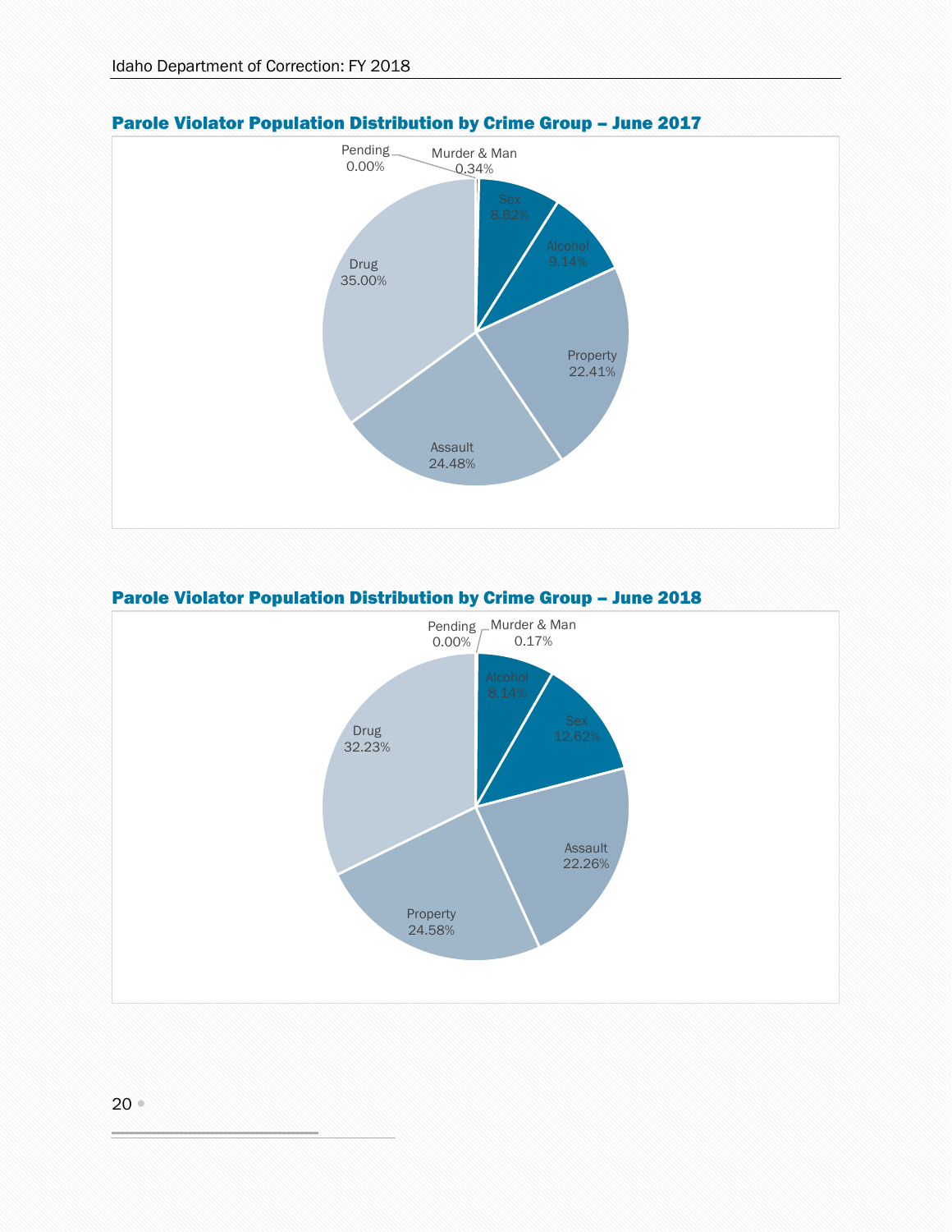## Parole Violator Population Distribution by Crime Group – June 2017

Pending
0.00%

Murder & Man
0.34%

Sex
8.62%

Alcohol
9.14%

Property
22.41%

Assault
24.48%

Drug
35.00%

## Parole Violator Population Distribution by Crime Group – June 2018

Pending
0.00%

Murder & Man
0.17%

Alcohol
8.14%

Sex
12.62%

Assault
22.26%

Property
24.58%

Drug
32.23%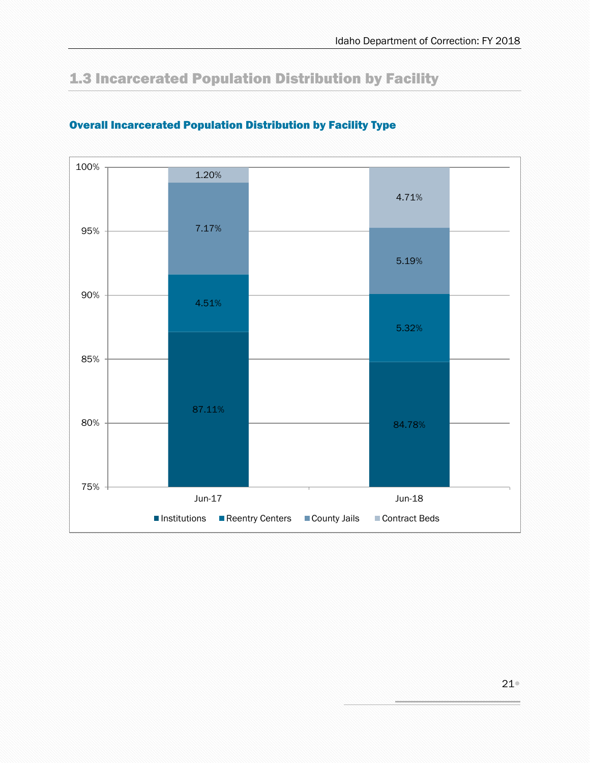## 1.3 Incarcerated Population Distribution by Facility

### Overall Incarcerated Population Distribution by Facility Type

| Facility Type | Jun-17 | Jun-18 |
|---|---|---|
| Institutions | 87.11% | 84.78% |
| Reentry Centers | 4.51% | 5.32% |
| County Jails | 7.17% | 5.19% |
| Contract Beds | 1.20% | 4.71% |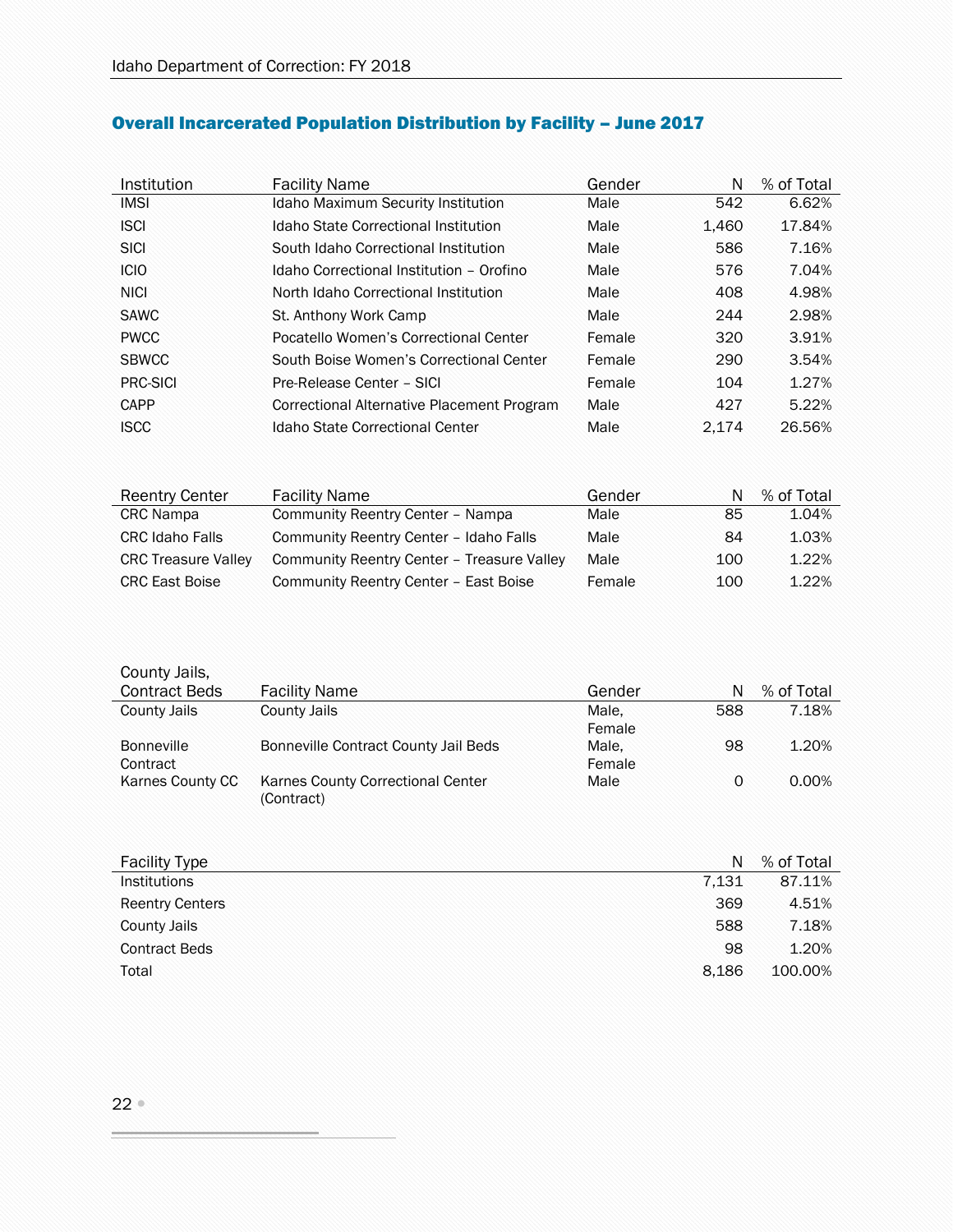## Overall Incarcerated Population Distribution by Facility – June 2017

| Institution | Facility Name | Gender | N | % of Total |
|---|---|---|---|---|
| IMSI | Idaho Maximum Security Institution | Male | 542 | 6.62% |
| ISCI | Idaho State Correctional Institution | Male | 1,460 | 17.84% |
| SICI | South Idaho Correctional Institution | Male | 586 | 7.16% |
| ICIO | Idaho Correctional Institution – Orofino | Male | 576 | 7.04% |
| NICI | North Idaho Correctional Institution | Male | 408 | 4.98% |
| SAWC | St. Anthony Work Camp | Male | 244 | 2.98% |
| PWCC | Pocatello Women's Correctional Center | Female | 320 | 3.91% |
| SBWCC | South Boise Women's Correctional Center | Female | 290 | 3.54% |
| PRC-SICI | Pre-Release Center – SICI | Female | 104 | 1.27% |
| CAPP | Correctional Alternative Placement Program | Male | 427 | 5.22% |
| ISCC | Idaho State Correctional Center | Male | 2,174 | 26.56% |

| Reentry Center | Facility Name | Gender | N | % of Total |
|---|---|---|---|---|
| CRC Nampa | Community Reentry Center – Nampa | Male | 85 | 1.04% |
| CRC Idaho Falls | Community Reentry Center – Idaho Falls | Male | 84 | 1.03% |
| CRC Treasure Valley | Community Reentry Center – Treasure Valley | Male | 100 | 1.22% |
| CRC East Boise | Community Reentry Center – East Boise | Female | 100 | 1.22% |

| County Jails, Contract Beds | Facility Name | Gender | N | % of Total |
|---|---|---|---|---|
| County Jails | County Jails | Male, Female | 588 | 7.18% |
| Bonneville Contract | Bonneville Contract County Jail Beds | Male, Female | 98 | 1.20% |
| Karnes County CC | Karnes County Correctional Center (Contract) | Male | 0 | 0.00% |

| Facility Type | N | % of Total |
|---|---|---|
| Institutions | 7,131 | 87.11% |
| Reentry Centers | 369 | 4.51% |
| County Jails | 588 | 7.18% |
| Contract Beds | 98 | 1.20% |
| Total | 8,186 | 100.00% |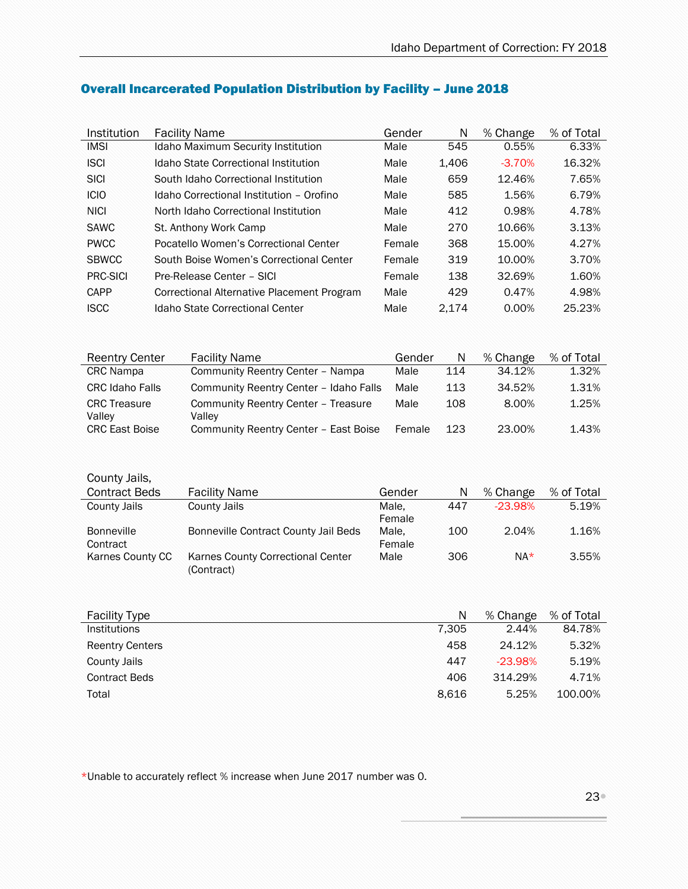## Overall Incarcerated Population Distribution by Facility – June 2018

| Institution | Facility Name | Gender | N | % Change | % of Total |
|---|---|---|---|---|---|
| IMSI | Idaho Maximum Security Institution | Male | 545 | 0.55% | 6.33% |
| ISCI | Idaho State Correctional Institution | Male | 1,406 | -3.70% | 16.32% |
| SICI | South Idaho Correctional Institution | Male | 659 | 12.46% | 7.65% |
| ICIO | Idaho Correctional Institution – Orofino | Male | 585 | 1.56% | 6.79% |
| NICI | North Idaho Correctional Institution | Male | 412 | 0.98% | 4.78% |
| SAWC | St. Anthony Work Camp | Male | 270 | 10.66% | 3.13% |
| PWCC | Pocatello Women's Correctional Center | Female | 368 | 15.00% | 4.27% |
| SBWCC | South Boise Women's Correctional Center | Female | 319 | 10.00% | 3.70% |
| PRC-SICI | Pre-Release Center – SICI | Female | 138 | 32.69% | 1.60% |
| CAPP | Correctional Alternative Placement Program | Male | 429 | 0.47% | 4.98% |
| ISCC | Idaho State Correctional Center | Male | 2,174 | 0.00% | 25.23% |

| Reentry Center | Facility Name | Gender | N | % Change | % of Total |
|---|---|---|---|---|---|
| CRC Nampa | Community Reentry Center – Nampa | Male | 114 | 34.12% | 1.32% |
| CRC Idaho Falls | Community Reentry Center – Idaho Falls | Male | 113 | 34.52% | 1.31% |
| CRC Treasure Valley | Community Reentry Center – Treasure Valley | Male | 108 | 8.00% | 1.25% |
| CRC East Boise | Community Reentry Center – East Boise | Female | 123 | 23.00% | 1.43% |

| County Jails, Contract Beds | Facility Name | Gender | N | % Change | % of Total |
|---|---|---|---|---|---|
| County Jails | County Jails | Male, Female | 447 | -23.98% | 5.19% |
| Bonneville Contract | Bonneville Contract County Jail Beds | Male, Female | 100 | 2.04% | 1.16% |
| Karnes County CC | Karnes County Correctional Center (Contract) | Male | 306 | NA* | 3.55% |

| Facility Type | N | % Change | % of Total |
|---|---|---|---|
| Institutions | 7,305 | 2.44% | 84.78% |
| Reentry Centers | 458 | 24.12% | 5.32% |
| County Jails | 447 | -23.98% | 5.19% |
| Contract Beds | 406 | 314.29% | 4.71% |
| Total | 8,616 | 5.25% | 100.00% |

*Unable to accurately reflect % increase when June 2017 number was 0.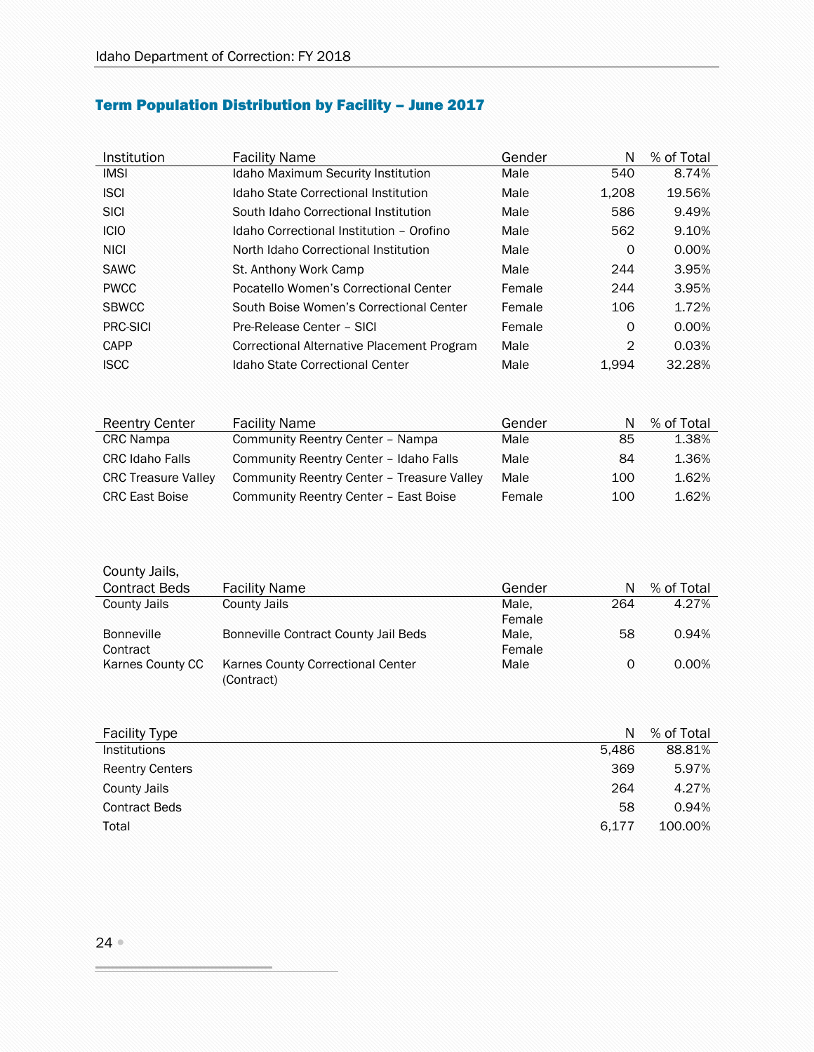## Term Population Distribution by Facility – June 2017

| Institution | Facility Name | Gender | N | % of Total |
|---|---|---|---|---|
| IMSI | Idaho Maximum Security Institution | Male | 540 | 8.74% |
| ISCI | Idaho State Correctional Institution | Male | 1,208 | 19.56% |
| SICI | South Idaho Correctional Institution | Male | 586 | 9.49% |
| ICIO | Idaho Correctional Institution – Orofino | Male | 562 | 9.10% |
| NICI | North Idaho Correctional Institution | Male | 0 | 0.00% |
| SAWC | St. Anthony Work Camp | Male | 244 | 3.95% |
| PWCC | Pocatello Women's Correctional Center | Female | 244 | 3.95% |
| SBWCC | South Boise Women's Correctional Center | Female | 106 | 1.72% |
| PRC-SICI | Pre-Release Center – SICI | Female | 0 | 0.00% |
| CAPP | Correctional Alternative Placement Program | Male | 2 | 0.03% |
| ISCC | Idaho State Correctional Center | Male | 1,994 | 32.28% |

| Reentry Center | Facility Name | Gender | N | % of Total |
|---|---|---|---|---|
| CRC Nampa | Community Reentry Center – Nampa | Male | 85 | 1.38% |
| CRC Idaho Falls | Community Reentry Center – Idaho Falls | Male | 84 | 1.36% |
| CRC Treasure Valley | Community Reentry Center – Treasure Valley | Male | 100 | 1.62% |
| CRC East Boise | Community Reentry Center – East Boise | Female | 100 | 1.62% |

| County Jails, Contract Beds | Facility Name | Gender | N | % of Total |
|---|---|---|---|---|
| County Jails | County Jails | Male, Female | 264 | 4.27% |
| Bonneville Contract | Bonneville Contract County Jail Beds | Male, Female | 58 | 0.94% |
| Karnes County CC | Karnes County Correctional Center (Contract) | Male | 0 | 0.00% |

| Facility Type | N | % of Total |
|---|---|---|
| Institutions | 5,486 | 88.81% |
| Reentry Centers | 369 | 5.97% |
| County Jails | 264 | 4.27% |
| Contract Beds | 58 | 0.94% |
| Total | 6,177 | 100.00% |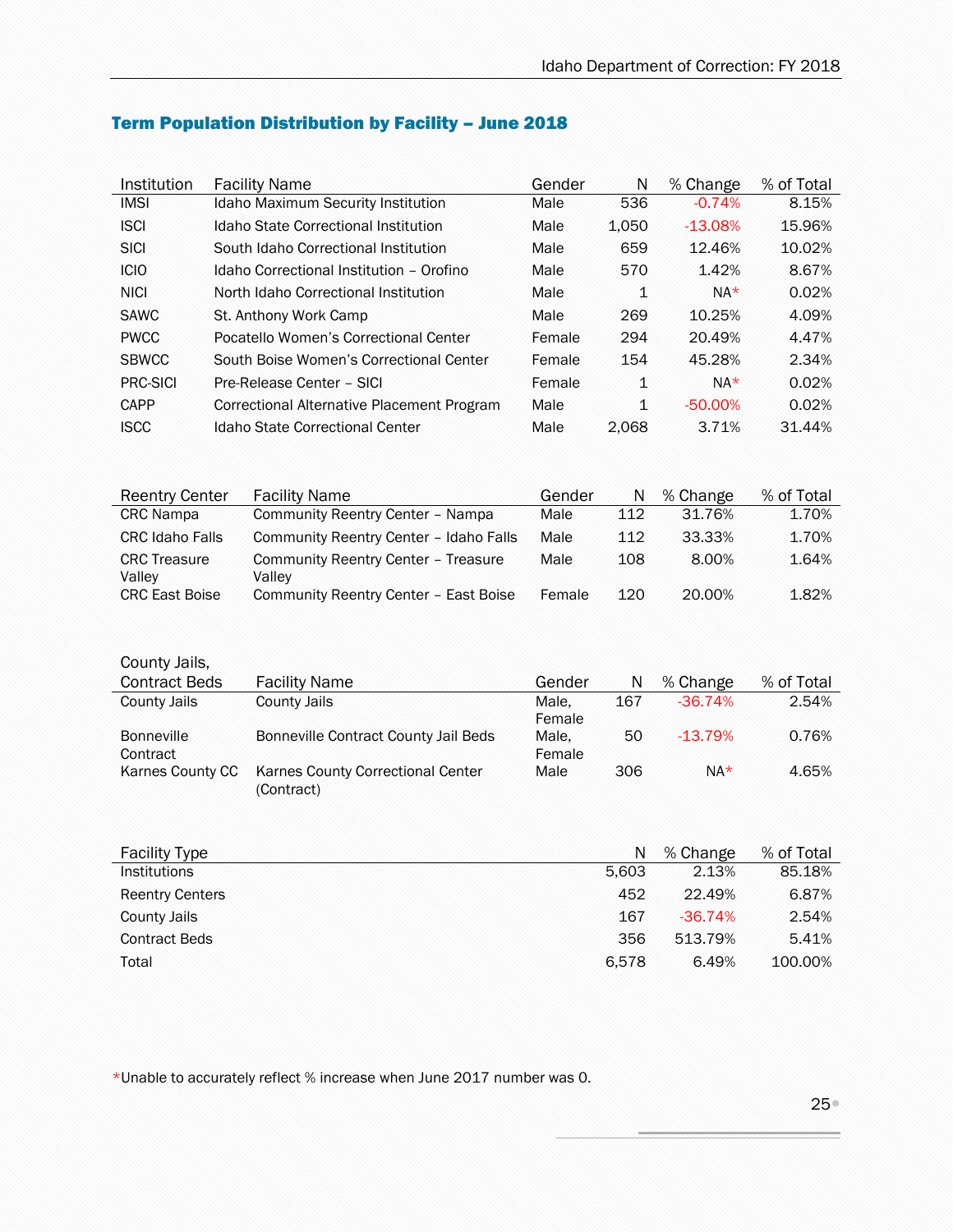## Term Population Distribution by Facility – June 2018

| Institution | Facility Name | Gender | N | % Change | % of Total |
|---|---|---|---|---|---|
| IMSI | Idaho Maximum Security Institution | Male | 536 | -0.74% | 8.15% |
| ISCI | Idaho State Correctional Institution | Male | 1,050 | -13.08% | 15.96% |
| SICI | South Idaho Correctional Institution | Male | 659 | 12.46% | 10.02% |
| ICIO | Idaho Correctional Institution – Orofino | Male | 570 | 1.42% | 8.67% |
| NICI | North Idaho Correctional Institution | Male | 1 | NA* | 0.02% |
| SAWC | St. Anthony Work Camp | Male | 269 | 10.25% | 4.09% |
| PWCC | Pocatello Women's Correctional Center | Female | 294 | 20.49% | 4.47% |
| SBWCC | South Boise Women's Correctional Center | Female | 154 | 45.28% | 2.34% |
| PRC-SICI | Pre-Release Center – SICI | Female | 1 | NA* | 0.02% |
| CAPP | Correctional Alternative Placement Program | Male | 1 | -50.00% | 0.02% |
| ISCC | Idaho State Correctional Center | Male | 2,068 | 3.71% | 31.44% |

| Reentry Center | Facility Name | Gender | N | % Change | % of Total |
|---|---|---|---|---|---|
| CRC Nampa | Community Reentry Center – Nampa | Male | 112 | 31.76% | 1.70% |
| CRC Idaho Falls | Community Reentry Center – Idaho Falls | Male | 112 | 33.33% | 1.70% |
| CRC Treasure Valley | Community Reentry Center – Treasure Valley | Male | 108 | 8.00% | 1.64% |
| CRC East Boise | Community Reentry Center – East Boise | Female | 120 | 20.00% | 1.82% |

| County Jails, Contract Beds | Facility Name | Gender | N | % Change | % of Total |
|---|---|---|---|---|---|
| County Jails | County Jails | Male, Female | 167 | -36.74% | 2.54% |
| Bonneville Contract | Bonneville Contract County Jail Beds | Male, Female | 50 | -13.79% | 0.76% |
| Karnes County CC | Karnes County Correctional Center (Contract) | Male | 306 | NA* | 4.65% |

| Facility Type | N | % Change | % of Total |
|---|---|---|---|
| Institutions | 5,603 | 2.13% | 85.18% |
| Reentry Centers | 452 | 22.49% | 6.87% |
| County Jails | 167 | -36.74% | 2.54% |
| Contract Beds | 356 | 513.79% | 5.41% |
| Total | 6,578 | 6.49% | 100.00% |

*Unable to accurately reflect % increase when June 2017 number was 0.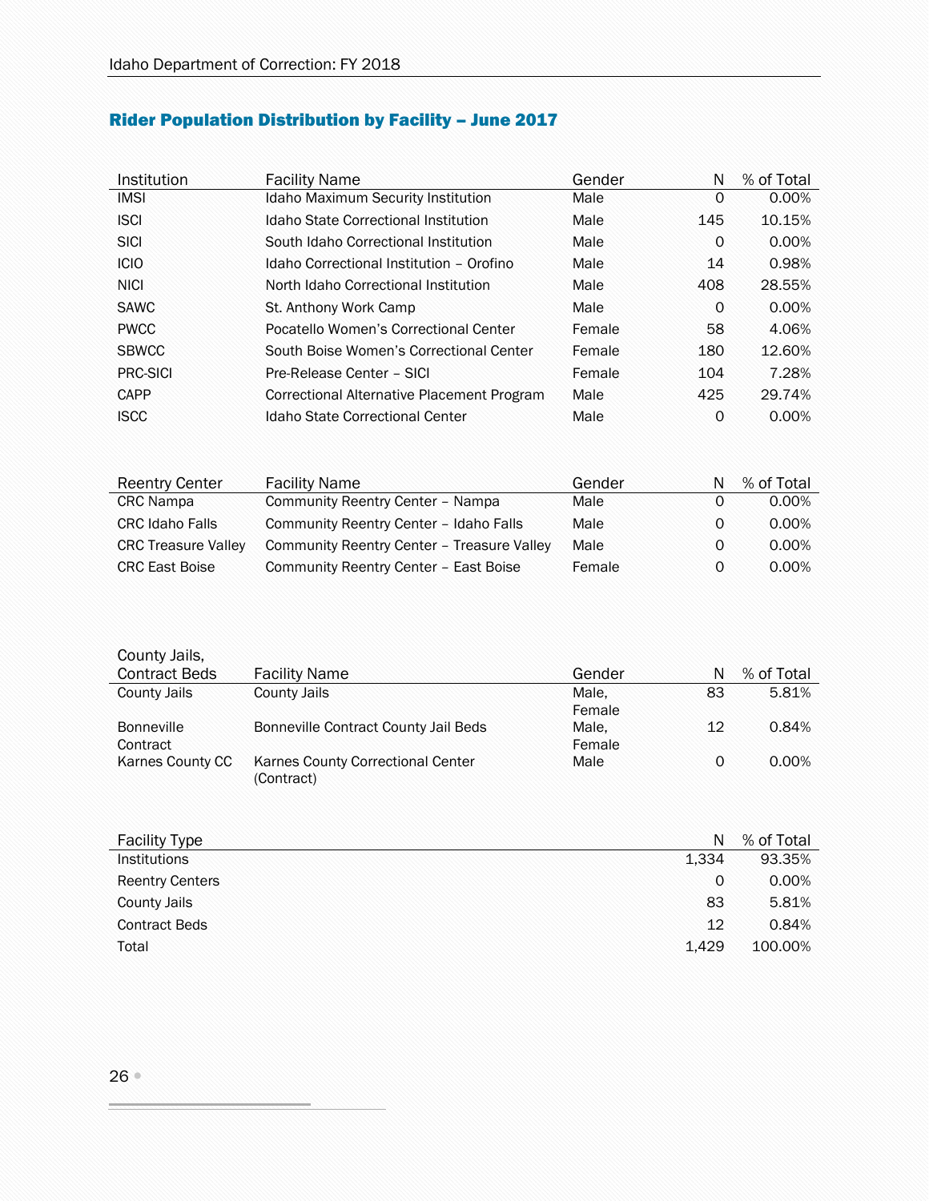## Rider Population Distribution by Facility – June 2017

| Institution | Facility Name | Gender | N | % of Total |
|---|---|---|---|---|
| IMSI | Idaho Maximum Security Institution | Male | 0 | 0.00% |
| ISCI | Idaho State Correctional Institution | Male | 145 | 10.15% |
| SICI | South Idaho Correctional Institution | Male | 0 | 0.00% |
| ICIO | Idaho Correctional Institution – Orofino | Male | 14 | 0.98% |
| NICI | North Idaho Correctional Institution | Male | 408 | 28.55% |
| SAWC | St. Anthony Work Camp | Male | 0 | 0.00% |
| PWCC | Pocatello Women's Correctional Center | Female | 58 | 4.06% |
| SBWCC | South Boise Women's Correctional Center | Female | 180 | 12.60% |
| PRC-SICI | Pre-Release Center – SICI | Female | 104 | 7.28% |
| CAPP | Correctional Alternative Placement Program | Male | 425 | 29.74% |
| ISCC | Idaho State Correctional Center | Male | 0 | 0.00% |

| Reentry Center | Facility Name | Gender | N | % of Total |
|---|---|---|---|---|
| CRC Nampa | Community Reentry Center – Nampa | Male | 0 | 0.00% |
| CRC Idaho Falls | Community Reentry Center – Idaho Falls | Male | 0 | 0.00% |
| CRC Treasure Valley | Community Reentry Center – Treasure Valley | Male | 0 | 0.00% |
| CRC East Boise | Community Reentry Center – East Boise | Female | 0 | 0.00% |

| County Jails, Contract Beds | Facility Name | Gender | N | % of Total |
|---|---|---|---|---|
| County Jails | County Jails | Male, Female | 83 | 5.81% |
| Bonneville Contract | Bonneville Contract County Jail Beds | Male, Female | 12 | 0.84% |
| Karnes County CC | Karnes County Correctional Center (Contract) | Male | 0 | 0.00% |

| Facility Type | N | % of Total |
|---|---|---|
| Institutions | 1,334 | 93.35% |
| Reentry Centers | 0 | 0.00% |
| County Jails | 83 | 5.81% |
| Contract Beds | 12 | 0.84% |
| Total | 1,429 | 100.00% |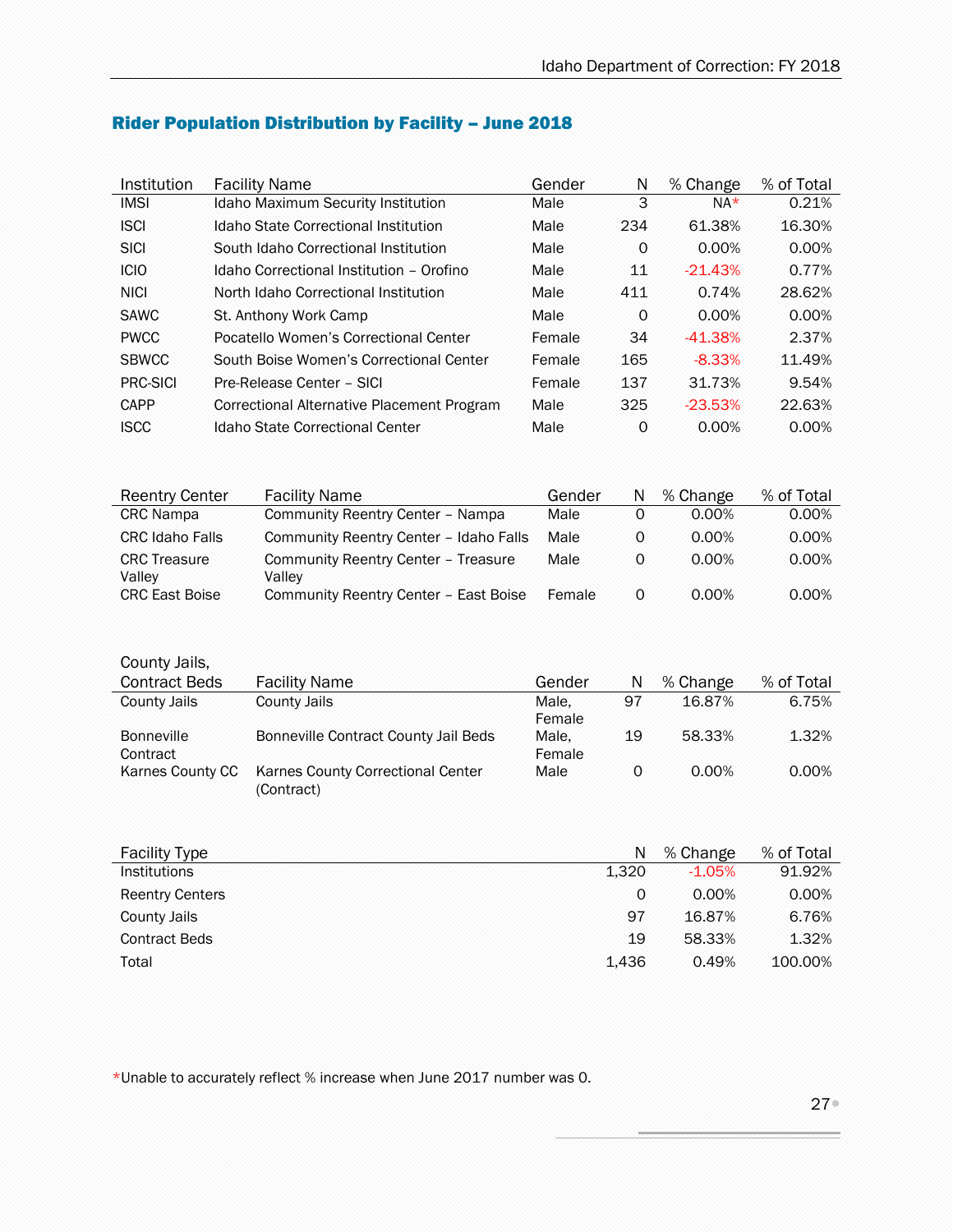## Rider Population Distribution by Facility – June 2018

| Institution | Facility Name | Gender | N | % Change | % of Total |
|---|---|---|---|---|---|
| IMSI | Idaho Maximum Security Institution | Male | 3 | NA* | 0.21% |
| ISCI | Idaho State Correctional Institution | Male | 234 | 61.38% | 16.30% |
| SICI | South Idaho Correctional Institution | Male | 0 | 0.00% | 0.00% |
| ICIO | Idaho Correctional Institution – Orofino | Male | 11 | -21.43% | 0.77% |
| NICI | North Idaho Correctional Institution | Male | 411 | 0.74% | 28.62% |
| SAWC | St. Anthony Work Camp | Male | 0 | 0.00% | 0.00% |
| PWCC | Pocatello Women's Correctional Center | Female | 34 | -41.38% | 2.37% |
| SBWCC | South Boise Women's Correctional Center | Female | 165 | -8.33% | 11.49% |
| PRC-SICI | Pre-Release Center – SICI | Female | 137 | 31.73% | 9.54% |
| CAPP | Correctional Alternative Placement Program | Male | 325 | -23.53% | 22.63% |
| ISCC | Idaho State Correctional Center | Male | 0 | 0.00% | 0.00% |

| Reentry Center | Facility Name | Gender | N | % Change | % of Total |
|---|---|---|---|---|---|
| CRC Nampa | Community Reentry Center – Nampa | Male | 0 | 0.00% | 0.00% |
| CRC Idaho Falls | Community Reentry Center – Idaho Falls | Male | 0 | 0.00% | 0.00% |
| CRC Treasure Valley | Community Reentry Center – Treasure Valley | Male | 0 | 0.00% | 0.00% |
| CRC East Boise | Community Reentry Center – East Boise | Female | 0 | 0.00% | 0.00% |

| County Jails, Contract Beds | Facility Name | Gender | N | % Change | % of Total |
|---|---|---|---|---|---|
| County Jails | County Jails | Male, Female | 97 | 16.87% | 6.75% |
| Bonneville Contract | Bonneville Contract County Jail Beds | Male, Female | 19 | 58.33% | 1.32% |
| Karnes County CC | Karnes County Correctional Center (Contract) | Male | 0 | 0.00% | 0.00% |

| Facility Type | N | % Change | % of Total |
|---|---|---|---|
| Institutions | 1,320 | -1.05% | 91.92% |
| Reentry Centers | 0 | 0.00% | 0.00% |
| County Jails | 97 | 16.87% | 6.76% |
| Contract Beds | 19 | 58.33% | 1.32% |
| Total | 1,436 | 0.49% | 100.00% |

*Unable to accurately reflect % increase when June 2017 number was 0.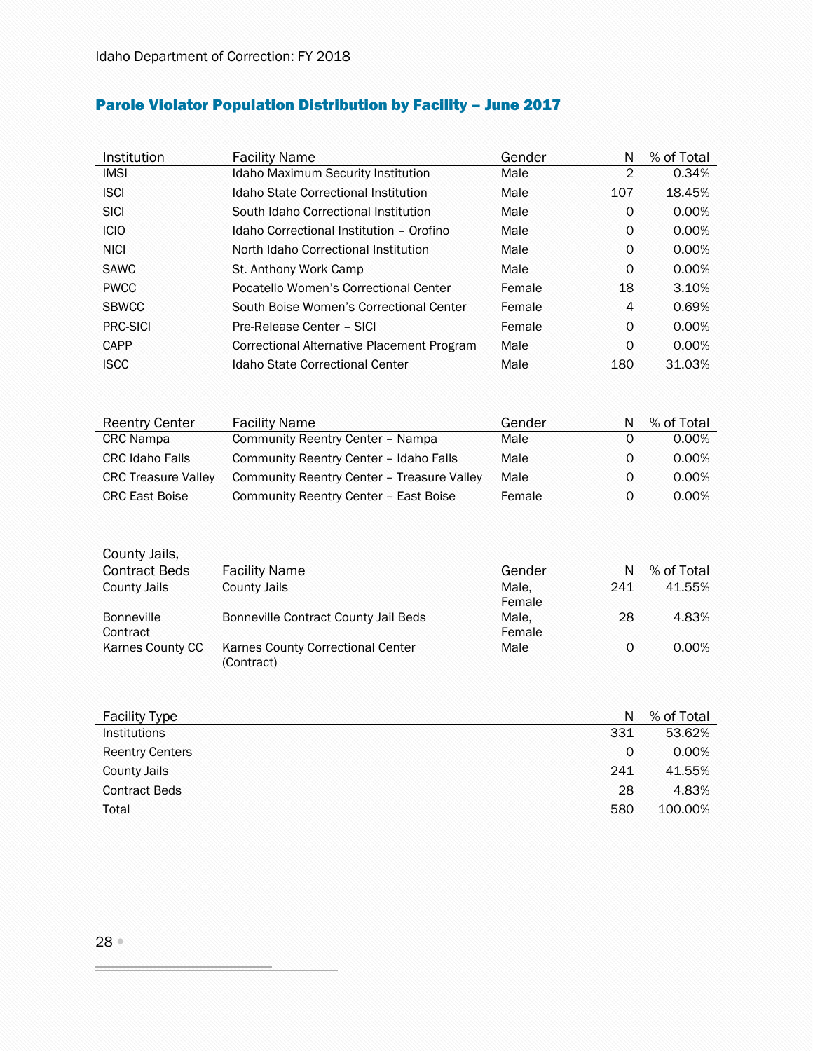## Parole Violator Population Distribution by Facility – June 2017

| Institution | Facility Name | Gender | N | % of Total |
|---|---|---|---|---|
| IMSI | Idaho Maximum Security Institution | Male | 2 | 0.34% |
| ISCI | Idaho State Correctional Institution | Male | 107 | 18.45% |
| SICI | South Idaho Correctional Institution | Male | 0 | 0.00% |
| ICIO | Idaho Correctional Institution – Orofino | Male | 0 | 0.00% |
| NICI | North Idaho Correctional Institution | Male | 0 | 0.00% |
| SAWC | St. Anthony Work Camp | Male | 0 | 0.00% |
| PWCC | Pocatello Women's Correctional Center | Female | 18 | 3.10% |
| SBWCC | South Boise Women's Correctional Center | Female | 4 | 0.69% |
| PRC-SICI | Pre-Release Center – SICI | Female | 0 | 0.00% |
| CAPP | Correctional Alternative Placement Program | Male | 0 | 0.00% |
| ISCC | Idaho State Correctional Center | Male | 180 | 31.03% |

| Reentry Center | Facility Name | Gender | N | % of Total |
|---|---|---|---|---|
| CRC Nampa | Community Reentry Center – Nampa | Male | 0 | 0.00% |
| CRC Idaho Falls | Community Reentry Center – Idaho Falls | Male | 0 | 0.00% |
| CRC Treasure Valley | Community Reentry Center – Treasure Valley | Male | 0 | 0.00% |
| CRC East Boise | Community Reentry Center – East Boise | Female | 0 | 0.00% |

| County Jails, Contract Beds | Facility Name | Gender | N | % of Total |
|---|---|---|---|---|
| County Jails | County Jails | Male, Female | 241 | 41.55% |
| Bonneville Contract | Bonneville Contract County Jail Beds | Male, Female | 28 | 4.83% |
| Karnes County CC | Karnes County Correctional Center (Contract) | Male | 0 | 0.00% |

| Facility Type | N | % of Total |
|---|---|---|
| Institutions | 331 | 53.62% |
| Reentry Centers | 0 | 0.00% |
| County Jails | 241 | 41.55% |
| Contract Beds | 28 | 4.83% |
| Total | 580 | 100.00% |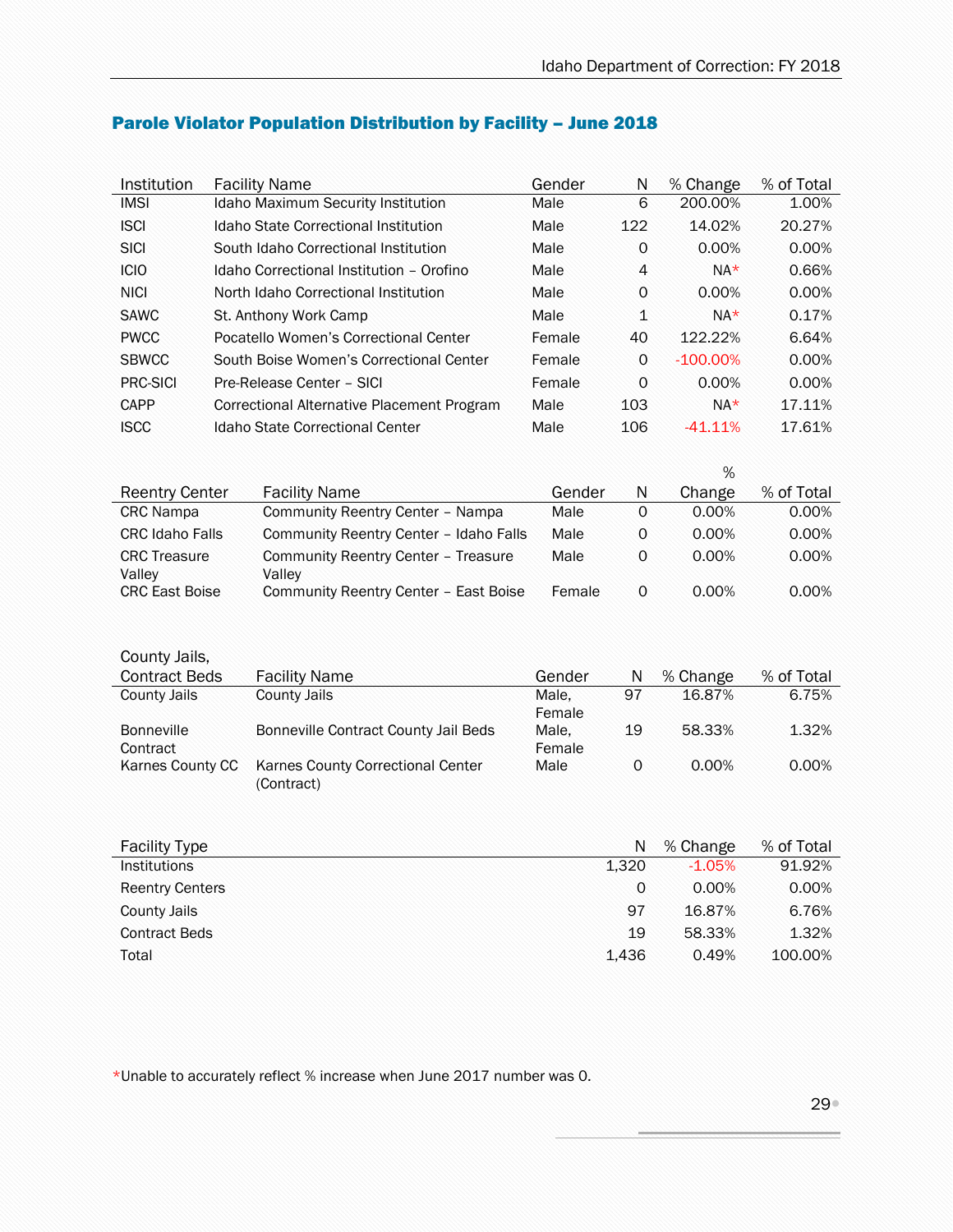## Parole Violator Population Distribution by Facility – June 2018

| Institution | Facility Name | Gender | N | % Change | % of Total |
|---|---|---|---|---|---|
| IMSI | Idaho Maximum Security Institution | Male | 6 | 200.00% | 1.00% |
| ISCI | Idaho State Correctional Institution | Male | 122 | 14.02% | 20.27% |
| SICI | South Idaho Correctional Institution | Male | 0 | 0.00% | 0.00% |
| ICIO | Idaho Correctional Institution – Orofino | Male | 4 | NA* | 0.66% |
| NICI | North Idaho Correctional Institution | Male | 0 | 0.00% | 0.00% |
| SAWC | St. Anthony Work Camp | Male | 1 | NA* | 0.17% |
| PWCC | Pocatello Women's Correctional Center | Female | 40 | 122.22% | 6.64% |
| SBWCC | South Boise Women's Correctional Center | Female | 0 | -100.00% | 0.00% |
| PRC-SICI | Pre-Release Center – SICI | Female | 0 | 0.00% | 0.00% |
| CAPP | Correctional Alternative Placement Program | Male | 103 | NA* | 17.11% |
| ISCC | Idaho State Correctional Center | Male | 106 | -41.11% | 17.61% |

| Reentry Center | Facility Name | Gender | N | % Change | % of Total |
|---|---|---|---|---|---|
| CRC Nampa | Community Reentry Center – Nampa | Male | 0 | 0.00% | 0.00% |
| CRC Idaho Falls | Community Reentry Center – Idaho Falls | Male | 0 | 0.00% | 0.00% |
| CRC Treasure Valley | Community Reentry Center – Treasure Valley | Male | 0 | 0.00% | 0.00% |
| CRC East Boise | Community Reentry Center – East Boise | Female | 0 | 0.00% | 0.00% |

| County Jails, Contract Beds | Facility Name | Gender | N | % Change | % of Total |
|---|---|---|---|---|---|
| County Jails | County Jails | Male, Female | 97 | 16.87% | 6.75% |
| Bonneville Contract | Bonneville Contract County Jail Beds | Male, Female | 19 | 58.33% | 1.32% |
| Karnes County CC | Karnes County Correctional Center (Contract) | Male | 0 | 0.00% | 0.00% |

| Facility Type | N | % Change | % of Total |
|---|---|---|---|
| Institutions | 1,320 | -1.05% | 91.92% |
| Reentry Centers | 0 | 0.00% | 0.00% |
| County Jails | 97 | 16.87% | 6.76% |
| Contract Beds | 19 | 58.33% | 1.32% |
| Total | 1,436 | 0.49% | 100.00% |

*Unable to accurately reflect % increase when June 2017 number was 0.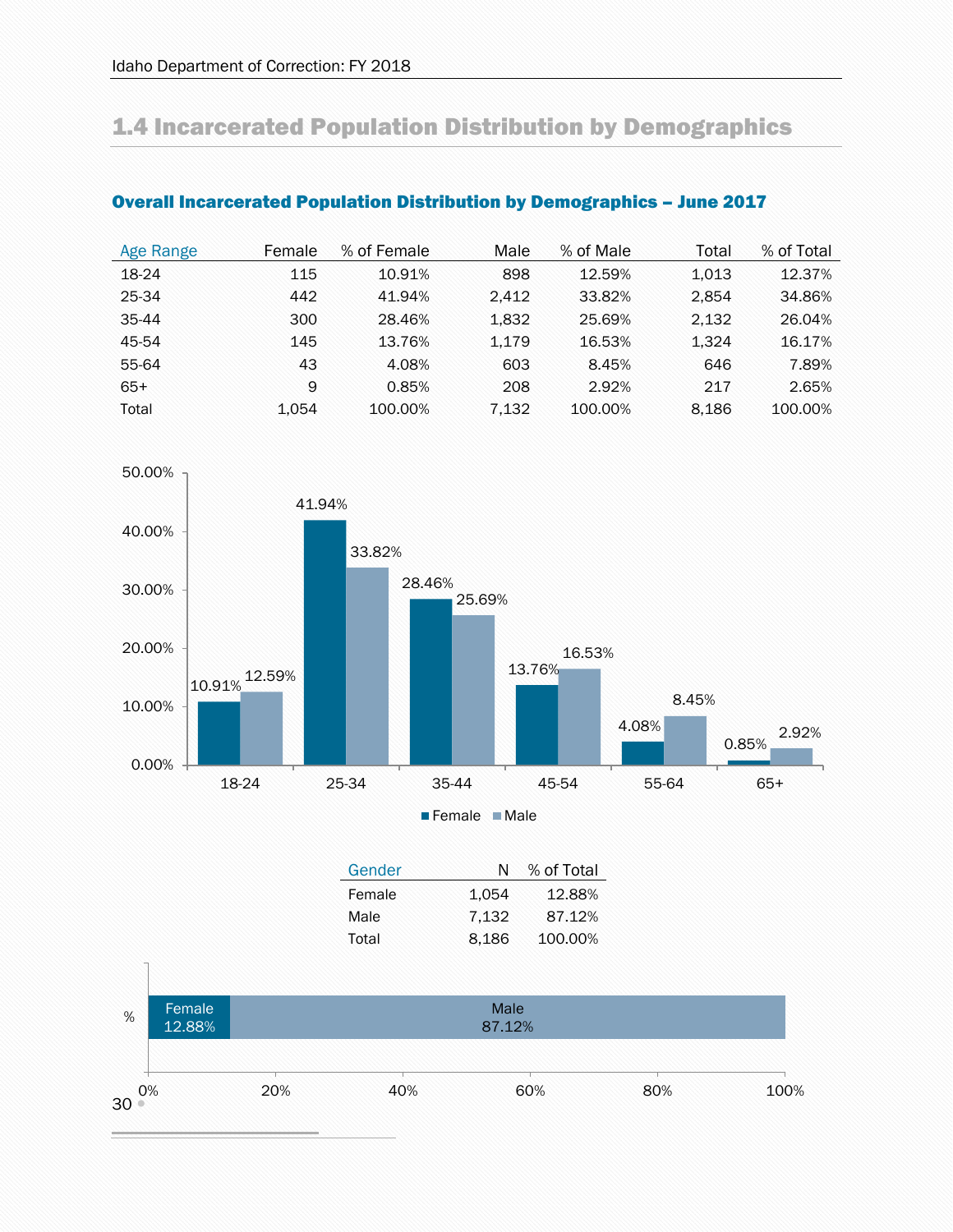## 1.4 Incarcerated Population Distribution by Demographics

### Overall Incarcerated Population Distribution by Demographics – June 2017

| Age Range | Female | % of Female | Male | % of Male | Total | % of Total |
|---|---|---|---|---|---|---|
| 18-24 | 115 | 10.91% | 898 | 12.59% | 1,013 | 12.37% |
| 25-34 | 442 | 41.94% | 2,412 | 33.82% | 2,854 | 34.86% |
| 35-44 | 300 | 28.46% | 1,832 | 25.69% | 2,132 | 26.04% |
| 45-54 | 145 | 13.76% | 1,179 | 16.53% | 1,324 | 16.17% |
| 55-64 | 43 | 4.08% | 603 | 8.45% | 646 | 7.89% |
| 65+ | 9 | 0.85% | 208 | 2.92% | 217 | 2.65% |
| Total | 1,054 | 100.00% | 7,132 | 100.00% | 8,186 | 100.00% |

| Gender | N | % of Total |
|---|---|---|
| Female | 1,054 | 12.88% |
| Male | 7,132 | 87.12% |
| Total | 8,186 | 100.00% |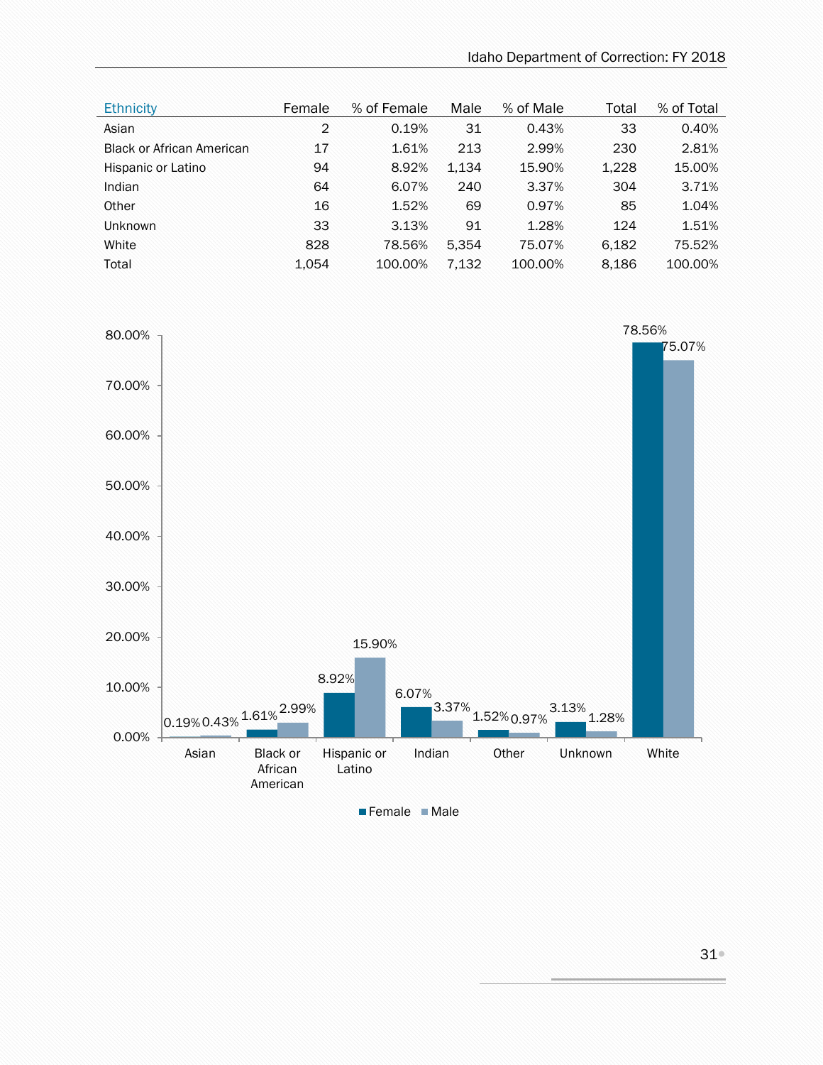| Ethnicity | Female | % of Female | Male | % of Male | Total | % of Total |
|---|---|---|---|---|---|---|
| Asian | 2 | 0.19% | 31 | 0.43% | 33 | 0.40% |
| Black or African American | 17 | 1.61% | 213 | 2.99% | 230 | 2.81% |
| Hispanic or Latino | 94 | 8.92% | 1,134 | 15.90% | 1,228 | 15.00% |
| Indian | 64 | 6.07% | 240 | 3.37% | 304 | 3.71% |
| Other | 16 | 1.52% | 69 | 0.97% | 85 | 1.04% |
| Unknown | 33 | 3.13% | 91 | 1.28% | 124 | 1.51% |
| White | 828 | 78.56% | 5,354 | 75.07% | 6,182 | 75.52% |
| Total | 1,054 | 100.00% | 7,132 | 100.00% | 8,186 | 100.00% |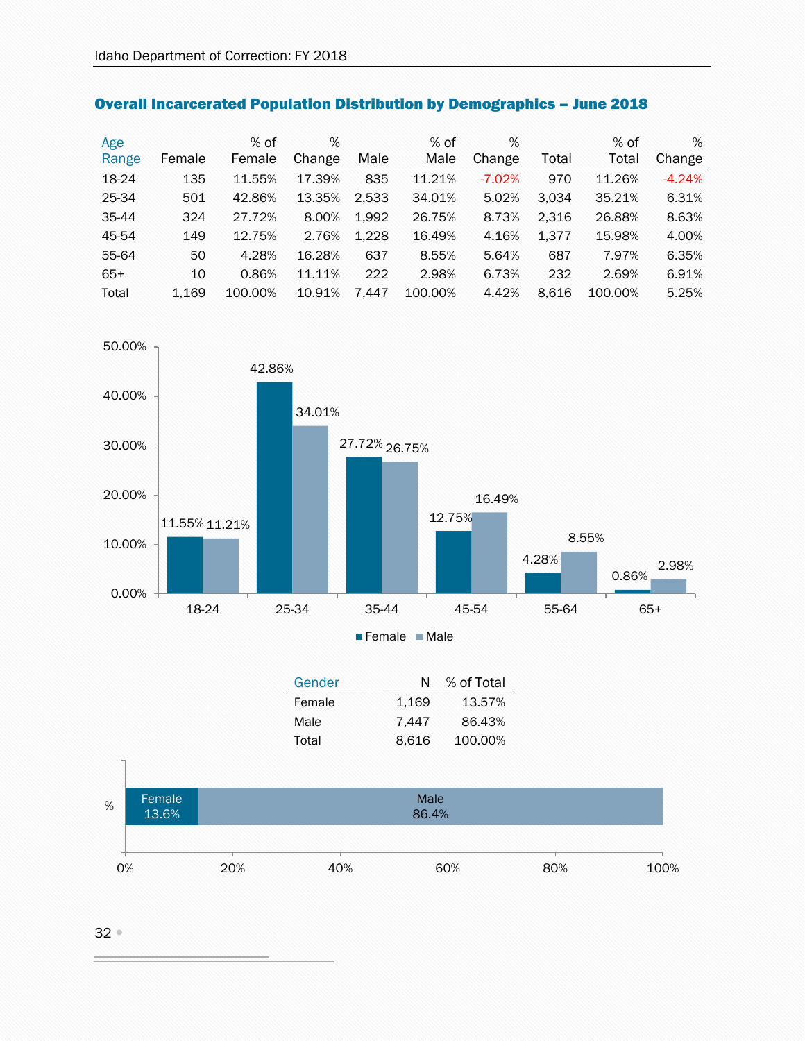## Overall Incarcerated Population Distribution by Demographics – June 2018

| Age Range | Female | % of Female | % Change | Male | % of Male | % Change | Total | % of Total | % Change |
|---|---|---|---|---|---|---|---|---|---|
| 18-24 | 135 | 11.55% | 17.39% | 835 | 11.21% | -7.02% | 970 | 11.26% | -4.24% |
| 25-34 | 501 | 42.86% | 13.35% | 2,533 | 34.01% | 5.02% | 3,034 | 35.21% | 6.31% |
| 35-44 | 324 | 27.72% | 8.00% | 1,992 | 26.75% | 8.73% | 2,316 | 26.88% | 8.63% |
| 45-54 | 149 | 12.75% | 2.76% | 1,228 | 16.49% | 4.16% | 1,377 | 15.98% | 4.00% |
| 55-64 | 50 | 4.28% | 16.28% | 637 | 8.55% | 5.64% | 687 | 7.97% | 6.35% |
| 65+ | 10 | 0.86% | 11.11% | 222 | 2.98% | 6.73% | 232 | 2.69% | 6.91% |
| Total | 1,169 | 100.00% | 10.91% | 7,447 | 100.00% | 4.42% | 8,616 | 100.00% | 5.25% |

| Gender | N | % of Total |
|---|---|---|
| Female | 1,169 | 13.57% |
| Male | 7,447 | 86.43% |
| Total | 8,616 | 100.00% |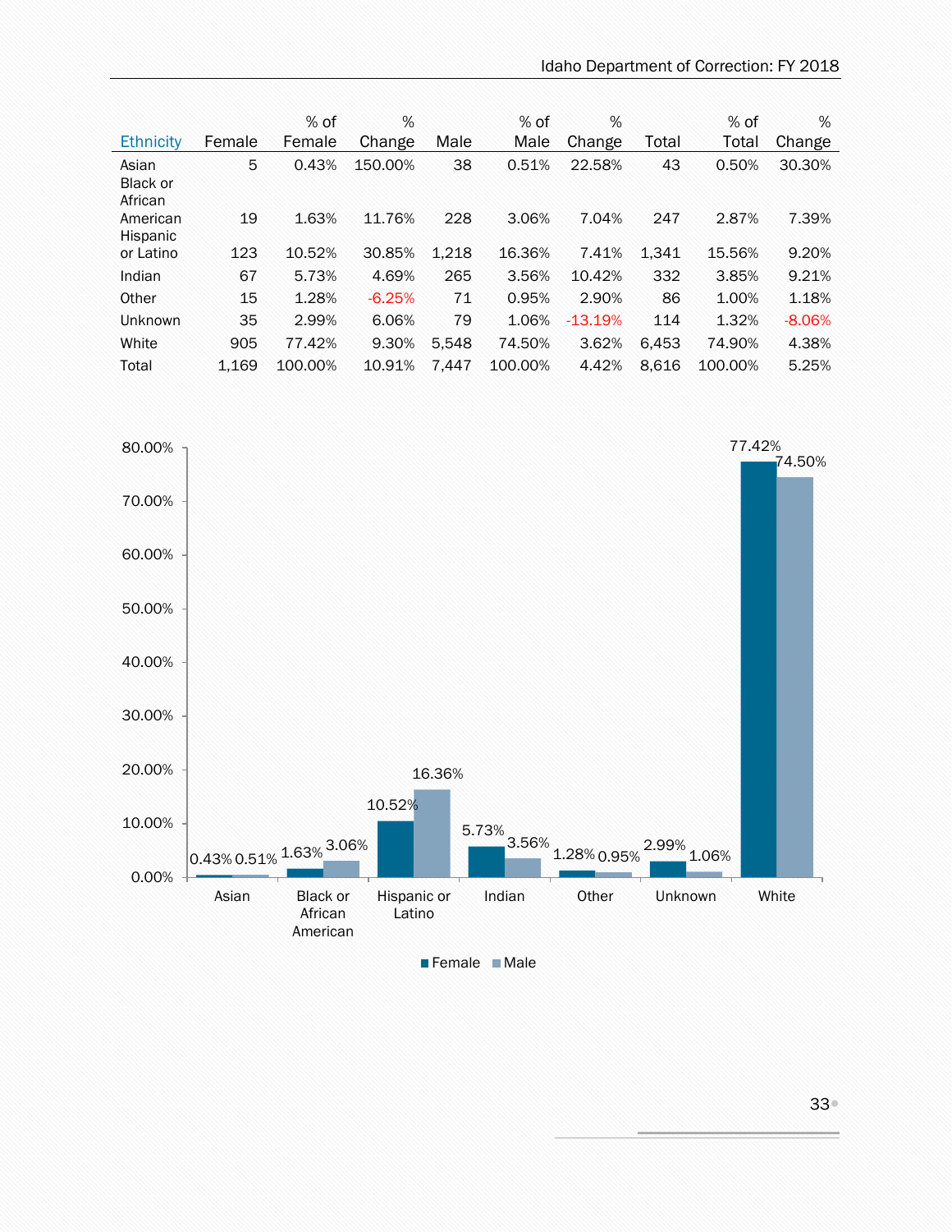| Ethnicity | Female | % of Female | % Change | Male | % of Male | % Change | Total | % of Total | % Change |
|---|---|---|---|---|---|---|---|---|---|
| Asian | 5 | 0.43% | 150.00% | 38 | 0.51% | 22.58% | 43 | 0.50% | 30.30% |
| Black or African American | 19 | 1.63% | 11.76% | 228 | 3.06% | 7.04% | 247 | 2.87% | 7.39% |
| Hispanic or Latino | 123 | 10.52% | 30.85% | 1,218 | 16.36% | 7.41% | 1,341 | 15.56% | 9.20% |
| Indian | 67 | 5.73% | 4.69% | 265 | 3.56% | 10.42% | 332 | 3.85% | 9.21% |
| Other | 15 | 1.28% | -6.25% | 71 | 0.95% | 2.90% | 86 | 1.00% | 1.18% |
| Unknown | 35 | 2.99% | 6.06% | 79 | 1.06% | -13.19% | 114 | 1.32% | -8.06% |
| White | 905 | 77.42% | 9.30% | 5,548 | 74.50% | 3.62% | 6,453 | 74.90% | 4.38% |
| Total | 1,169 | 100.00% | 10.91% | 7,447 | 100.00% | 4.42% | 8,616 | 100.00% | 5.25% |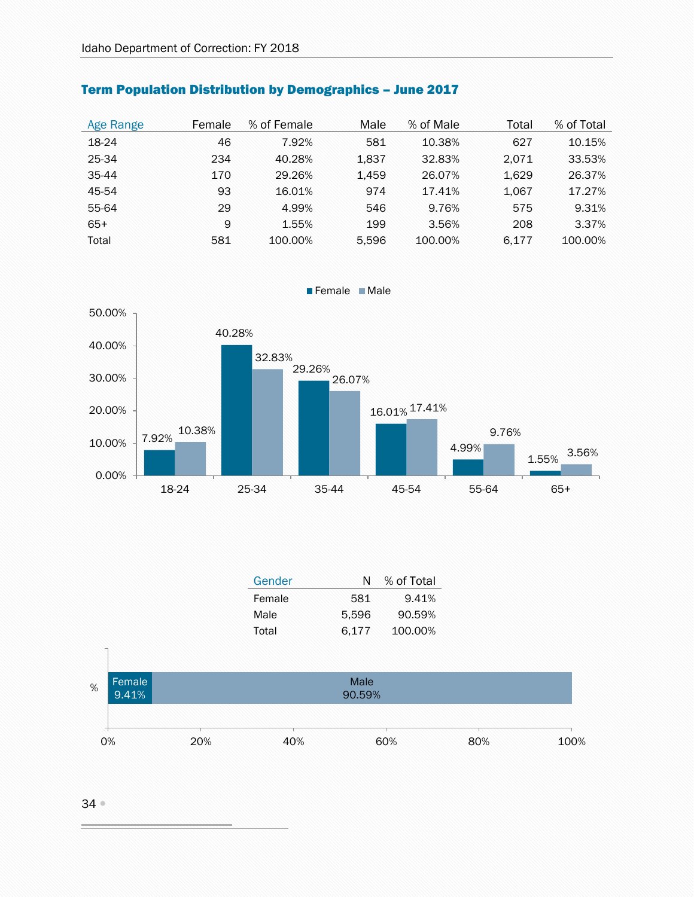## Term Population Distribution by Demographics – June 2017

| Age Range | Female | % of Female | Male | % of Male | Total | % of Total |
|---|---|---|---|---|---|---|
| 18-24 | 46 | 7.92% | 581 | 10.38% | 627 | 10.15% |
| 25-34 | 234 | 40.28% | 1,837 | 32.83% | 2,071 | 33.53% |
| 35-44 | 170 | 29.26% | 1,459 | 26.07% | 1,629 | 26.37% |
| 45-54 | 93 | 16.01% | 974 | 17.41% | 1,067 | 17.27% |
| 55-64 | 29 | 4.99% | 546 | 9.76% | 575 | 9.31% |
| 65+ | 9 | 1.55% | 199 | 3.56% | 208 | 3.37% |
| Total | 581 | 100.00% | 5,596 | 100.00% | 6,177 | 100.00% |

| Gender | N | % of Total |
|---|---|---|
| Female | 581 | 9.41% |
| Male | 5,596 | 90.59% |
| Total | 6,177 | 100.00% |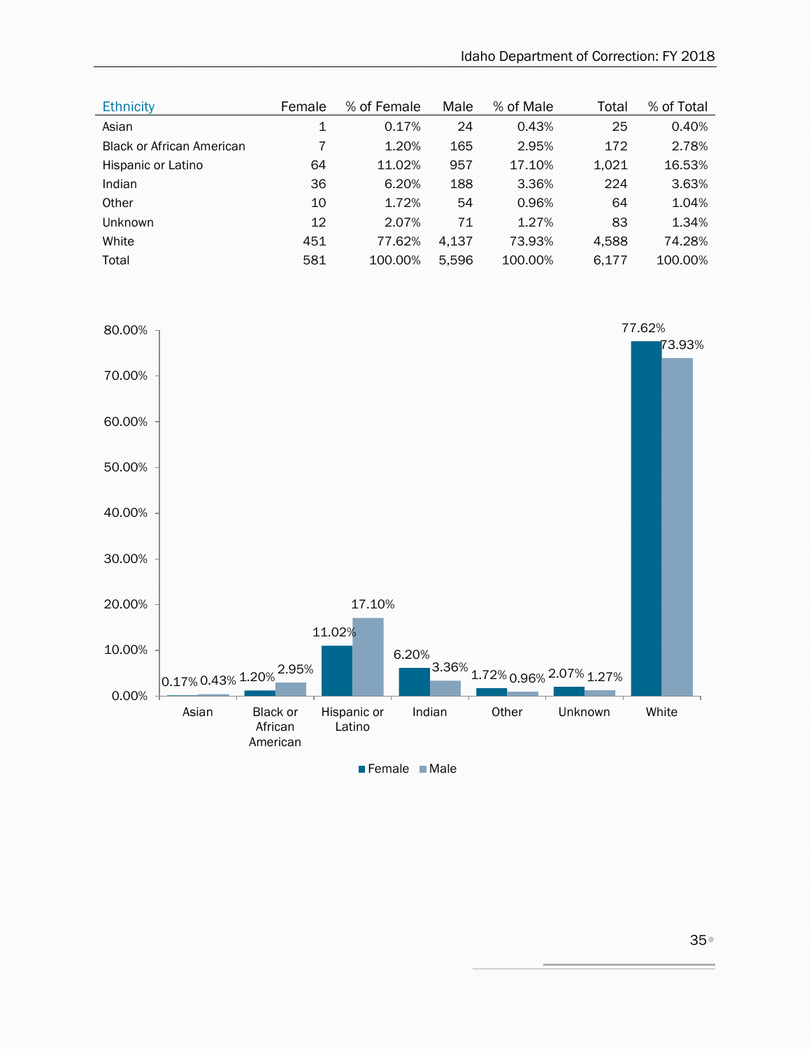| Ethnicity | Female | % of Female | Male | % of Male | Total | % of Total |
|---|---|---|---|---|---|---|
| Asian | 1 | 0.17% | 24 | 0.43% | 25 | 0.40% |
| Black or African American | 7 | 1.20% | 165 | 2.95% | 172 | 2.78% |
| Hispanic or Latino | 64 | 11.02% | 957 | 17.10% | 1,021 | 16.53% |
| Indian | 36 | 6.20% | 188 | 3.36% | 224 | 3.63% |
| Other | 10 | 1.72% | 54 | 0.96% | 64 | 1.04% |
| Unknown | 12 | 2.07% | 71 | 1.27% | 83 | 1.34% |
| White | 451 | 77.62% | 4,137 | 73.93% | 4,588 | 74.28% |
| Total | 581 | 100.00% | 5,596 | 100.00% | 6,177 | 100.00% |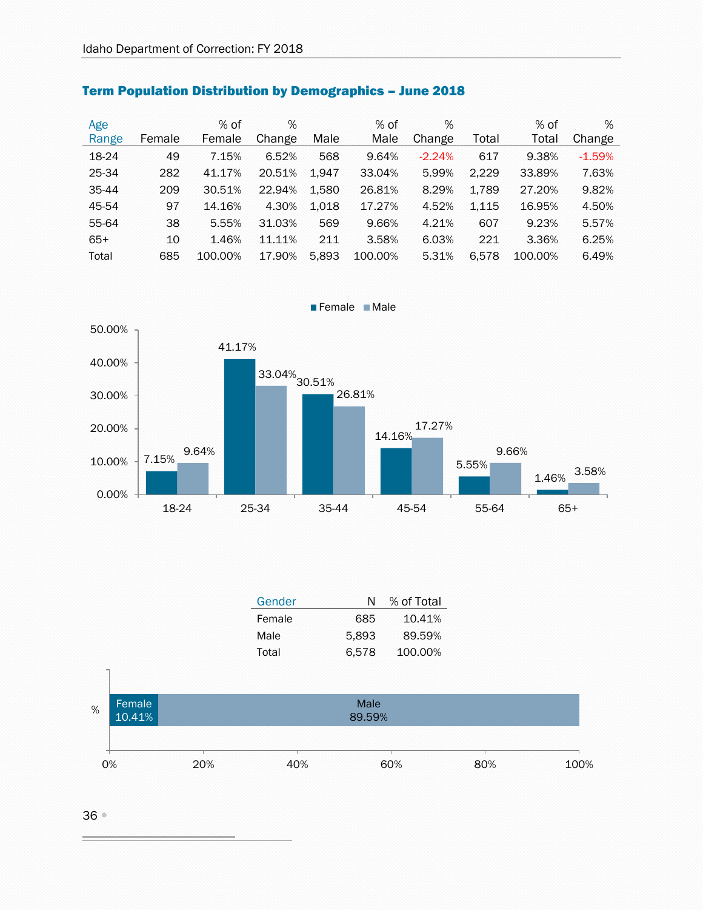## Term Population Distribution by Demographics – June 2018

| Age Range | Female | % of Female | % Change | Male | % of Male | % Change | Total | % of Total | % Change |
|---|---|---|---|---|---|---|---|---|---|
| 18-24 | 49 | 7.15% | 6.52% | 568 | 9.64% | -2.24% | 617 | 9.38% | -1.59% |
| 25-34 | 282 | 41.17% | 20.51% | 1,947 | 33.04% | 5.99% | 2,229 | 33.89% | 7.63% |
| 35-44 | 209 | 30.51% | 22.94% | 1,580 | 26.81% | 8.29% | 1,789 | 27.20% | 9.82% |
| 45-54 | 97 | 14.16% | 4.30% | 1,018 | 17.27% | 4.52% | 1,115 | 16.95% | 4.50% |
| 55-64 | 38 | 5.55% | 31.03% | 569 | 9.66% | 4.21% | 607 | 9.23% | 5.57% |
| 65+ | 10 | 1.46% | 11.11% | 211 | 3.58% | 6.03% | 221 | 3.36% | 6.25% |
| Total | 685 | 100.00% | 17.90% | 5,893 | 100.00% | 5.31% | 6,578 | 100.00% | 6.49% |

| Age Range | Female | Male |
|---|---|---|
| 18-24 | 7.15% | 9.64% |
| 25-34 | 41.17% | 33.04% |
| 35-44 | 30.51% | 26.81% |
| 45-54 | 14.16% | 17.27% |
| 55-64 | 5.55% | 9.66% |
| 65+ | 1.46% | 3.58% |

| Gender | N | % of Total |
|---|---|---|
| Female | 685 | 10.41% |
| Male | 5,893 | 89.59% |
| Total | 6,578 | 100.00% |

| % | Female | Male |
|---|---|---|
| % | 10.41% | 89.59% |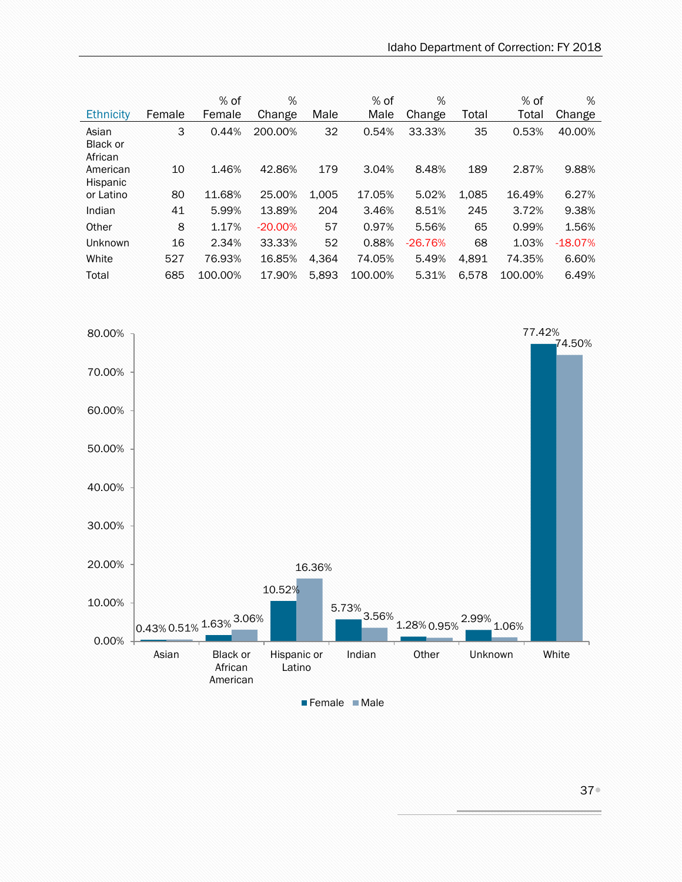| Ethnicity | Female | % of Female | % Change | Male | % of Male | % Change | Total | % of Total | % Change |
|---|---|---|---|---|---|---|---|---|---|
| Asian | 3 | 0.44% | 200.00% | 32 | 0.54% | 33.33% | 35 | 0.53% | 40.00% |
| Black or African American | 10 | 1.46% | 42.86% | 179 | 3.04% | 8.48% | 189 | 2.87% | 9.88% |
| Hispanic or Latino | 80 | 11.68% | 25.00% | 1,005 | 17.05% | 5.02% | 1,085 | 16.49% | 6.27% |
| Indian | 41 | 5.99% | 13.89% | 204 | 3.46% | 8.51% | 245 | 3.72% | 9.38% |
| Other | 8 | 1.17% | -20.00% | 57 | 0.97% | 5.56% | 65 | 0.99% | 1.56% |
| Unknown | 16 | 2.34% | 33.33% | 52 | 0.88% | -26.76% | 68 | 1.03% | -18.07% |
| White | 527 | 76.93% | 16.85% | 4,364 | 74.05% | 5.49% | 4,891 | 74.35% | 6.60% |
| Total | 685 | 100.00% | 17.90% | 5,893 | 100.00% | 5.31% | 6,578 | 100.00% | 6.49% |

| Ethnicity | Female | Male |
|---|---|---|
| Asian | 0.43% | 0.51% |
| Black or African American | 1.63% | 3.06% |
| Hispanic or Latino | 10.52% | 16.36% |
| Indian | 5.73% | 3.56% |
| Other | 1.28% | 0.95% |
| Unknown | 2.99% | 1.06% |
| White | 77.42% | 74.50% |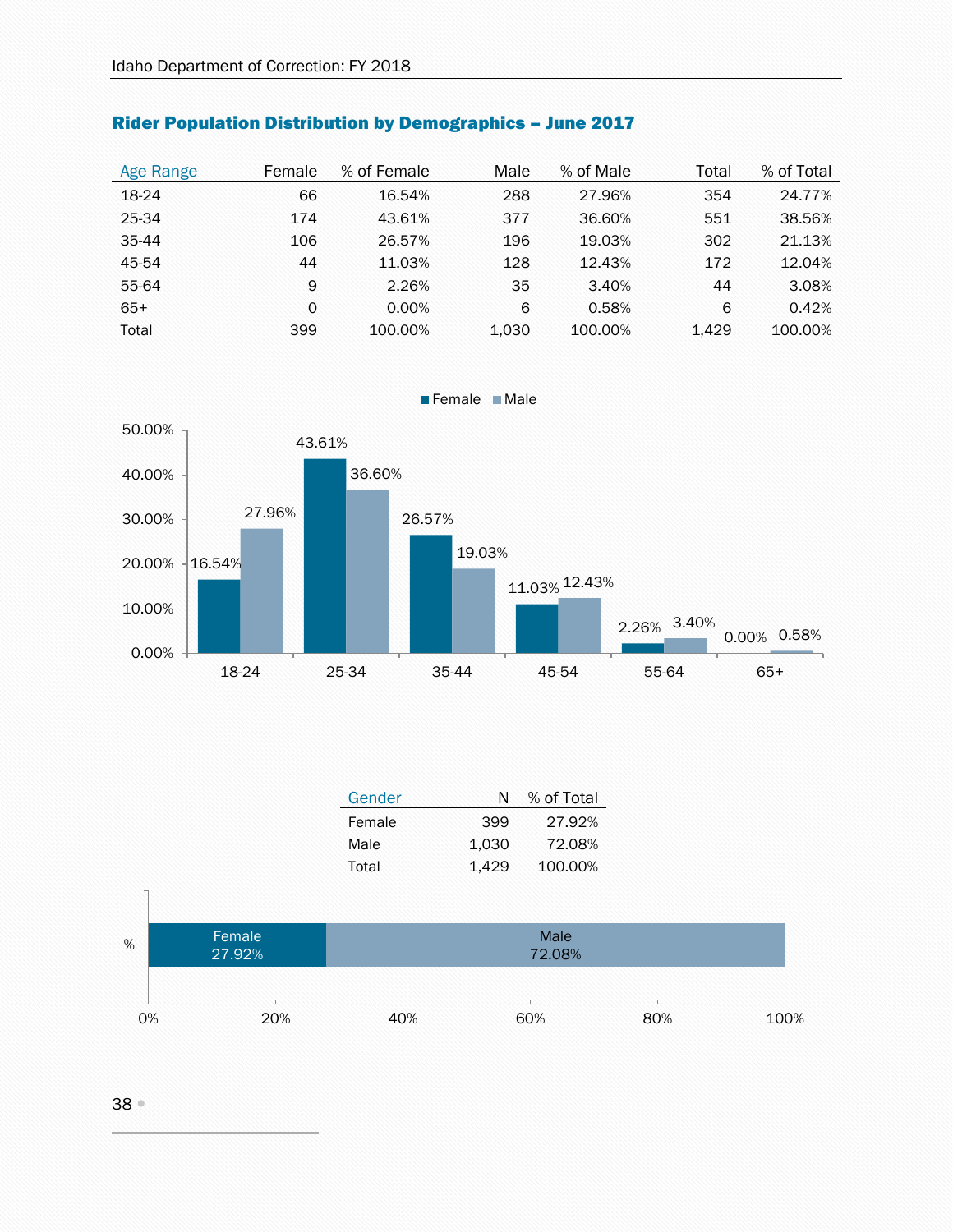## Rider Population Distribution by Demographics – June 2017

| Age Range | Female | % of Female | Male | % of Male | Total | % of Total |
|---|---|---|---|---|---|---|
| 18-24 | 66 | 16.54% | 288 | 27.96% | 354 | 24.77% |
| 25-34 | 174 | 43.61% | 377 | 36.60% | 551 | 38.56% |
| 35-44 | 106 | 26.57% | 196 | 19.03% | 302 | 21.13% |
| 45-54 | 44 | 11.03% | 128 | 12.43% | 172 | 12.04% |
| 55-64 | 9 | 2.26% | 35 | 3.40% | 44 | 3.08% |
| 65+ | 0 | 0.00% | 6 | 0.58% | 6 | 0.42% |
| Total | 399 | 100.00% | 1,030 | 100.00% | 1,429 | 100.00% |

| Gender | N | % of Total |
|---|---|---|
| Female | 399 | 27.92% |
| Male | 1,030 | 72.08% |
| Total | 1,429 | 100.00% |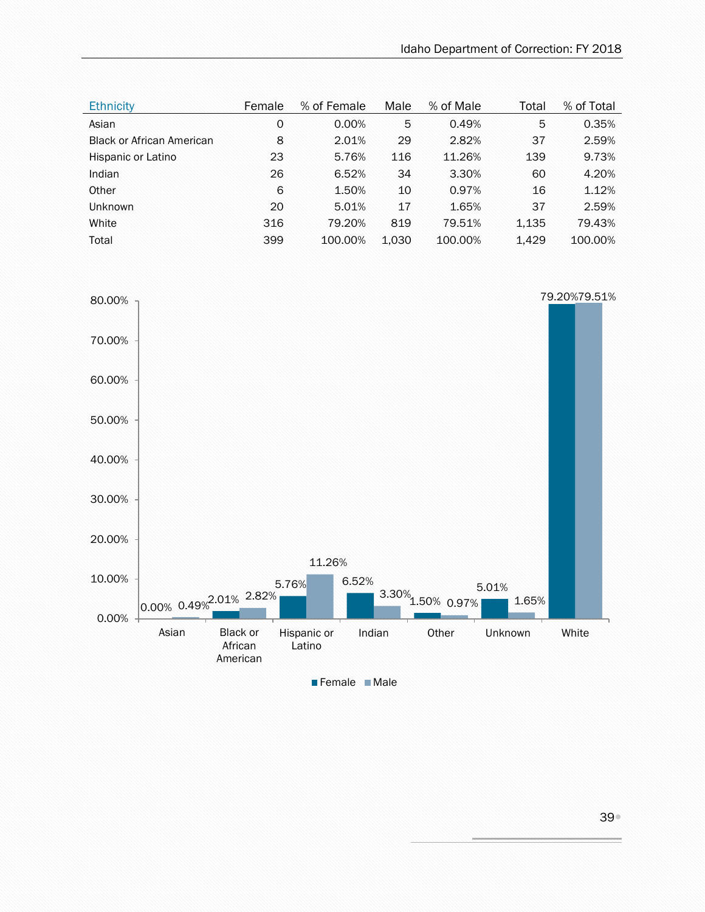| Ethnicity | Female | % of Female | Male | % of Male | Total | % of Total |
|---|---|---|---|---|---|---|
| Asian | 0 | 0.00% | 5 | 0.49% | 5 | 0.35% |
| Black or African American | 8 | 2.01% | 29 | 2.82% | 37 | 2.59% |
| Hispanic or Latino | 23 | 5.76% | 116 | 11.26% | 139 | 9.73% |
| Indian | 26 | 6.52% | 34 | 3.30% | 60 | 4.20% |
| Other | 6 | 1.50% | 10 | 0.97% | 16 | 1.12% |
| Unknown | 20 | 5.01% | 17 | 1.65% | 37 | 2.59% |
| White | 316 | 79.20% | 819 | 79.51% | 1,135 | 79.43% |
| Total | 399 | 100.00% | 1,030 | 100.00% | 1,429 | 100.00% |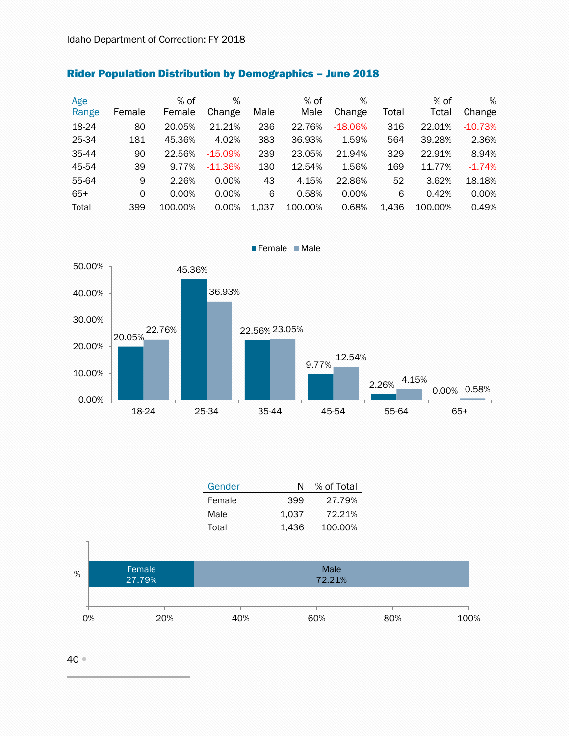## Rider Population Distribution by Demographics – June 2018

| Age Range | Female | % of Female | % Change | Male | % of Male | % Change | Total | % of Total | % Change |
|---|---|---|---|---|---|---|---|---|---|
| 18-24 | 80 | 20.05% | 21.21% | 236 | 22.76% | -18.06% | 316 | 22.01% | -10.73% |
| 25-34 | 181 | 45.36% | 4.02% | 383 | 36.93% | 1.59% | 564 | 39.28% | 2.36% |
| 35-44 | 90 | 22.56% | -15.09% | 239 | 23.05% | 21.94% | 329 | 22.91% | 8.94% |
| 45-54 | 39 | 9.77% | -11.36% | 130 | 12.54% | 1.56% | 169 | 11.77% | -1.74% |
| 55-64 | 9 | 2.26% | 0.00% | 43 | 4.15% | 22.86% | 52 | 3.62% | 18.18% |
| 65+ | 0 | 0.00% | 0.00% | 6 | 0.58% | 0.00% | 6 | 0.42% | 0.00% |
| Total | 399 | 100.00% | 0.00% | 1,037 | 100.00% | 0.68% | 1,436 | 100.00% | 0.49% |

| Gender | N | % of Total |
|---|---|---|
| Female | 399 | 27.79% |
| Male | 1,037 | 72.21% |
| Total | 1,436 | 100.00% |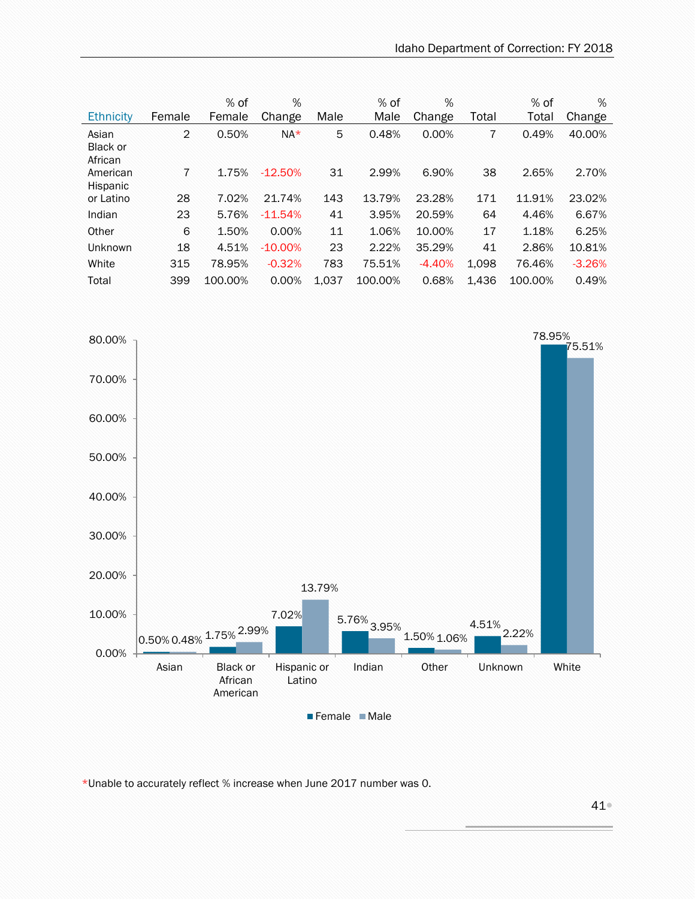| Ethnicity | Female | % of Female | % Change | Male | % of Male | % Change | Total | % of Total | % Change |
|---|---|---|---|---|---|---|---|---|---|
| Asian | 2 | 0.50% | NA* | 5 | 0.48% | 0.00% | 7 | 0.49% | 40.00% |
| Black or African American | 7 | 1.75% | -12.50% | 31 | 2.99% | 6.90% | 38 | 2.65% | 2.70% |
| Hispanic or Latino | 28 | 7.02% | 21.74% | 143 | 13.79% | 23.28% | 171 | 11.91% | 23.02% |
| Indian | 23 | 5.76% | -11.54% | 41 | 3.95% | 20.59% | 64 | 4.46% | 6.67% |
| Other | 6 | 1.50% | 0.00% | 11 | 1.06% | 10.00% | 17 | 1.18% | 6.25% |
| Unknown | 18 | 4.51% | -10.00% | 23 | 2.22% | 35.29% | 41 | 2.86% | 10.81% |
| White | 315 | 78.95% | -0.32% | 783 | 75.51% | -4.40% | 1,098 | 76.46% | -3.26% |
| Total | 399 | 100.00% | 0.00% | 1,037 | 100.00% | 0.68% | 1,436 | 100.00% | 0.49% |

| Ethnicity | Female | Male |
|---|---|---|
| Asian | 0.50% | 0.48% |
| Black or African American | 1.75% | 2.99% |
| Hispanic or Latino | 7.02% | 13.79% |
| Indian | 5.76% | 3.95% |
| Other | 1.50% | 1.06% |
| Unknown | 4.51% | 2.22% |
| White | 78.95% | 75.51% |

*Unable to accurately reflect % increase when June 2017 number was 0.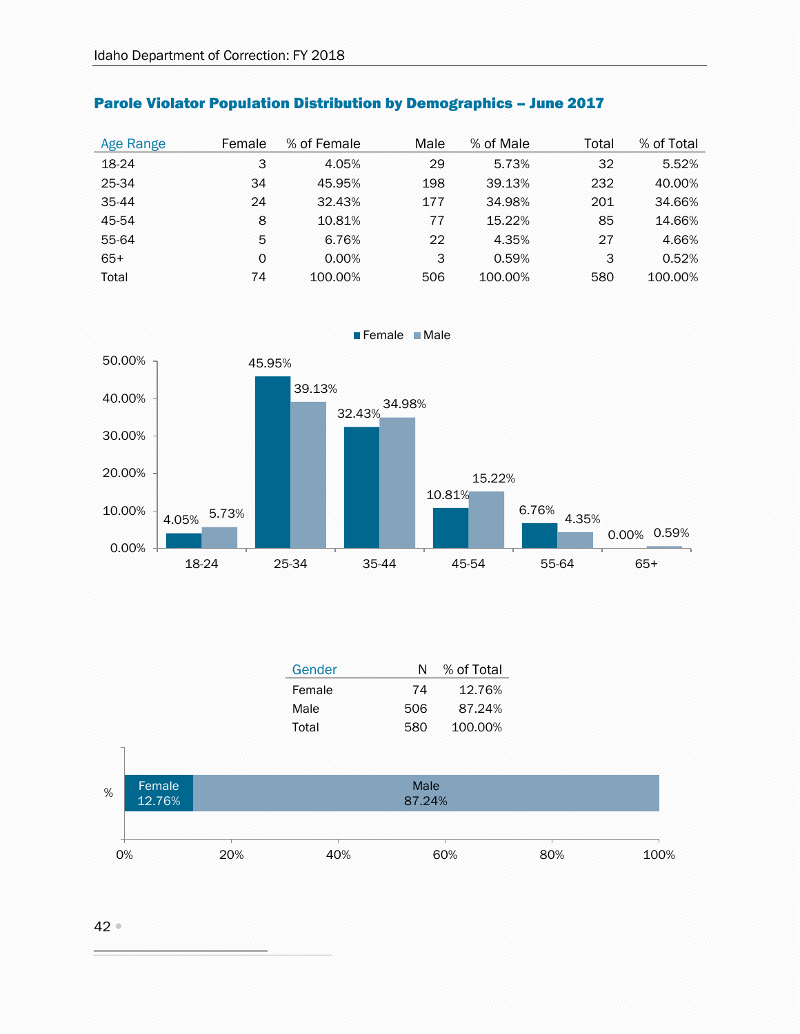## Parole Violator Population Distribution by Demographics – June 2017

| Age Range | Female | % of Female | Male | % of Male | Total | % of Total |
|---|---|---|---|---|---|---|
| 18-24 | 3 | 4.05% | 29 | 5.73% | 32 | 5.52% |
| 25-34 | 34 | 45.95% | 198 | 39.13% | 232 | 40.00% |
| 35-44 | 24 | 32.43% | 177 | 34.98% | 201 | 34.66% |
| 45-54 | 8 | 10.81% | 77 | 15.22% | 85 | 14.66% |
| 55-64 | 5 | 6.76% | 22 | 4.35% | 27 | 4.66% |
| 65+ | 0 | 0.00% | 3 | 0.59% | 3 | 0.52% |
| Total | 74 | 100.00% | 506 | 100.00% | 580 | 100.00% |

| Gender | N | % of Total |
|---|---|---|
| Female | 74 | 12.76% |
| Male | 506 | 87.24% |
| Total | 580 | 100.00% |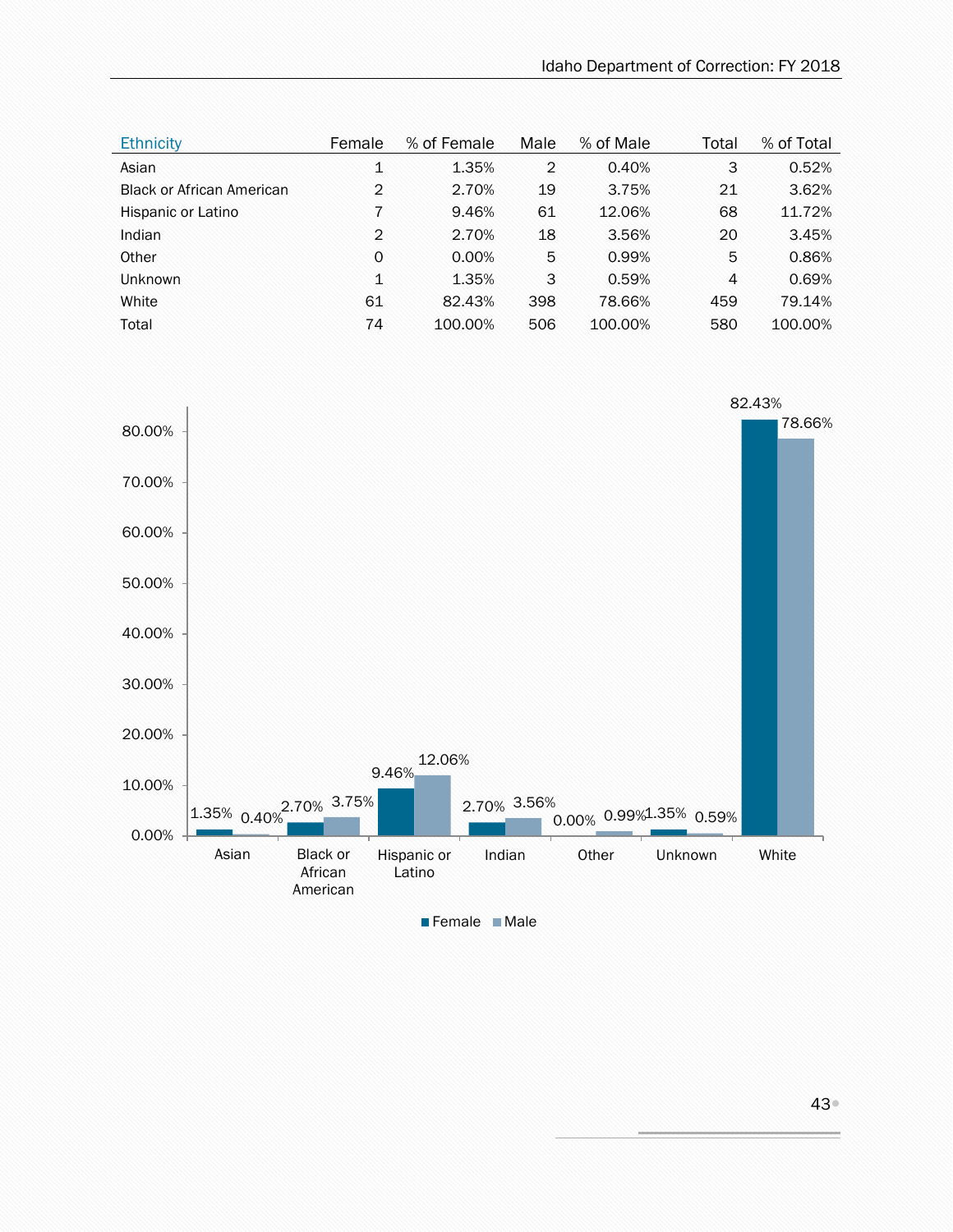| Ethnicity | Female | % of Female | Male | % of Male | Total | % of Total |
|---|---|---|---|---|---|---|
| Asian | 1 | 1.35% | 2 | 0.40% | 3 | 0.52% |
| Black or African American | 2 | 2.70% | 19 | 3.75% | 21 | 3.62% |
| Hispanic or Latino | 7 | 9.46% | 61 | 12.06% | 68 | 11.72% |
| Indian | 2 | 2.70% | 18 | 3.56% | 20 | 3.45% |
| Other | 0 | 0.00% | 5 | 0.99% | 5 | 0.86% |
| Unknown | 1 | 1.35% | 3 | 0.59% | 4 | 0.69% |
| White | 61 | 82.43% | 398 | 78.66% | 459 | 79.14% |
| Total | 74 | 100.00% | 506 | 100.00% | 580 | 100.00% |

| | Female | Male |
|---|---|---|
| Asian | 1.35% | 0.40% |
| Black or African American | 2.70% | 3.75% |
| Hispanic or Latino | 9.46% | 12.06% |
| Indian | 2.70% | 3.56% |
| Other | 0.00% | 0.99% |
| Unknown | 1.35% | 0.59% |
| White | 82.43% | 78.66% |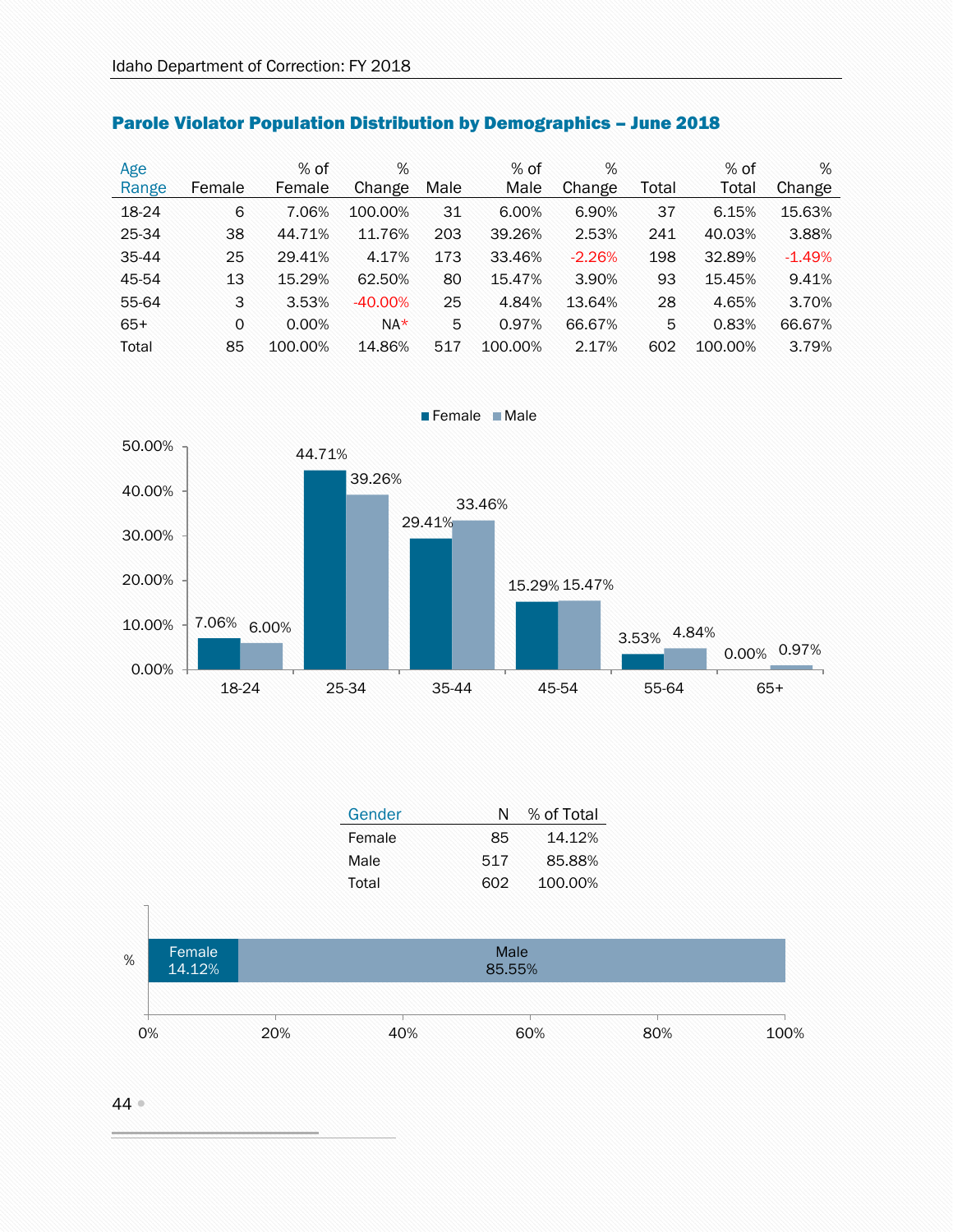## Parole Violator Population Distribution by Demographics – June 2018

| Age Range | Female | % of Female | % Change | Male | % of Male | % Change | Total | % of Total | % Change |
|---|---|---|---|---|---|---|---|---|---|
| 18-24 | 6 | 7.06% | 100.00% | 31 | 6.00% | 6.90% | 37 | 6.15% | 15.63% |
| 25-34 | 38 | 44.71% | 11.76% | 203 | 39.26% | 2.53% | 241 | 40.03% | 3.88% |
| 35-44 | 25 | 29.41% | 4.17% | 173 | 33.46% | -2.26% | 198 | 32.89% | -1.49% |
| 45-54 | 13 | 15.29% | 62.50% | 80 | 15.47% | 3.90% | 93 | 15.45% | 9.41% |
| 55-64 | 3 | 3.53% | -40.00% | 25 | 4.84% | 13.64% | 28 | 4.65% | 3.70% |
| 65+ | 0 | 0.00% | NA* | 5 | 0.97% | 66.67% | 5 | 0.83% | 66.67% |
| Total | 85 | 100.00% | 14.86% | 517 | 100.00% | 2.17% | 602 | 100.00% | 3.79% |

| Age Range | Female | Male |
|---|---|---|
| 18-24 | 7.06% | 6.00% |
| 25-34 | 44.71% | 39.26% |
| 35-44 | 29.41% | 33.46% |
| 45-54 | 15.29% | 15.47% |
| 55-64 | 3.53% | 4.84% |
| 65+ | 0.00% | 0.97% |

| Gender | N | % of Total |
|---|---|---|
| Female | 85 | 14.12% |
| Male | 517 | 85.88% |
| Total | 602 | 100.00% |

| % | Female | Male |
|---|---|---|
| % | 14.12% | 85.55% |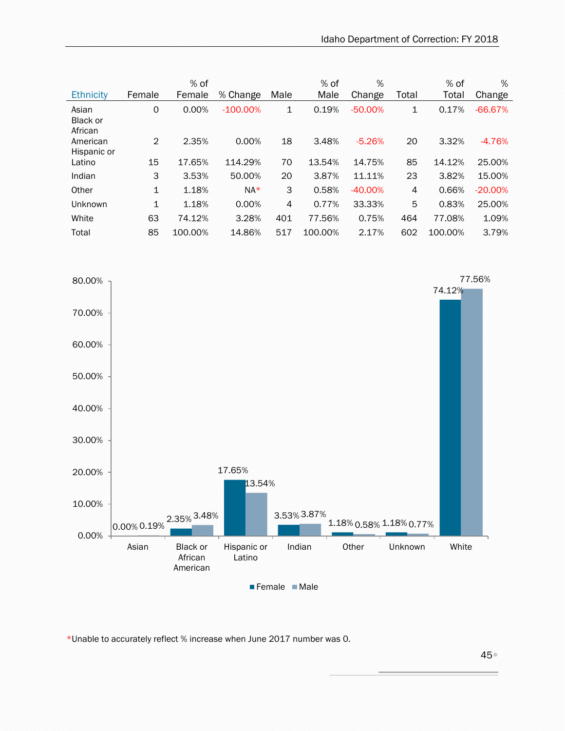| Ethnicity | Female | % of Female | % Change | Male | % of Male | % Change | Total | % of Total | % Change |
|---|---|---|---|---|---|---|---|---|---|
| Asian | 0 | 0.00% | -100.00% | 1 | 0.19% | -50.00% | 1 | 0.17% | -66.67% |
| Black or African American | 2 | 2.35% | 0.00% | 18 | 3.48% | -5.26% | 20 | 3.32% | -4.76% |
| Hispanic or Latino | 15 | 17.65% | 114.29% | 70 | 13.54% | 14.75% | 85 | 14.12% | 25.00% |
| Indian | 3 | 3.53% | 50.00% | 20 | 3.87% | 11.11% | 23 | 3.82% | 15.00% |
| Other | 1 | 1.18% | NA* | 3 | 0.58% | -40.00% | 4 | 0.66% | -20.00% |
| Unknown | 1 | 1.18% | 0.00% | 4 | 0.77% | 33.33% | 5 | 0.83% | 25.00% |
| White | 63 | 74.12% | 3.28% | 401 | 77.56% | 0.75% | 464 | 77.08% | 1.09% |
| Total | 85 | 100.00% | 14.86% | 517 | 100.00% | 2.17% | 602 | 100.00% | 3.79% |

| Ethnicity | Female | Male |
|---|---|---|
| Asian | 0.00% | 0.19% |
| Black or African American | 2.35% | 3.48% |
| Hispanic or Latino | 17.65% | 13.54% |
| Indian | 3.53% | 3.87% |
| Other | 1.18% | 0.58% |
| Unknown | 1.18% | 0.77% |
| White | 74.12% | 77.56% |

*Unable to accurately reflect % increase when June 2017 number was 0.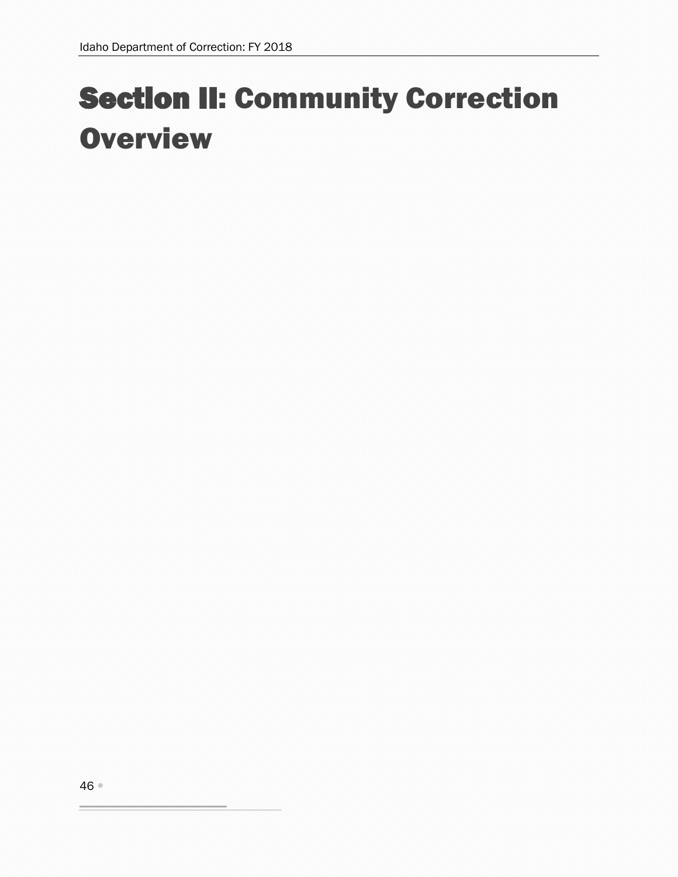# Section II: Community Correction Overview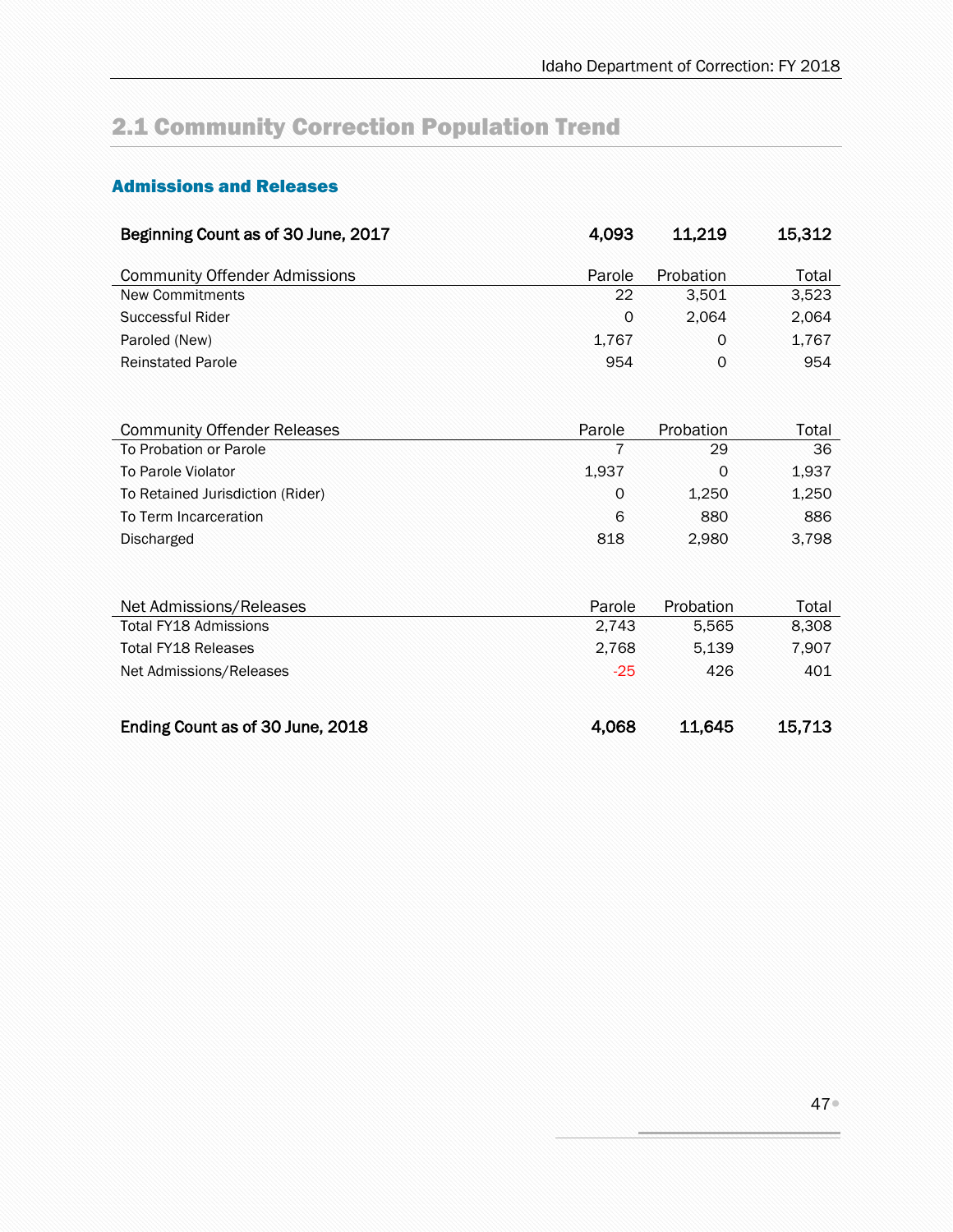## 2.1 Community Correction Population Trend

### Admissions and Releases

| **Beginning Count as of 30 June, 2017** | **4,093** | **11,219** | **15,312** |
|---|---|---|---|

| Community Offender Admissions | Parole | Probation | Total |
|---|---|---|---|
| New Commitments | 22 | 3,501 | 3,523 |
| Successful Rider | 0 | 2,064 | 2,064 |
| Paroled (New) | 1,767 | 0 | 1,767 |
| Reinstated Parole | 954 | 0 | 954 |

| Community Offender Releases | Parole | Probation | Total |
|---|---|---|---|
| To Probation or Parole | 7 | 29 | 36 |
| To Parole Violator | 1,937 | 0 | 1,937 |
| To Retained Jurisdiction (Rider) | 0 | 1,250 | 1,250 |
| To Term Incarceration | 6 | 880 | 886 |
| Discharged | 818 | 2,980 | 3,798 |

| Net Admissions/Releases | Parole | Probation | Total |
|---|---|---|---|
| Total FY18 Admissions | 2,743 | 5,565 | 8,308 |
| Total FY18 Releases | 2,768 | 5,139 | 7,907 |
| Net Admissions/Releases | -25 | 426 | 401 |

| **Ending Count as of 30 June, 2018** | **4,068** | **11,645** | **15,713** |
|---|---|---|---|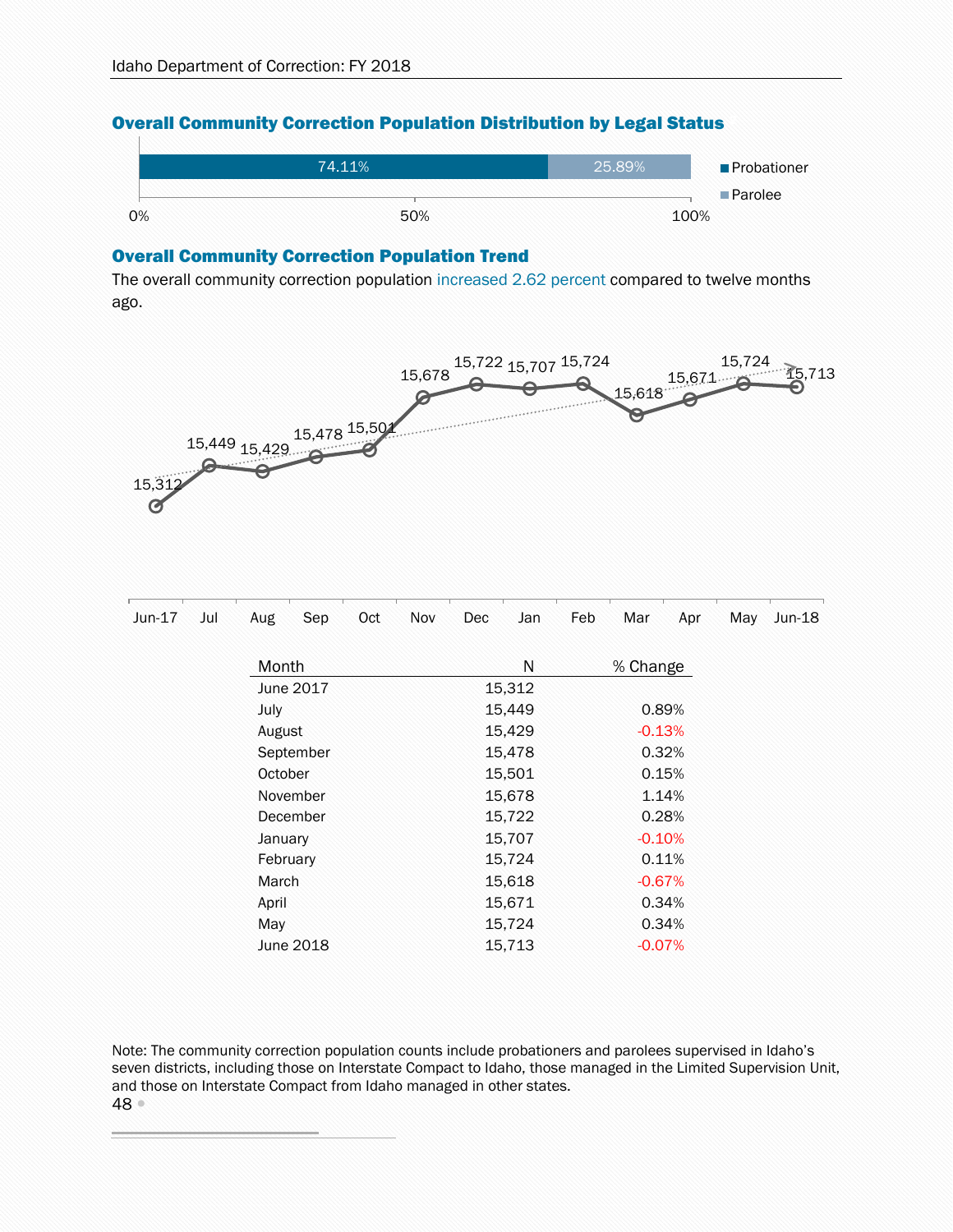## Overall Community Correction Population Distribution by Legal Status

| Legal Status | Percent |
|---|---|
| Probationer | 74.11% |
| Parolee | 25.89% |

## Overall Community Correction Population Trend

The overall community correction population increased 2.62 percent compared to twelve months ago.

| Month | N | % Change |
|---|---|---|
| June 2017 | 15,312 | |
| July | 15,449 | 0.89% |
| August | 15,429 | -0.13% |
| September | 15,478 | 0.32% |
| October | 15,501 | 0.15% |
| November | 15,678 | 1.14% |
| December | 15,722 | 0.28% |
| January | 15,707 | -0.10% |
| February | 15,724 | 0.11% |
| March | 15,618 | -0.67% |
| April | 15,671 | 0.34% |
| May | 15,724 | 0.34% |
| June 2018 | 15,713 | -0.07% |

Note: The community correction population counts include probationers and parolees supervised in Idaho's seven districts, including those on Interstate Compact to Idaho, those managed in the Limited Supervision Unit, and those on Interstate Compact from Idaho managed in other states.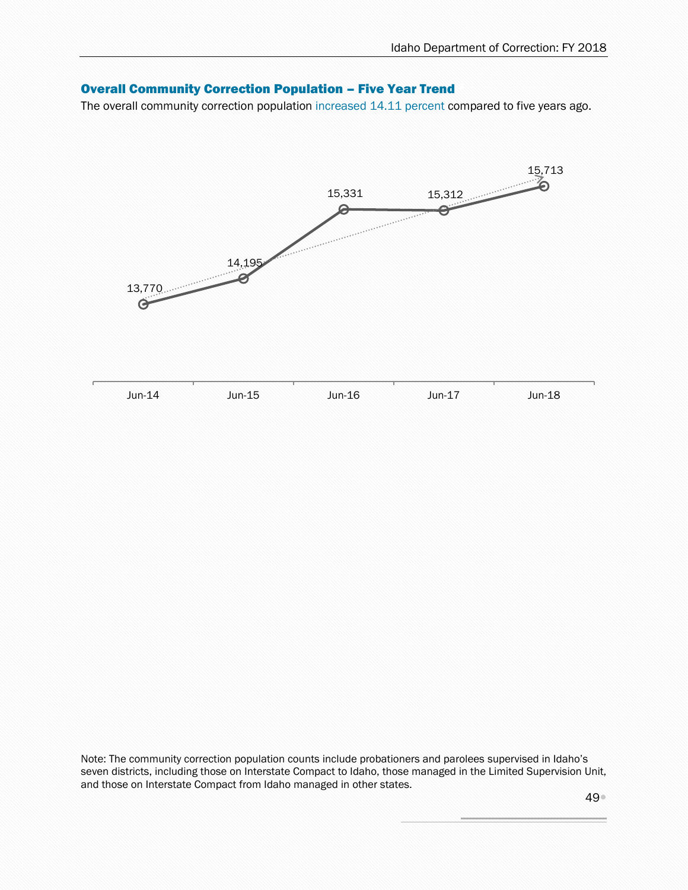## Overall Community Correction Population – Five Year Trend

The overall community correction population increased 14.11 percent compared to five years ago.

| Jun-14 | Jun-15 | Jun-16 | Jun-17 | Jun-18 |
|---|---|---|---|---|
| 13,770 | 14,195 | 15,331 | 15,312 | 15,713 |

Note: The community correction population counts include probationers and parolees supervised in Idaho's seven districts, including those on Interstate Compact to Idaho, those managed in the Limited Supervision Unit, and those on Interstate Compact from Idaho managed in other states.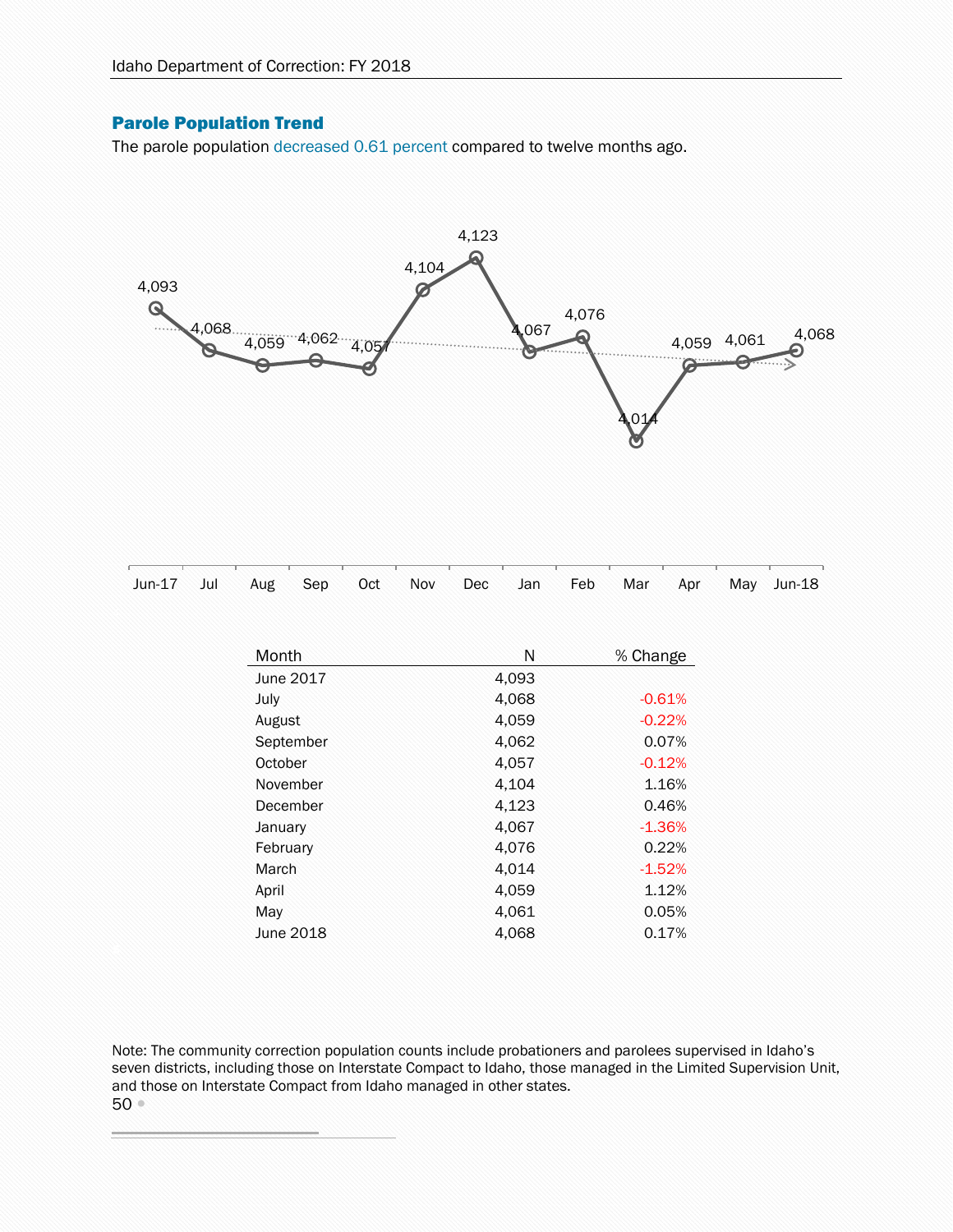## Parole Population Trend

The parole population decreased 0.61 percent compared to twelve months ago.

| Month | N | % Change |
|---|---|---|
| June 2017 | 4,093 | |
| July | 4,068 | -0.61% |
| August | 4,059 | -0.22% |
| September | 4,062 | 0.07% |
| October | 4,057 | -0.12% |
| November | 4,104 | 1.16% |
| December | 4,123 | 0.46% |
| January | 4,067 | -1.36% |
| February | 4,076 | 0.22% |
| March | 4,014 | -1.52% |
| April | 4,059 | 1.12% |
| May | 4,061 | 0.05% |
| June 2018 | 4,068 | 0.17% |

Note: The community correction population counts include probationers and parolees supervised in Idaho's seven districts, including those on Interstate Compact to Idaho, those managed in the Limited Supervision Unit, and those on Interstate Compact from Idaho managed in other states.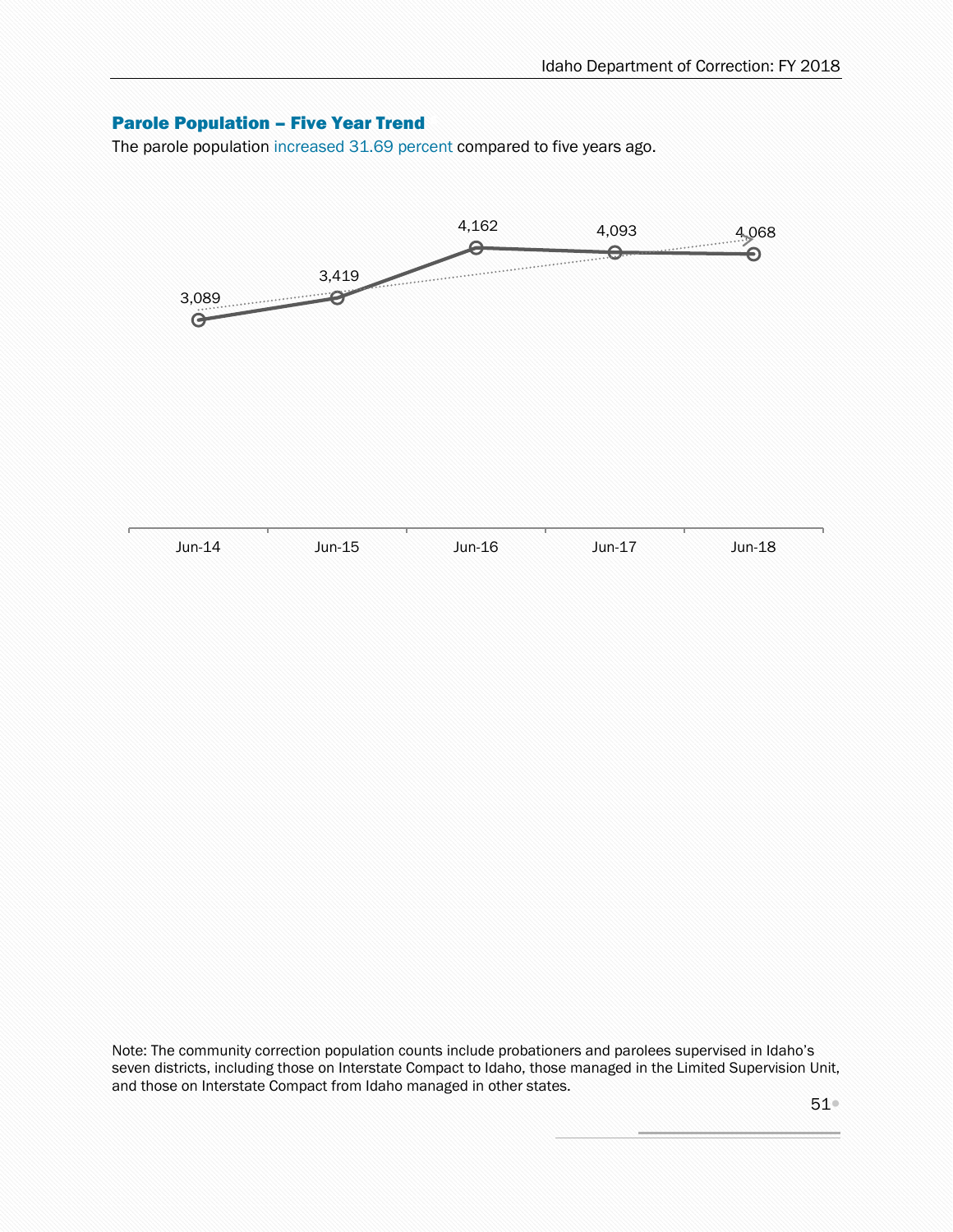### Parole Population – Five Year Trend

The parole population increased 31.69 percent compared to five years ago.

| Jun-14 | Jun-15 | Jun-16 | Jun-17 | Jun-18 |
|---|---|---|---|---|
| 3,089 | 3,419 | 4,162 | 4,093 | 4,068 |

Note: The community correction population counts include probationers and parolees supervised in Idaho's seven districts, including those on Interstate Compact to Idaho, those managed in the Limited Supervision Unit, and those on Interstate Compact from Idaho managed in other states.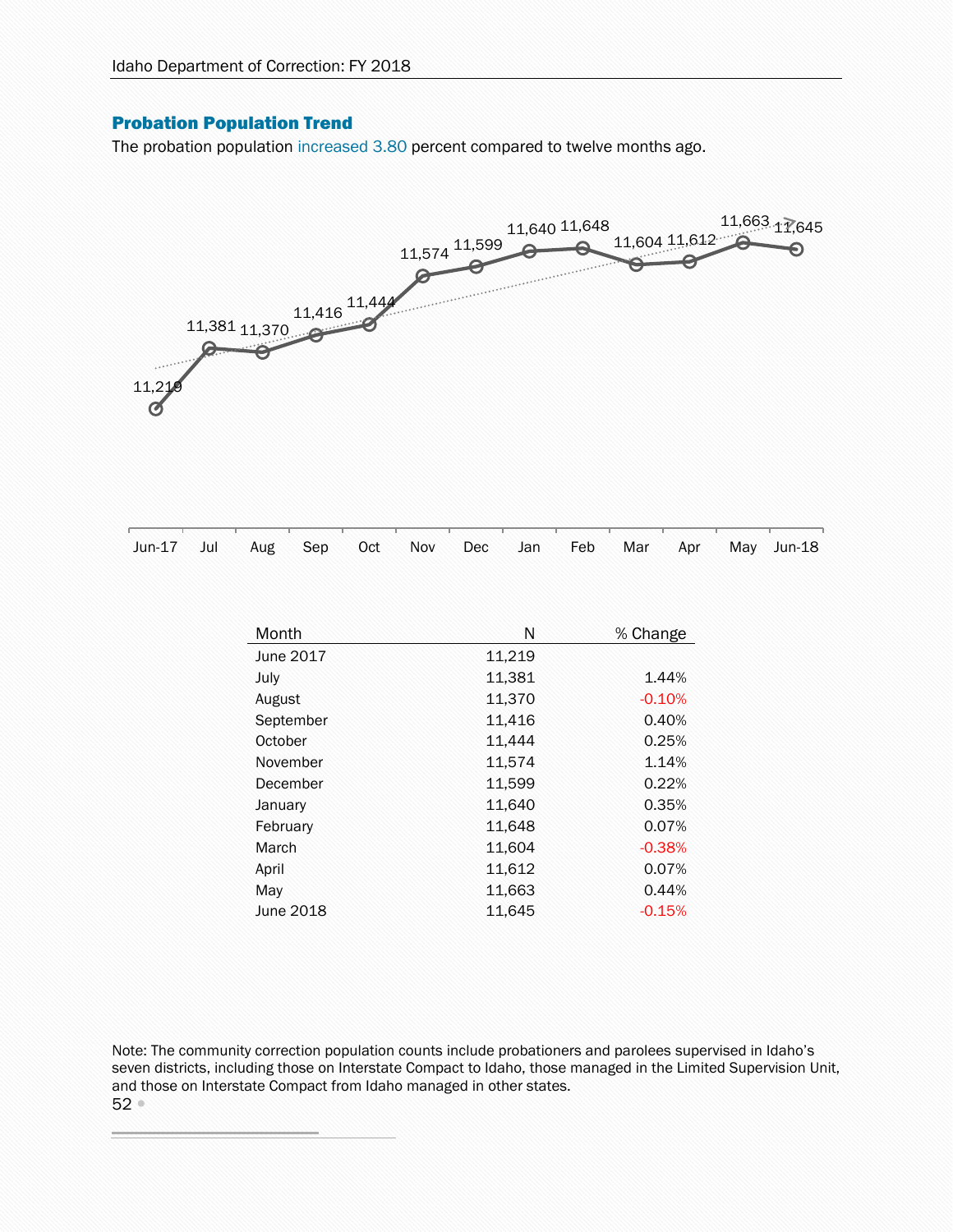## Probation Population Trend

The probation population increased 3.80 percent compared to twelve months ago.

| Month | N | % Change |
|---|---|---|
| June 2017 | 11,219 | |
| July | 11,381 | 1.44% |
| August | 11,370 | -0.10% |
| September | 11,416 | 0.40% |
| October | 11,444 | 0.25% |
| November | 11,574 | 1.14% |
| December | 11,599 | 0.22% |
| January | 11,640 | 0.35% |
| February | 11,648 | 0.07% |
| March | 11,604 | -0.38% |
| April | 11,612 | 0.07% |
| May | 11,663 | 0.44% |
| June 2018 | 11,645 | -0.15% |

Note: The community correction population counts include probationers and parolees supervised in Idaho's seven districts, including those on Interstate Compact to Idaho, those managed in the Limited Supervision Unit, and those on Interstate Compact from Idaho managed in other states.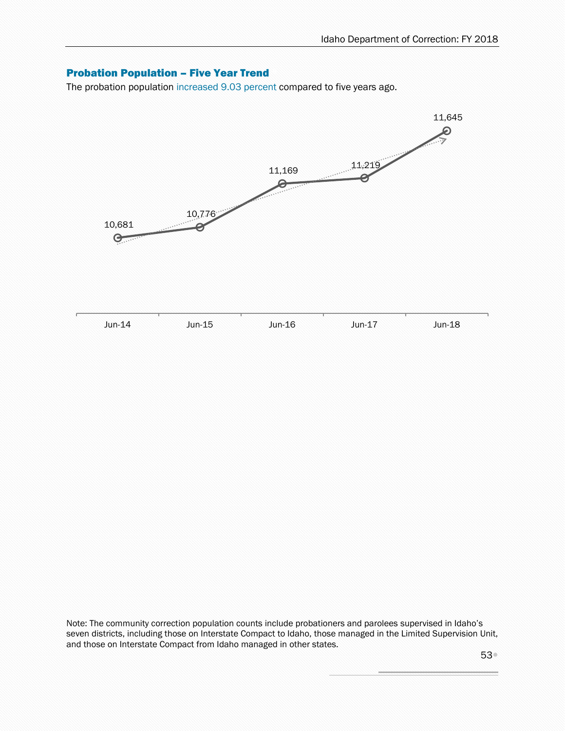## Probation Population – Five Year Trend

The probation population increased 9.03 percent compared to five years ago.

| | Jun-14 | Jun-15 | Jun-16 | Jun-17 | Jun-18 |
|---|---|---|---|---|---|
| Probation population | 10,681 | 10,776 | 11,169 | 11,219 | 11,645 |

Note: The community correction population counts include probationers and parolees supervised in Idaho's seven districts, including those on Interstate Compact to Idaho, those managed in the Limited Supervision Unit, and those on Interstate Compact from Idaho managed in other states.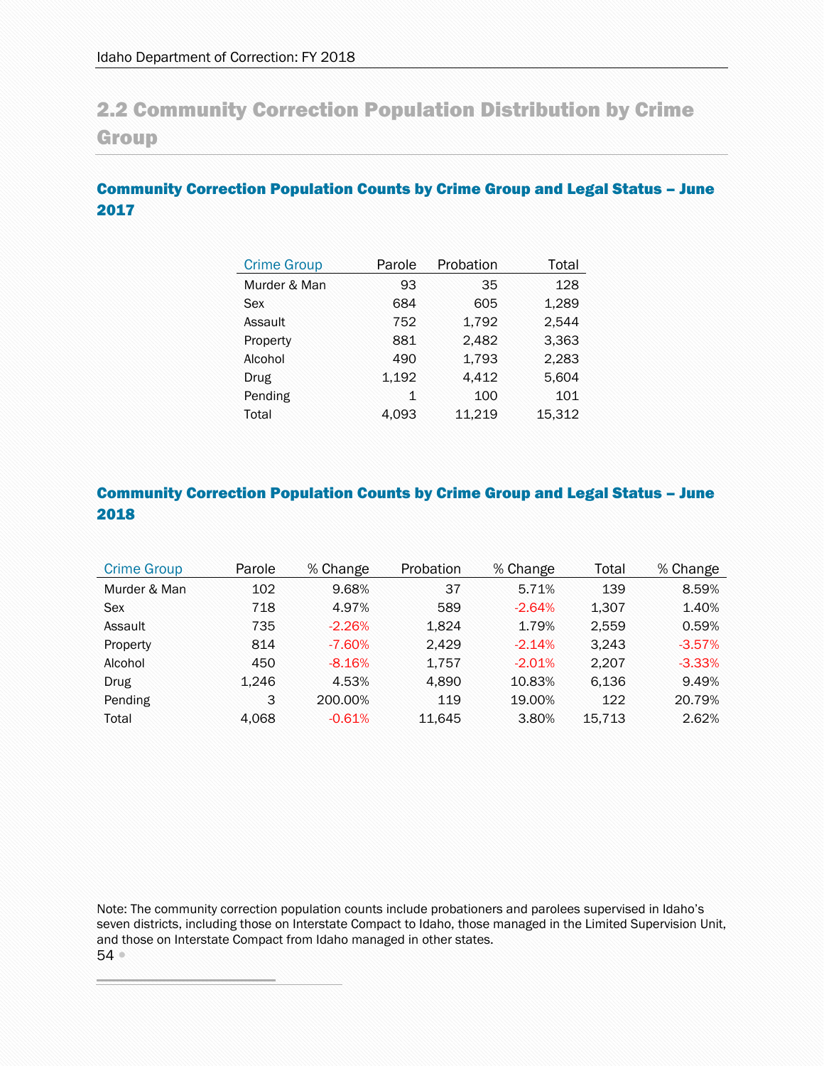## 2.2 Community Correction Population Distribution by Crime Group

### Community Correction Population Counts by Crime Group and Legal Status – June 2017

| Crime Group | Parole | Probation | Total |
|---|---|---|---|
| Murder & Man | 93 | 35 | 128 |
| Sex | 684 | 605 | 1,289 |
| Assault | 752 | 1,792 | 2,544 |
| Property | 881 | 2,482 | 3,363 |
| Alcohol | 490 | 1,793 | 2,283 |
| Drug | 1,192 | 4,412 | 5,604 |
| Pending | 1 | 100 | 101 |
| Total | 4,093 | 11,219 | 15,312 |

### Community Correction Population Counts by Crime Group and Legal Status – June 2018

| Crime Group | Parole | % Change | Probation | % Change | Total | % Change |
|---|---|---|---|---|---|---|
| Murder & Man | 102 | 9.68% | 37 | 5.71% | 139 | 8.59% |
| Sex | 718 | 4.97% | 589 | -2.64% | 1,307 | 1.40% |
| Assault | 735 | -2.26% | 1,824 | 1.79% | 2,559 | 0.59% |
| Property | 814 | -7.60% | 2,429 | -2.14% | 3,243 | -3.57% |
| Alcohol | 450 | -8.16% | 1,757 | -2.01% | 2,207 | -3.33% |
| Drug | 1,246 | 4.53% | 4,890 | 10.83% | 6,136 | 9.49% |
| Pending | 3 | 200.00% | 119 | 19.00% | 122 | 20.79% |
| Total | 4,068 | -0.61% | 11,645 | 3.80% | 15,713 | 2.62% |

Note: The community correction population counts include probationers and parolees supervised in Idaho's seven districts, including those on Interstate Compact to Idaho, those managed in the Limited Supervision Unit, and those on Interstate Compact from Idaho managed in other states.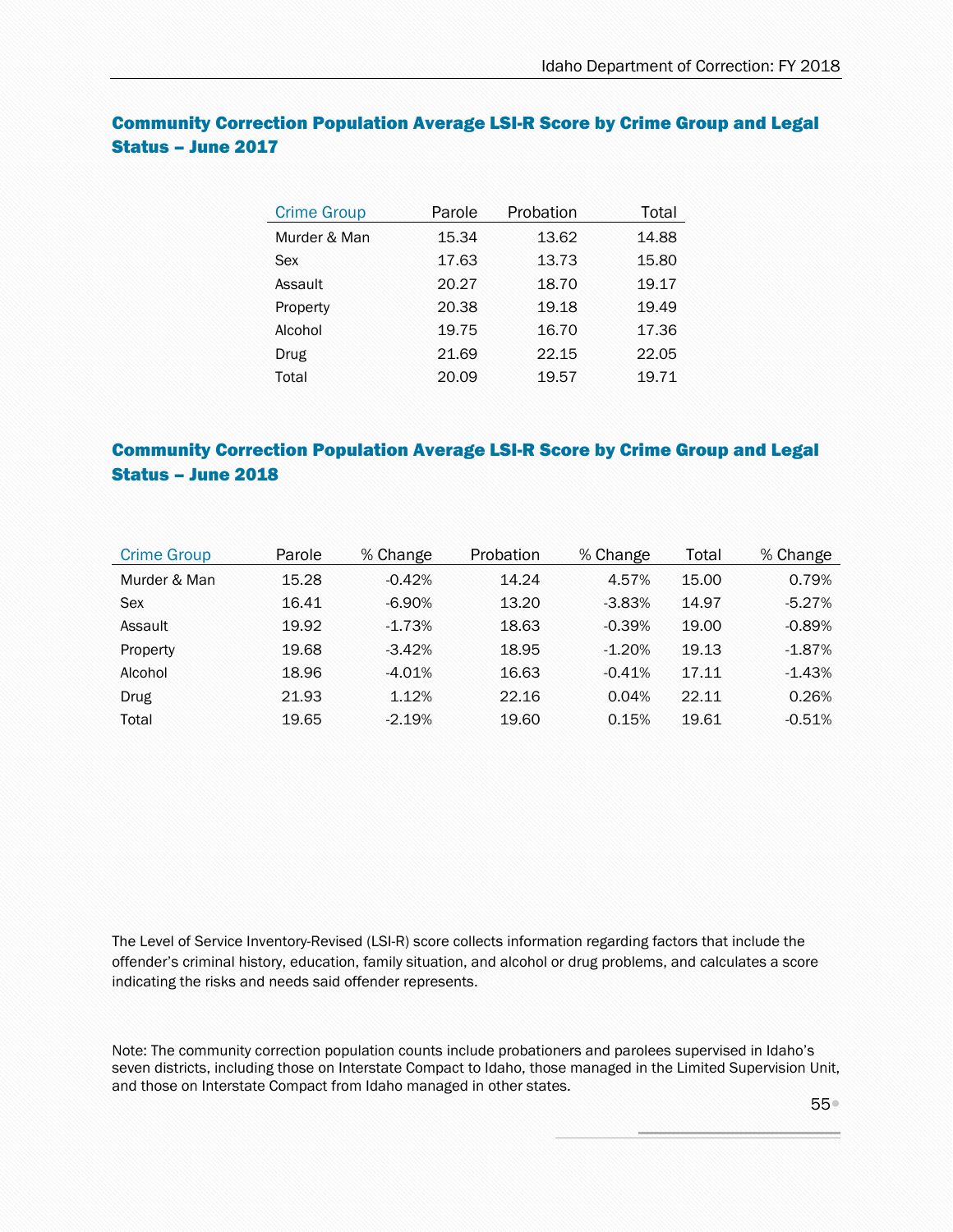## Community Correction Population Average LSI-R Score by Crime Group and Legal Status – June 2017

| Crime Group | Parole | Probation | Total |
|---|---|---|---|
| Murder & Man | 15.34 | 13.62 | 14.88 |
| Sex | 17.63 | 13.73 | 15.80 |
| Assault | 20.27 | 18.70 | 19.17 |
| Property | 20.38 | 19.18 | 19.49 |
| Alcohol | 19.75 | 16.70 | 17.36 |
| Drug | 21.69 | 22.15 | 22.05 |
| Total | 20.09 | 19.57 | 19.71 |

## Community Correction Population Average LSI-R Score by Crime Group and Legal Status – June 2018

| Crime Group | Parole | % Change | Probation | % Change | Total | % Change |
|---|---|---|---|---|---|---|
| Murder & Man | 15.28 | -0.42% | 14.24 | 4.57% | 15.00 | 0.79% |
| Sex | 16.41 | -6.90% | 13.20 | -3.83% | 14.97 | -5.27% |
| Assault | 19.92 | -1.73% | 18.63 | -0.39% | 19.00 | -0.89% |
| Property | 19.68 | -3.42% | 18.95 | -1.20% | 19.13 | -1.87% |
| Alcohol | 18.96 | -4.01% | 16.63 | -0.41% | 17.11 | -1.43% |
| Drug | 21.93 | 1.12% | 22.16 | 0.04% | 22.11 | 0.26% |
| Total | 19.65 | -2.19% | 19.60 | 0.15% | 19.61 | -0.51% |

The Level of Service Inventory-Revised (LSI-R) score collects information regarding factors that include the offender's criminal history, education, family situation, and alcohol or drug problems, and calculates a score indicating the risks and needs said offender represents.

Note: The community correction population counts include probationers and parolees supervised in Idaho's seven districts, including those on Interstate Compact to Idaho, those managed in the Limited Supervision Unit, and those on Interstate Compact from Idaho managed in other states.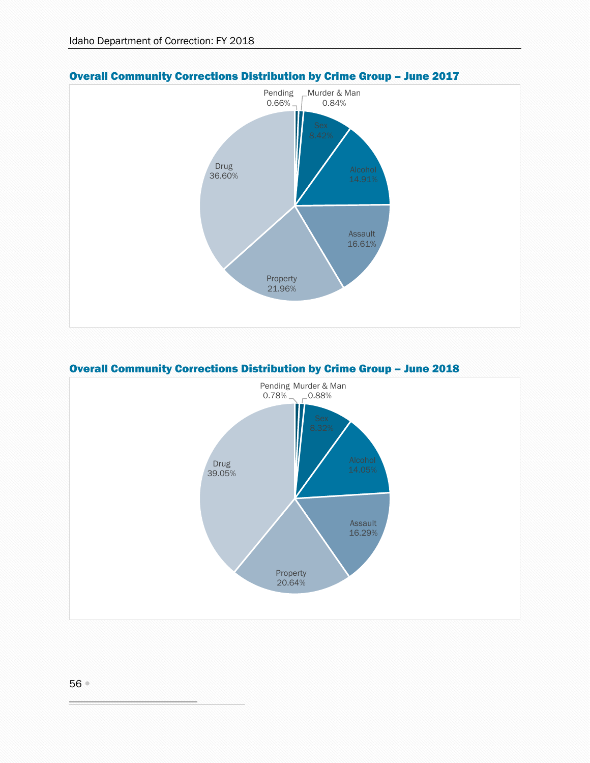## Overall Community Corrections Distribution by Crime Group – June 2017

Pending 0.66%
Murder & Man 0.84%
Sex 8.42%
Alcohol 14.91%
Assault 16.61%
Property 21.96%
Drug 36.60%

## Overall Community Corrections Distribution by Crime Group – June 2018

Pending 0.78%
Murder & Man 0.88%
Sex 8.32%
Alcohol 14.05%
Assault 16.29%
Property 20.64%
Drug 39.05%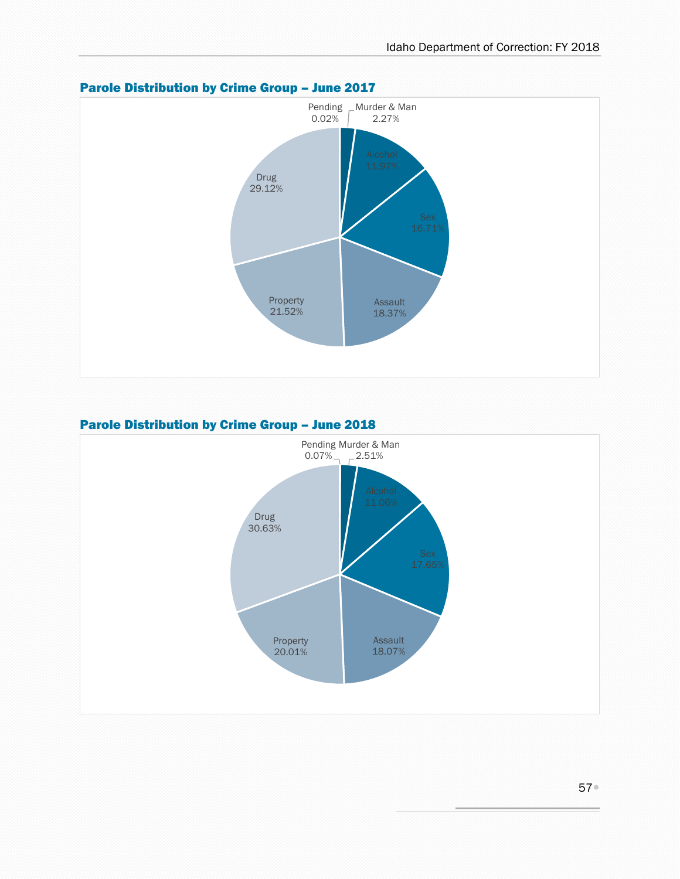## Parole Distribution by Crime Group – June 2017

| Crime Group | Percentage |
| --- | --- |
| Pending | 0.02% |
| Murder & Man | 2.27% |
| Alcohol | 11.97% |
| Sex | 16.71% |
| Assault | 18.37% |
| Property | 21.52% |
| Drug | 29.12% |

## Parole Distribution by Crime Group – June 2018

| Crime Group | Percentage |
| --- | --- |
| Pending | 0.07% |
| Murder & Man | 2.51% |
| Alcohol | 11.06% |
| Sex | 17.65% |
| Assault | 18.07% |
| Property | 20.01% |
| Drug | 30.63% |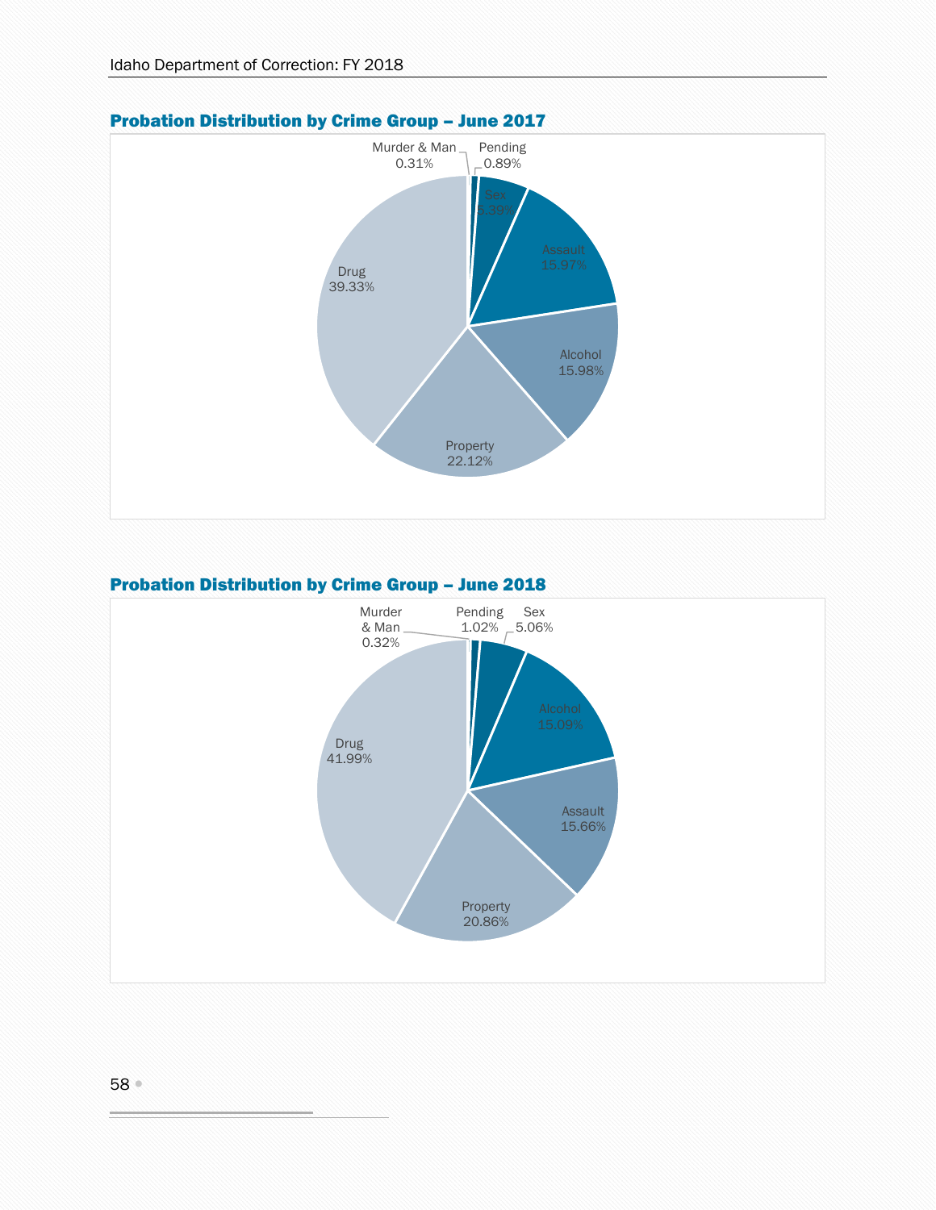## Probation Distribution by Crime Group – June 2017

| Crime Group | Percent |
|---|---|
| Murder & Man | 0.31% |
| Pending | 0.89% |
| Sex | 5.39% |
| Assault | 15.97% |
| Alcohol | 15.98% |
| Property | 22.12% |
| Drug | 39.33% |

## Probation Distribution by Crime Group – June 2018

| Crime Group | Percent |
|---|---|
| Murder & Man | 0.32% |
| Pending | 1.02% |
| Sex | 5.06% |
| Alcohol | 15.09% |
| Assault | 15.66% |
| Property | 20.86% |
| Drug | 41.99% |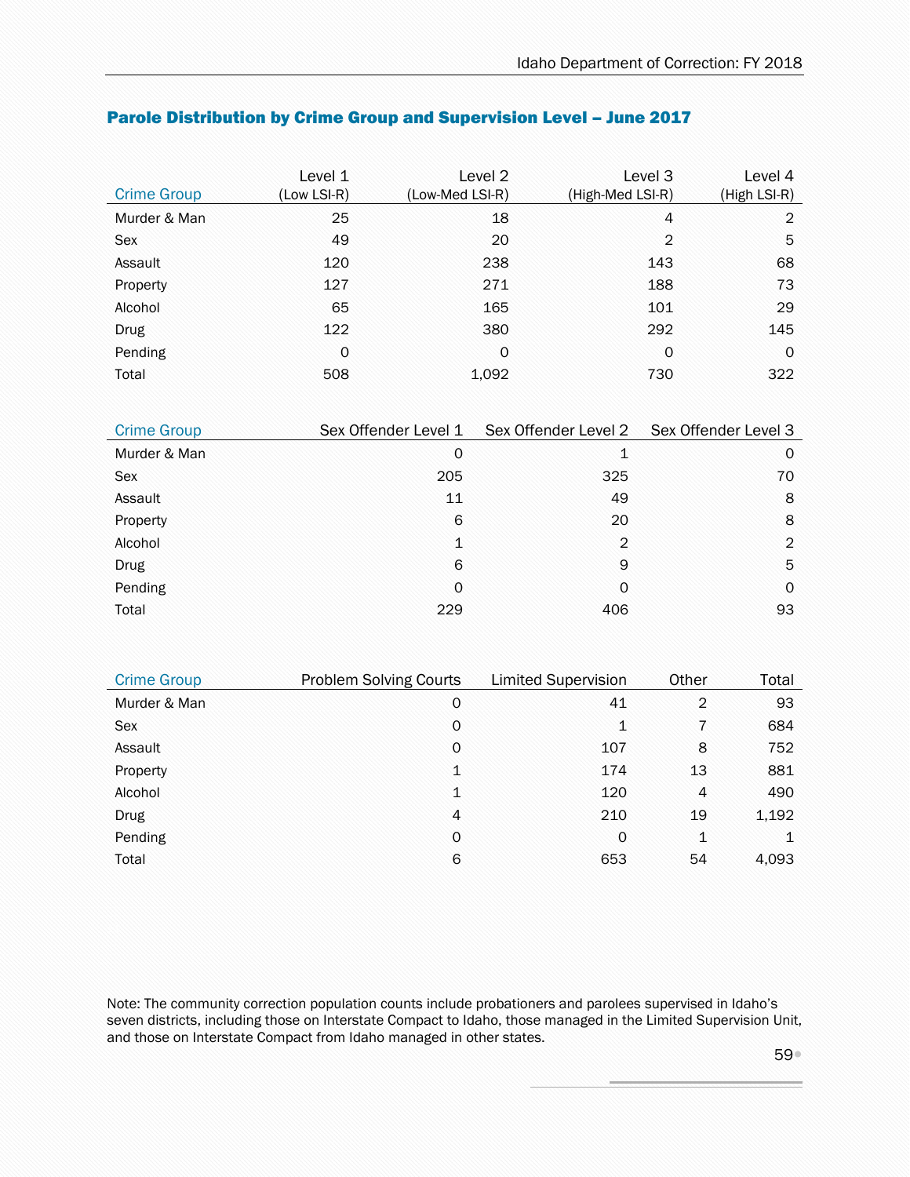## Parole Distribution by Crime Group and Supervision Level – June 2017

| Crime Group | Level 1 (Low LSI-R) | Level 2 (Low-Med LSI-R) | Level 3 (High-Med LSI-R) | Level 4 (High LSI-R) |
|---|---|---|---|---|
| Murder & Man | 25 | 18 | 4 | 2 |
| Sex | 49 | 20 | 2 | 5 |
| Assault | 120 | 238 | 143 | 68 |
| Property | 127 | 271 | 188 | 73 |
| Alcohol | 65 | 165 | 101 | 29 |
| Drug | 122 | 380 | 292 | 145 |
| Pending | 0 | 0 | 0 | 0 |
| Total | 508 | 1,092 | 730 | 322 |

| Crime Group | Sex Offender Level 1 | Sex Offender Level 2 | Sex Offender Level 3 |
|---|---|---|---|
| Murder & Man | 0 | 1 | 0 |
| Sex | 205 | 325 | 70 |
| Assault | 11 | 49 | 8 |
| Property | 6 | 20 | 8 |
| Alcohol | 1 | 2 | 2 |
| Drug | 6 | 9 | 5 |
| Pending | 0 | 0 | 0 |
| Total | 229 | 406 | 93 |

| Crime Group | Problem Solving Courts | Limited Supervision | Other | Total |
|---|---|---|---|---|
| Murder & Man | 0 | 41 | 2 | 93 |
| Sex | 0 | 1 | 7 | 684 |
| Assault | 0 | 107 | 8 | 752 |
| Property | 1 | 174 | 13 | 881 |
| Alcohol | 1 | 120 | 4 | 490 |
| Drug | 4 | 210 | 19 | 1,192 |
| Pending | 0 | 0 | 1 | 1 |
| Total | 6 | 653 | 54 | 4,093 |

Note: The community correction population counts include probationers and parolees supervised in Idaho's seven districts, including those on Interstate Compact to Idaho, those managed in the Limited Supervision Unit, and those on Interstate Compact from Idaho managed in other states.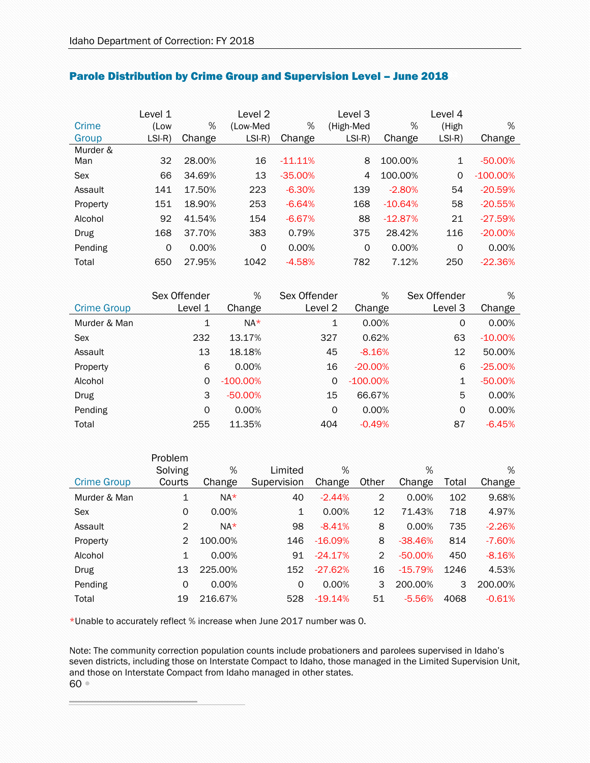## Parole Distribution by Crime Group and Supervision Level – June 2018

| Crime Group | Level 1 (Low LSI-R) | % Change | Level 2 (Low-Med LSI-R) | % Change | Level 3 (High-Med LSI-R) | % Change | Level 4 (High LSI-R) | % Change |
|---|---|---|---|---|---|---|---|---|
| Murder & Man | 32 | 28.00% | 16 | -11.11% | 8 | 100.00% | 1 | -50.00% |
| Sex | 66 | 34.69% | 13 | -35.00% | 4 | 100.00% | 0 | -100.00% |
| Assault | 141 | 17.50% | 223 | -6.30% | 139 | -2.80% | 54 | -20.59% |
| Property | 151 | 18.90% | 253 | -6.64% | 168 | -10.64% | 58 | -20.55% |
| Alcohol | 92 | 41.54% | 154 | -6.67% | 88 | -12.87% | 21 | -27.59% |
| Drug | 168 | 37.70% | 383 | 0.79% | 375 | 28.42% | 116 | -20.00% |
| Pending | 0 | 0.00% | 0 | 0.00% | 0 | 0.00% | 0 | 0.00% |
| Total | 650 | 27.95% | 1042 | -4.58% | 782 | 7.12% | 250 | -22.36% |

| Crime Group | Sex Offender Level 1 | % Change | Sex Offender Level 2 | % Change | Sex Offender Level 3 | % Change |
|---|---|---|---|---|---|---|
| Murder & Man | 1 | NA* | 1 | 0.00% | 0 | 0.00% |
| Sex | 232 | 13.17% | 327 | 0.62% | 63 | -10.00% |
| Assault | 13 | 18.18% | 45 | -8.16% | 12 | 50.00% |
| Property | 6 | 0.00% | 16 | -20.00% | 6 | -25.00% |
| Alcohol | 0 | -100.00% | 0 | -100.00% | 1 | -50.00% |
| Drug | 3 | -50.00% | 15 | 66.67% | 5 | 0.00% |
| Pending | 0 | 0.00% | 0 | 0.00% | 0 | 0.00% |
| Total | 255 | 11.35% | 404 | -0.49% | 87 | -6.45% |

| Crime Group | Problem Solving Courts | % Change | Limited Supervision | % Change | Other | % Change | Total | % Change |
|---|---|---|---|---|---|---|---|---|
| Murder & Man | 1 | NA* | 40 | -2.44% | 2 | 0.00% | 102 | 9.68% |
| Sex | 0 | 0.00% | 1 | 0.00% | 12 | 71.43% | 718 | 4.97% |
| Assault | 2 | NA* | 98 | -8.41% | 8 | 0.00% | 735 | -2.26% |
| Property | 2 | 100.00% | 146 | -16.09% | 8 | -38.46% | 814 | -7.60% |
| Alcohol | 1 | 0.00% | 91 | -24.17% | 2 | -50.00% | 450 | -8.16% |
| Drug | 13 | 225.00% | 152 | -27.62% | 16 | -15.79% | 1246 | 4.53% |
| Pending | 0 | 0.00% | 0 | 0.00% | 3 | 200.00% | 3 | 200.00% |
| Total | 19 | 216.67% | 528 | -19.14% | 51 | -5.56% | 4068 | -0.61% |

*Unable to accurately reflect % increase when June 2017 number was 0.

Note: The community correction population counts include probationers and parolees supervised in Idaho's seven districts, including those on Interstate Compact to Idaho, those managed in the Limited Supervision Unit, and those on Interstate Compact from Idaho managed in other states.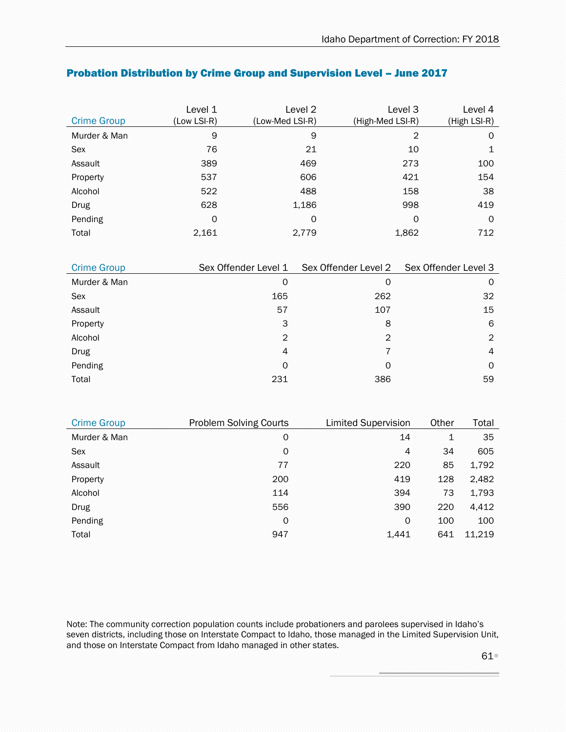## Probation Distribution by Crime Group and Supervision Level – June 2017

| Crime Group | Level 1 (Low LSI-R) | Level 2 (Low-Med LSI-R) | Level 3 (High-Med LSI-R) | Level 4 (High LSI-R) |
|---|---|---|---|---|
| Murder & Man | 9 | 9 | 2 | 0 |
| Sex | 76 | 21 | 10 | 1 |
| Assault | 389 | 469 | 273 | 100 |
| Property | 537 | 606 | 421 | 154 |
| Alcohol | 522 | 488 | 158 | 38 |
| Drug | 628 | 1,186 | 998 | 419 |
| Pending | 0 | 0 | 0 | 0 |
| Total | 2,161 | 2,779 | 1,862 | 712 |

| Crime Group | Sex Offender Level 1 | Sex Offender Level 2 | Sex Offender Level 3 |
|---|---|---|---|
| Murder & Man | 0 | 0 | 0 |
| Sex | 165 | 262 | 32 |
| Assault | 57 | 107 | 15 |
| Property | 3 | 8 | 6 |
| Alcohol | 2 | 2 | 2 |
| Drug | 4 | 7 | 4 |
| Pending | 0 | 0 | 0 |
| Total | 231 | 386 | 59 |

| Crime Group | Problem Solving Courts | Limited Supervision | Other | Total |
|---|---|---|---|---|
| Murder & Man | 0 | 14 | 1 | 35 |
| Sex | 0 | 4 | 34 | 605 |
| Assault | 77 | 220 | 85 | 1,792 |
| Property | 200 | 419 | 128 | 2,482 |
| Alcohol | 114 | 394 | 73 | 1,793 |
| Drug | 556 | 390 | 220 | 4,412 |
| Pending | 0 | 0 | 100 | 100 |
| Total | 947 | 1,441 | 641 | 11,219 |

Note: The community correction population counts include probationers and parolees supervised in Idaho's seven districts, including those on Interstate Compact to Idaho, those managed in the Limited Supervision Unit, and those on Interstate Compact from Idaho managed in other states.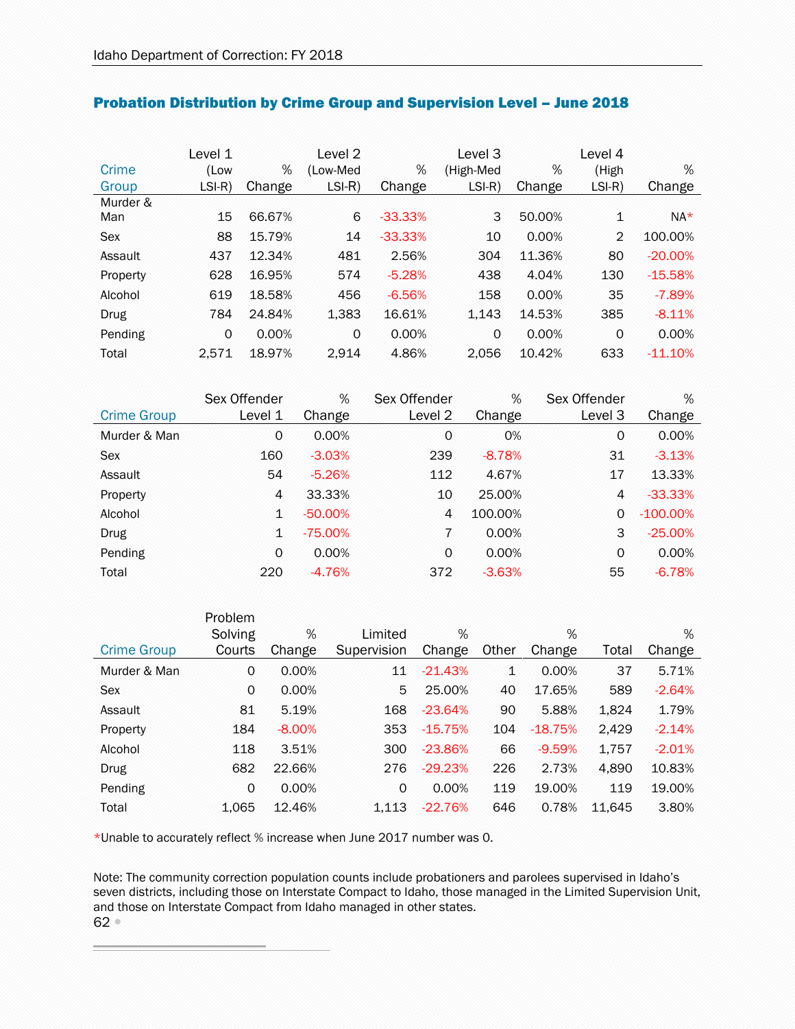## Probation Distribution by Crime Group and Supervision Level – June 2018

| Crime Group | Level 1 (Low LSI-R) | % Change | Level 2 (Low-Med LSI-R) | % Change | Level 3 (High-Med LSI-R) | % Change | Level 4 (High LSI-R) | % Change |
|---|---|---|---|---|---|---|---|---|
| Murder & Man | 15 | 66.67% | 6 | -33.33% | 3 | 50.00% | 1 | NA* |
| Sex | 88 | 15.79% | 14 | -33.33% | 10 | 0.00% | 2 | 100.00% |
| Assault | 437 | 12.34% | 481 | 2.56% | 304 | 11.36% | 80 | -20.00% |
| Property | 628 | 16.95% | 574 | -5.28% | 438 | 4.04% | 130 | -15.58% |
| Alcohol | 619 | 18.58% | 456 | -6.56% | 158 | 0.00% | 35 | -7.89% |
| Drug | 784 | 24.84% | 1,383 | 16.61% | 1,143 | 14.53% | 385 | -8.11% |
| Pending | 0 | 0.00% | 0 | 0.00% | 0 | 0.00% | 0 | 0.00% |
| Total | 2,571 | 18.97% | 2,914 | 4.86% | 2,056 | 10.42% | 633 | -11.10% |

| Crime Group | Sex Offender Level 1 | % Change | Sex Offender Level 2 | % Change | Sex Offender Level 3 | % Change |
|---|---|---|---|---|---|---|
| Murder & Man | 0 | 0.00% | 0 | 0% | 0 | 0.00% |
| Sex | 160 | -3.03% | 239 | -8.78% | 31 | -3.13% |
| Assault | 54 | -5.26% | 112 | 4.67% | 17 | 13.33% |
| Property | 4 | 33.33% | 10 | 25.00% | 4 | -33.33% |
| Alcohol | 1 | -50.00% | 4 | 100.00% | 0 | -100.00% |
| Drug | 1 | -75.00% | 7 | 0.00% | 3 | -25.00% |
| Pending | 0 | 0.00% | 0 | 0.00% | 0 | 0.00% |
| Total | 220 | -4.76% | 372 | -3.63% | 55 | -6.78% |

| Crime Group | Problem Solving Courts | % Change | Limited Supervision | % Change | Other | % Change | Total | % Change |
|---|---|---|---|---|---|---|---|---|
| Murder & Man | 0 | 0.00% | 11 | -21.43% | 1 | 0.00% | 37 | 5.71% |
| Sex | 0 | 0.00% | 5 | 25.00% | 40 | 17.65% | 589 | -2.64% |
| Assault | 81 | 5.19% | 168 | -23.64% | 90 | 5.88% | 1,824 | 1.79% |
| Property | 184 | -8.00% | 353 | -15.75% | 104 | -18.75% | 2,429 | -2.14% |
| Alcohol | 118 | 3.51% | 300 | -23.86% | 66 | -9.59% | 1,757 | -2.01% |
| Drug | 682 | 22.66% | 276 | -29.23% | 226 | 2.73% | 4,890 | 10.83% |
| Pending | 0 | 0.00% | 0 | 0.00% | 119 | 19.00% | 119 | 19.00% |
| Total | 1,065 | 12.46% | 1,113 | -22.76% | 646 | 0.78% | 11,645 | 3.80% |

*Unable to accurately reflect % increase when June 2017 number was 0.

Note: The community correction population counts include probationers and parolees supervised in Idaho's seven districts, including those on Interstate Compact to Idaho, those managed in the Limited Supervision Unit, and those on Interstate Compact from Idaho managed in other states.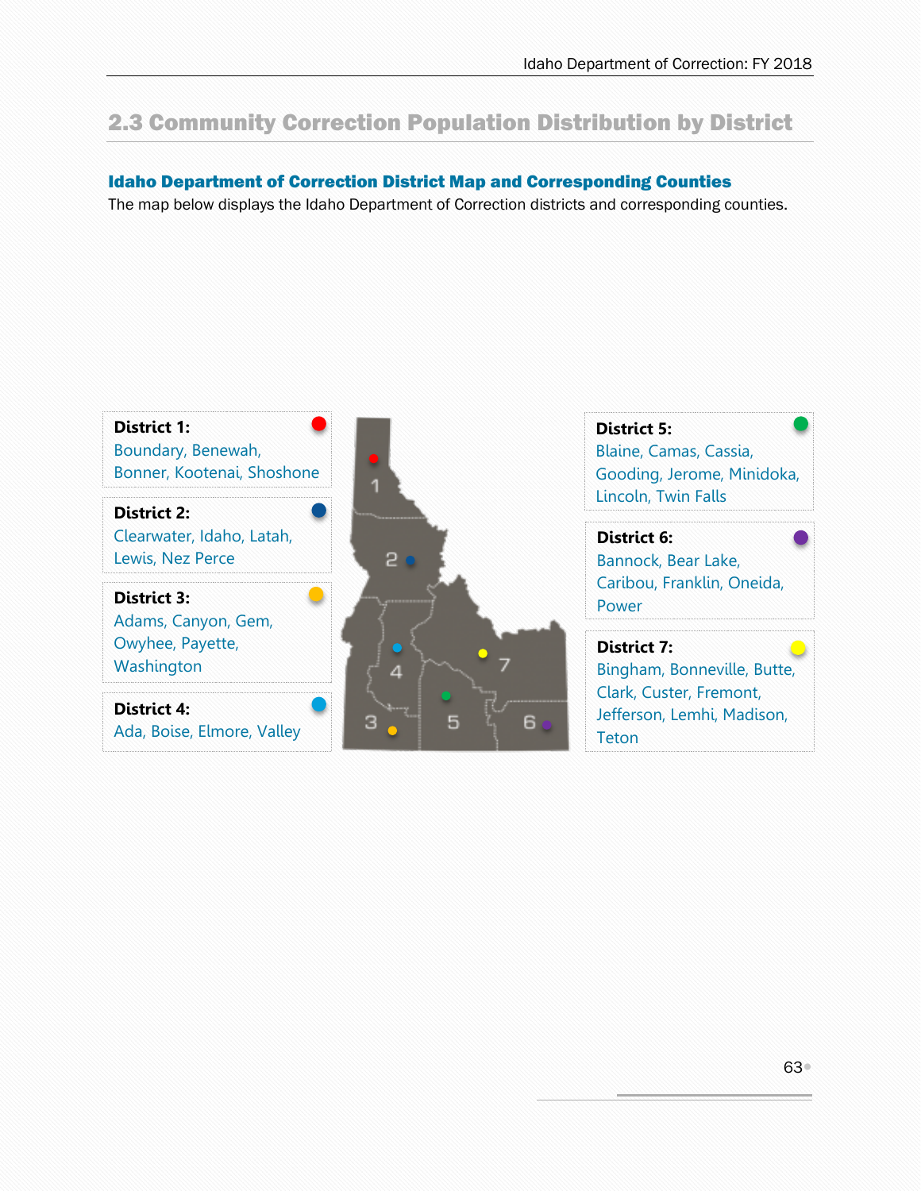## 2.3 Community Correction Population Distribution by District

### Idaho Department of Correction District Map and Corresponding Counties

The map below displays the Idaho Department of Correction districts and corresponding counties.

**District 1:**
Boundary, Benewah, Bonner, Kootenai, Shoshone

**District 2:**
Clearwater, Idaho, Latah, Lewis, Nez Perce

**District 3:**
Adams, Canyon, Gem, Owyhee, Payette, Washington

**District 4:**
Ada, Boise, Elmore, Valley

**District 5:**
Blaine, Camas, Cassia, Gooding, Jerome, Minidoka, Lincoln, Twin Falls

**District 6:**
Bannock, Bear Lake, Caribou, Franklin, Oneida, Power

**District 7:**
Bingham, Bonneville, Butte, Clark, Custer, Fremont, Jefferson, Lemhi, Madison, Teton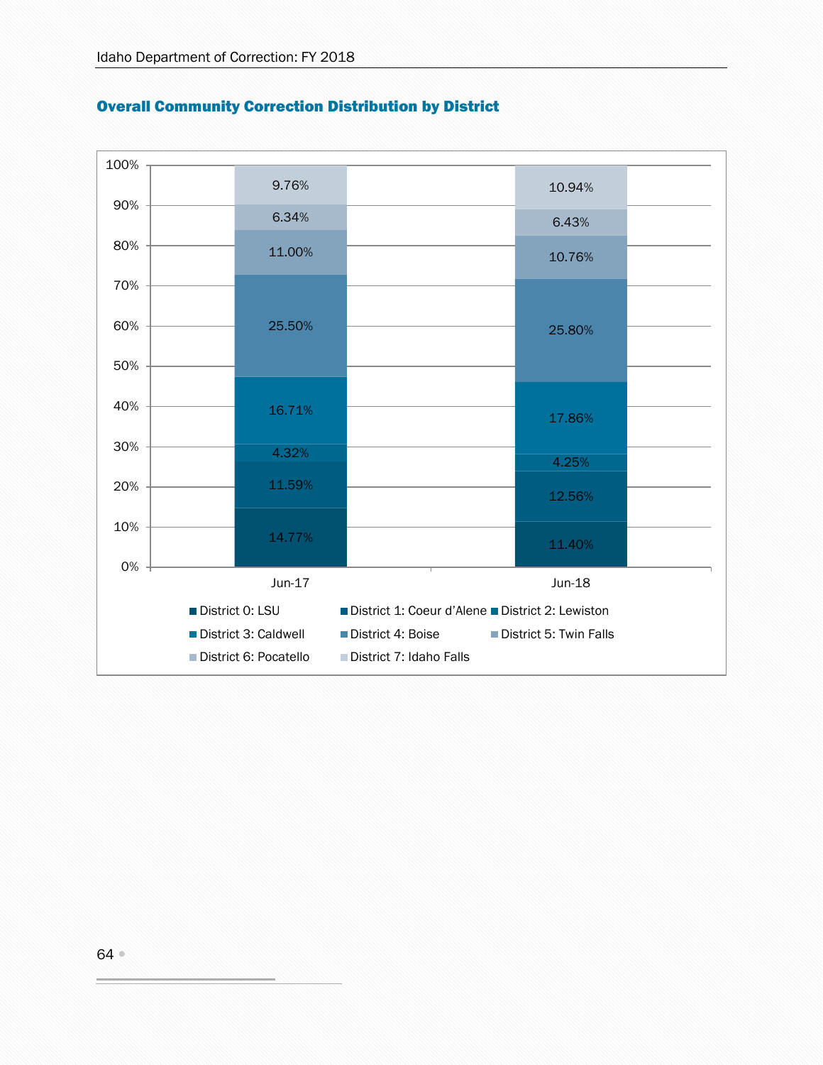### Overall Community Correction Distribution by District

| District | Jun-17 | Jun-18 |
| --- | --- | --- |
| District 0: LSU | 14.77% | 11.40% |
| District 1: Coeur d'Alene | 11.59% | 12.56% |
| District 2: Lewiston | 4.32% | 4.25% |
| District 3: Caldwell | 16.71% | 17.86% |
| District 4: Boise | 25.50% | 25.80% |
| District 5: Twin Falls | 11.00% | 10.76% |
| District 6: Pocatello | 6.34% | 6.43% |
| District 7: Idaho Falls | 9.76% | 10.94% |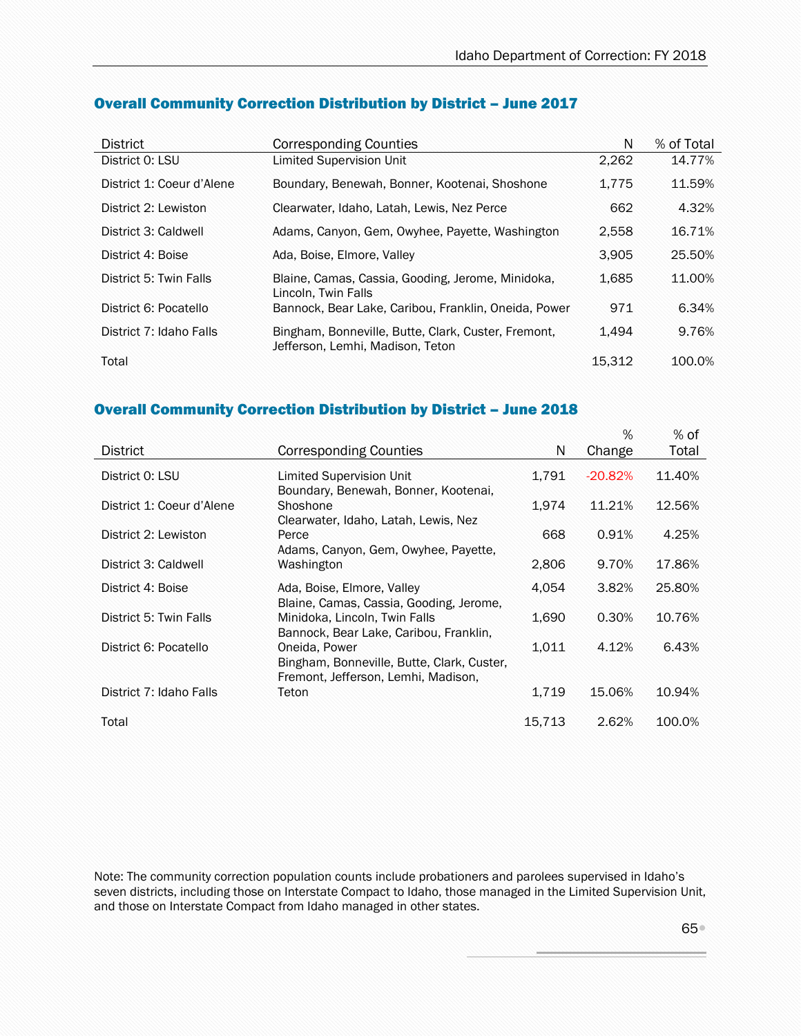## Overall Community Correction Distribution by District – June 2017

| District | Corresponding Counties | N | % of Total |
|---|---|---|---|
| District 0: LSU | Limited Supervision Unit | 2,262 | 14.77% |
| District 1: Coeur d'Alene | Boundary, Benewah, Bonner, Kootenai, Shoshone | 1,775 | 11.59% |
| District 2: Lewiston | Clearwater, Idaho, Latah, Lewis, Nez Perce | 662 | 4.32% |
| District 3: Caldwell | Adams, Canyon, Gem, Owyhee, Payette, Washington | 2,558 | 16.71% |
| District 4: Boise | Ada, Boise, Elmore, Valley | 3,905 | 25.50% |
| District 5: Twin Falls | Blaine, Camas, Cassia, Gooding, Jerome, Minidoka, Lincoln, Twin Falls | 1,685 | 11.00% |
| District 6: Pocatello | Bannock, Bear Lake, Caribou, Franklin, Oneida, Power | 971 | 6.34% |
| District 7: Idaho Falls | Bingham, Bonneville, Butte, Clark, Custer, Fremont, Jefferson, Lemhi, Madison, Teton | 1,494 | 9.76% |
| Total | | 15,312 | 100.0% |

## Overall Community Correction Distribution by District – June 2018

| District | Corresponding Counties | N | % Change | % of Total |
|---|---|---|---|---|
| District 0: LSU | Limited Supervision Unit | 1,791 | -20.82% | 11.40% |
| District 1: Coeur d'Alene | Boundary, Benewah, Bonner, Kootenai, Shoshone | 1,974 | 11.21% | 12.56% |
| District 2: Lewiston | Clearwater, Idaho, Latah, Lewis, Nez Perce | 668 | 0.91% | 4.25% |
| District 3: Caldwell | Adams, Canyon, Gem, Owyhee, Payette, Washington | 2,806 | 9.70% | 17.86% |
| District 4: Boise | Ada, Boise, Elmore, Valley | 4,054 | 3.82% | 25.80% |
| District 5: Twin Falls | Blaine, Camas, Cassia, Gooding, Jerome, Minidoka, Lincoln, Twin Falls | 1,690 | 0.30% | 10.76% |
| District 6: Pocatello | Bannock, Bear Lake, Caribou, Franklin, Oneida, Power | 1,011 | 4.12% | 6.43% |
| District 7: Idaho Falls | Bingham, Bonneville, Butte, Clark, Custer, Fremont, Jefferson, Lemhi, Madison, Teton | 1,719 | 15.06% | 10.94% |
| Total | | 15,713 | 2.62% | 100.0% |

Note: The community correction population counts include probationers and parolees supervised in Idaho's seven districts, including those on Interstate Compact to Idaho, those managed in the Limited Supervision Unit, and those on Interstate Compact from Idaho managed in other states.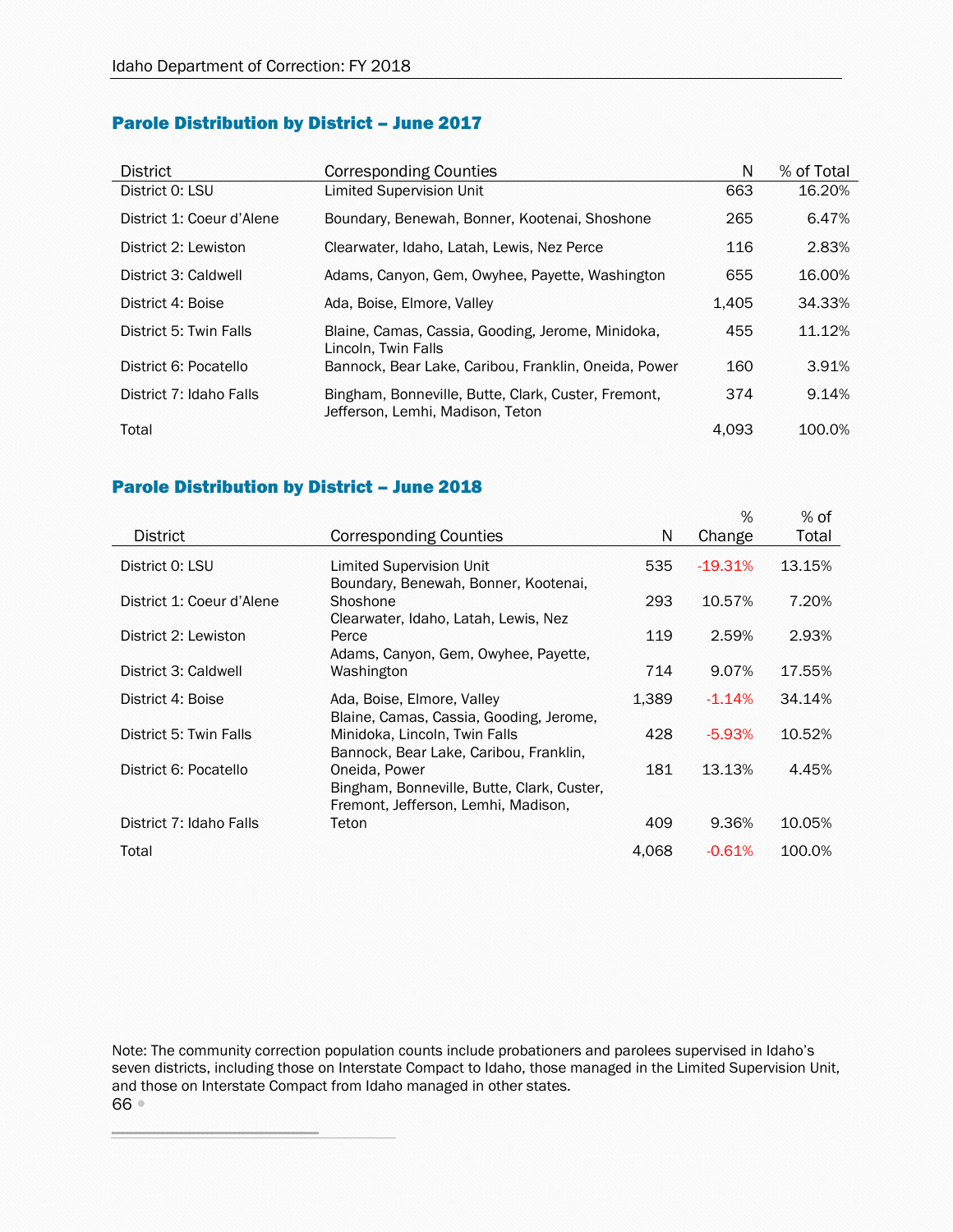## Parole Distribution by District – June 2017

| District | Corresponding Counties | N | % of Total |
|---|---|---|---|
| District 0: LSU | Limited Supervision Unit | 663 | 16.20% |
| District 1: Coeur d'Alene | Boundary, Benewah, Bonner, Kootenai, Shoshone | 265 | 6.47% |
| District 2: Lewiston | Clearwater, Idaho, Latah, Lewis, Nez Perce | 116 | 2.83% |
| District 3: Caldwell | Adams, Canyon, Gem, Owyhee, Payette, Washington | 655 | 16.00% |
| District 4: Boise | Ada, Boise, Elmore, Valley | 1,405 | 34.33% |
| District 5: Twin Falls | Blaine, Camas, Cassia, Gooding, Jerome, Minidoka, Lincoln, Twin Falls | 455 | 11.12% |
| District 6: Pocatello | Bannock, Bear Lake, Caribou, Franklin, Oneida, Power | 160 | 3.91% |
| District 7: Idaho Falls | Bingham, Bonneville, Butte, Clark, Custer, Fremont, Jefferson, Lemhi, Madison, Teton | 374 | 9.14% |
| Total | | 4,093 | 100.0% |

## Parole Distribution by District – June 2018

| District | Corresponding Counties | N | % Change | % of Total |
|---|---|---|---|---|
| District 0: LSU | Limited Supervision Unit | 535 | -19.31% | 13.15% |
| District 1: Coeur d'Alene | Boundary, Benewah, Bonner, Kootenai, Shoshone | 293 | 10.57% | 7.20% |
| District 2: Lewiston | Clearwater, Idaho, Latah, Lewis, Nez Perce | 119 | 2.59% | 2.93% |
| District 3: Caldwell | Adams, Canyon, Gem, Owyhee, Payette, Washington | 714 | 9.07% | 17.55% |
| District 4: Boise | Ada, Boise, Elmore, Valley | 1,389 | -1.14% | 34.14% |
| District 5: Twin Falls | Blaine, Camas, Cassia, Gooding, Jerome, Minidoka, Lincoln, Twin Falls | 428 | -5.93% | 10.52% |
| District 6: Pocatello | Bannock, Bear Lake, Caribou, Franklin, Oneida, Power | 181 | 13.13% | 4.45% |
| District 7: Idaho Falls | Bingham, Bonneville, Butte, Clark, Custer, Fremont, Jefferson, Lemhi, Madison, Teton | 409 | 9.36% | 10.05% |
| Total | | 4,068 | -0.61% | 100.0% |

Note: The community correction population counts include probationers and parolees supervised in Idaho's seven districts, including those on Interstate Compact to Idaho, those managed in the Limited Supervision Unit, and those on Interstate Compact from Idaho managed in other states.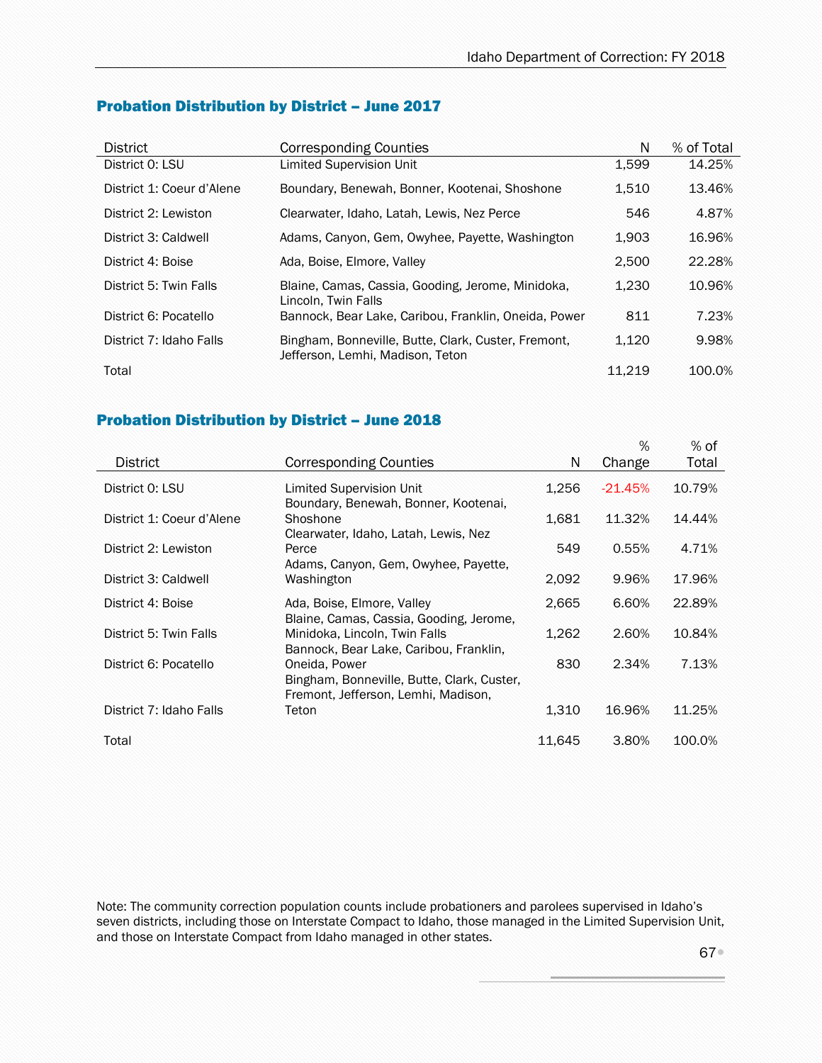## Probation Distribution by District – June 2017

| District | Corresponding Counties | N | % of Total |
|---|---|---|---|
| District 0: LSU | Limited Supervision Unit | 1,599 | 14.25% |
| District 1: Coeur d'Alene | Boundary, Benewah, Bonner, Kootenai, Shoshone | 1,510 | 13.46% |
| District 2: Lewiston | Clearwater, Idaho, Latah, Lewis, Nez Perce | 546 | 4.87% |
| District 3: Caldwell | Adams, Canyon, Gem, Owyhee, Payette, Washington | 1,903 | 16.96% |
| District 4: Boise | Ada, Boise, Elmore, Valley | 2,500 | 22.28% |
| District 5: Twin Falls | Blaine, Camas, Cassia, Gooding, Jerome, Minidoka, Lincoln, Twin Falls | 1,230 | 10.96% |
| District 6: Pocatello | Bannock, Bear Lake, Caribou, Franklin, Oneida, Power | 811 | 7.23% |
| District 7: Idaho Falls | Bingham, Bonneville, Butte, Clark, Custer, Fremont, Jefferson, Lemhi, Madison, Teton | 1,120 | 9.98% |
| Total | | 11,219 | 100.0% |

## Probation Distribution by District – June 2018

| District | Corresponding Counties | N | % Change | % of Total |
|---|---|---|---|---|
| District 0: LSU | Limited Supervision Unit | 1,256 | -21.45% | 10.79% |
| District 1: Coeur d'Alene | Boundary, Benewah, Bonner, Kootenai, Shoshone | 1,681 | 11.32% | 14.44% |
| District 2: Lewiston | Clearwater, Idaho, Latah, Lewis, Nez Perce | 549 | 0.55% | 4.71% |
| District 3: Caldwell | Adams, Canyon, Gem, Owyhee, Payette, Washington | 2,092 | 9.96% | 17.96% |
| District 4: Boise | Ada, Boise, Elmore, Valley | 2,665 | 6.60% | 22.89% |
| District 5: Twin Falls | Blaine, Camas, Cassia, Gooding, Jerome, Minidoka, Lincoln, Twin Falls | 1,262 | 2.60% | 10.84% |
| District 6: Pocatello | Bannock, Bear Lake, Caribou, Franklin, Oneida, Power | 830 | 2.34% | 7.13% |
| District 7: Idaho Falls | Bingham, Bonneville, Butte, Clark, Custer, Fremont, Jefferson, Lemhi, Madison, Teton | 1,310 | 16.96% | 11.25% |
| Total | | 11,645 | 3.80% | 100.0% |

Note: The community correction population counts include probationers and parolees supervised in Idaho's seven districts, including those on Interstate Compact to Idaho, those managed in the Limited Supervision Unit, and those on Interstate Compact from Idaho managed in other states.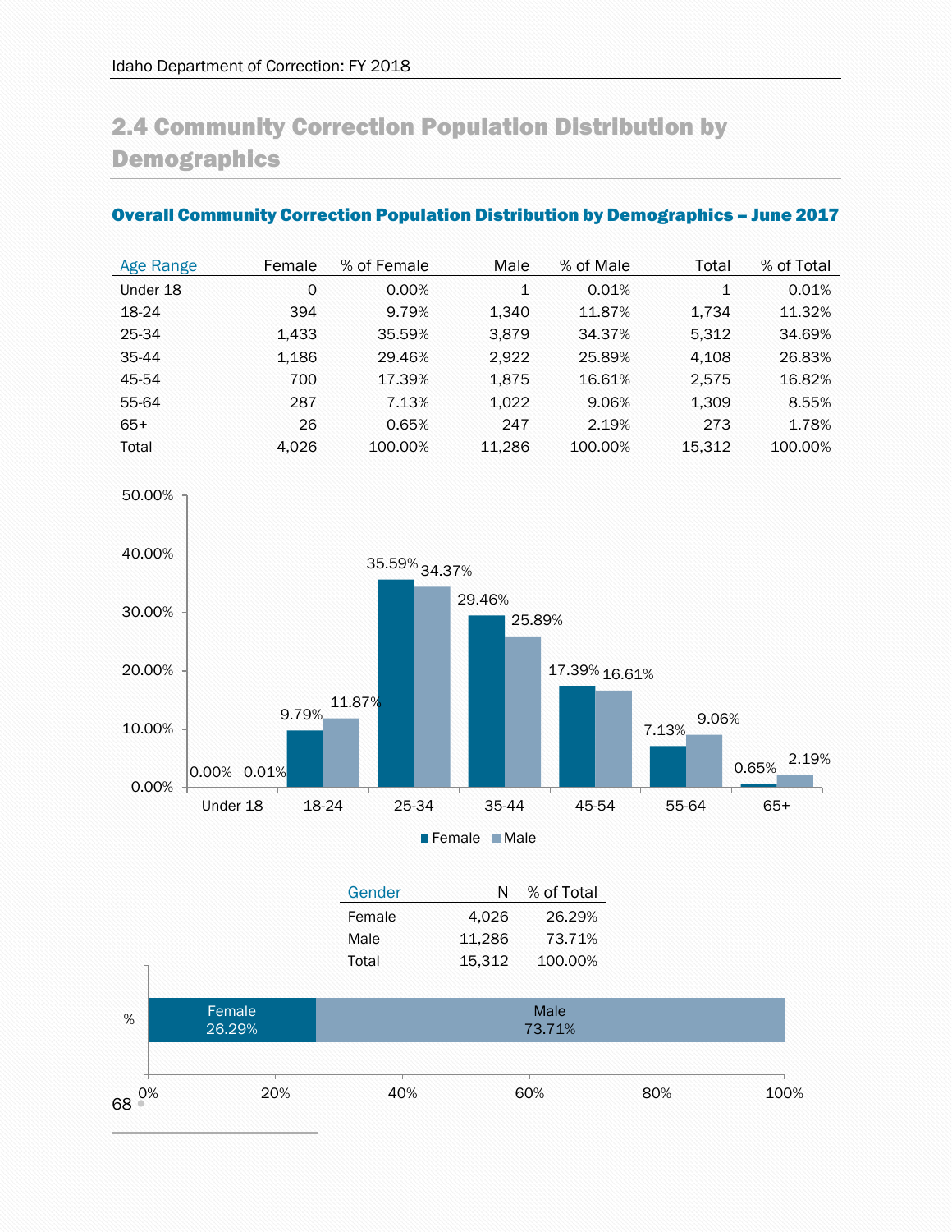## 2.4 Community Correction Population Distribution by Demographics

### Overall Community Correction Population Distribution by Demographics – June 2017

| Age Range | Female | % of Female | Male | % of Male | Total | % of Total |
|---|---|---|---|---|---|---|
| Under 18 | 0 | 0.00% | 1 | 0.01% | 1 | 0.01% |
| 18-24 | 394 | 9.79% | 1,340 | 11.87% | 1,734 | 11.32% |
| 25-34 | 1,433 | 35.59% | 3,879 | 34.37% | 5,312 | 34.69% |
| 35-44 | 1,186 | 29.46% | 2,922 | 25.89% | 4,108 | 26.83% |
| 45-54 | 700 | 17.39% | 1,875 | 16.61% | 2,575 | 16.82% |
| 55-64 | 287 | 7.13% | 1,022 | 9.06% | 1,309 | 8.55% |
| 65+ | 26 | 0.65% | 247 | 2.19% | 273 | 1.78% |
| Total | 4,026 | 100.00% | 11,286 | 100.00% | 15,312 | 100.00% |

| Age Range | Female | Male |
|---|---|---|
| Under 18 | 0.00% | 0.01% |
| 18-24 | 9.79% | 11.87% |
| 25-34 | 35.59% | 34.37% |
| 35-44 | 29.46% | 25.89% |
| 45-54 | 17.39% | 16.61% |
| 55-64 | 7.13% | 9.06% |
| 65+ | 0.65% | 2.19% |

| Gender | N | % of Total |
|---|---|---|
| Female | 4,026 | 26.29% |
| Male | 11,286 | 73.71% |
| Total | 15,312 | 100.00% |

| % | Female | Male |
|---|---|---|
| % | 26.29% | 73.71% |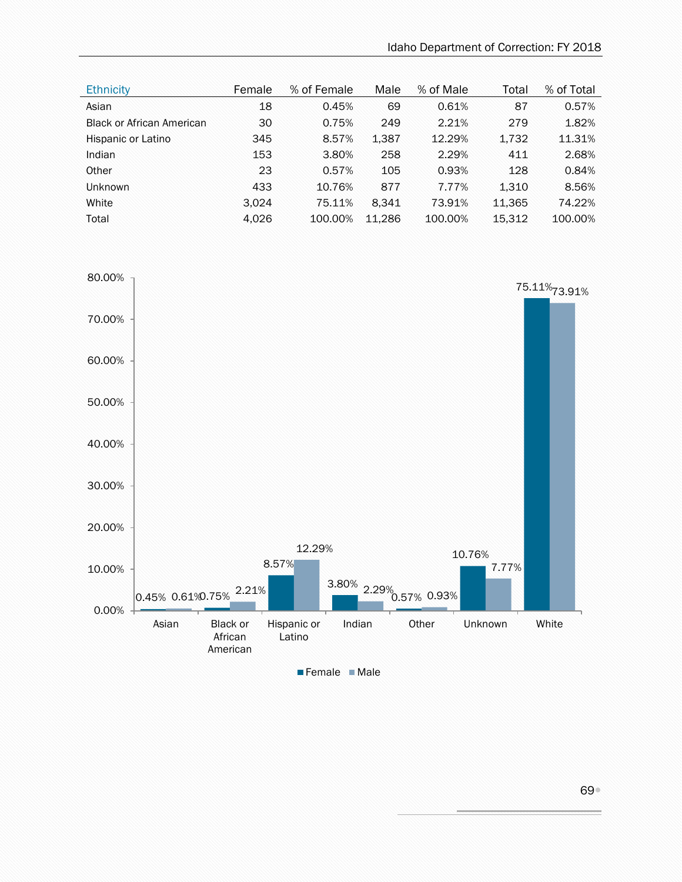| Ethnicity | Female | % of Female | Male | % of Male | Total | % of Total |
|---|---|---|---|---|---|---|
| Asian | 18 | 0.45% | 69 | 0.61% | 87 | 0.57% |
| Black or African American | 30 | 0.75% | 249 | 2.21% | 279 | 1.82% |
| Hispanic or Latino | 345 | 8.57% | 1,387 | 12.29% | 1,732 | 11.31% |
| Indian | 153 | 3.80% | 258 | 2.29% | 411 | 2.68% |
| Other | 23 | 0.57% | 105 | 0.93% | 128 | 0.84% |
| Unknown | 433 | 10.76% | 877 | 7.77% | 1,310 | 8.56% |
| White | 3,024 | 75.11% | 8,341 | 73.91% | 11,365 | 74.22% |
| Total | 4,026 | 100.00% | 11,286 | 100.00% | 15,312 | 100.00% |

| Ethnicity | Female | Male |
|---|---|---|
| Asian | 0.45% | 0.61% |
| Black or African American | 0.75% | 2.21% |
| Hispanic or Latino | 8.57% | 12.29% |
| Indian | 3.80% | 2.29% |
| Other | 0.57% | 0.93% |
| Unknown | 10.76% | 7.77% |
| White | 75.11% | 73.91% |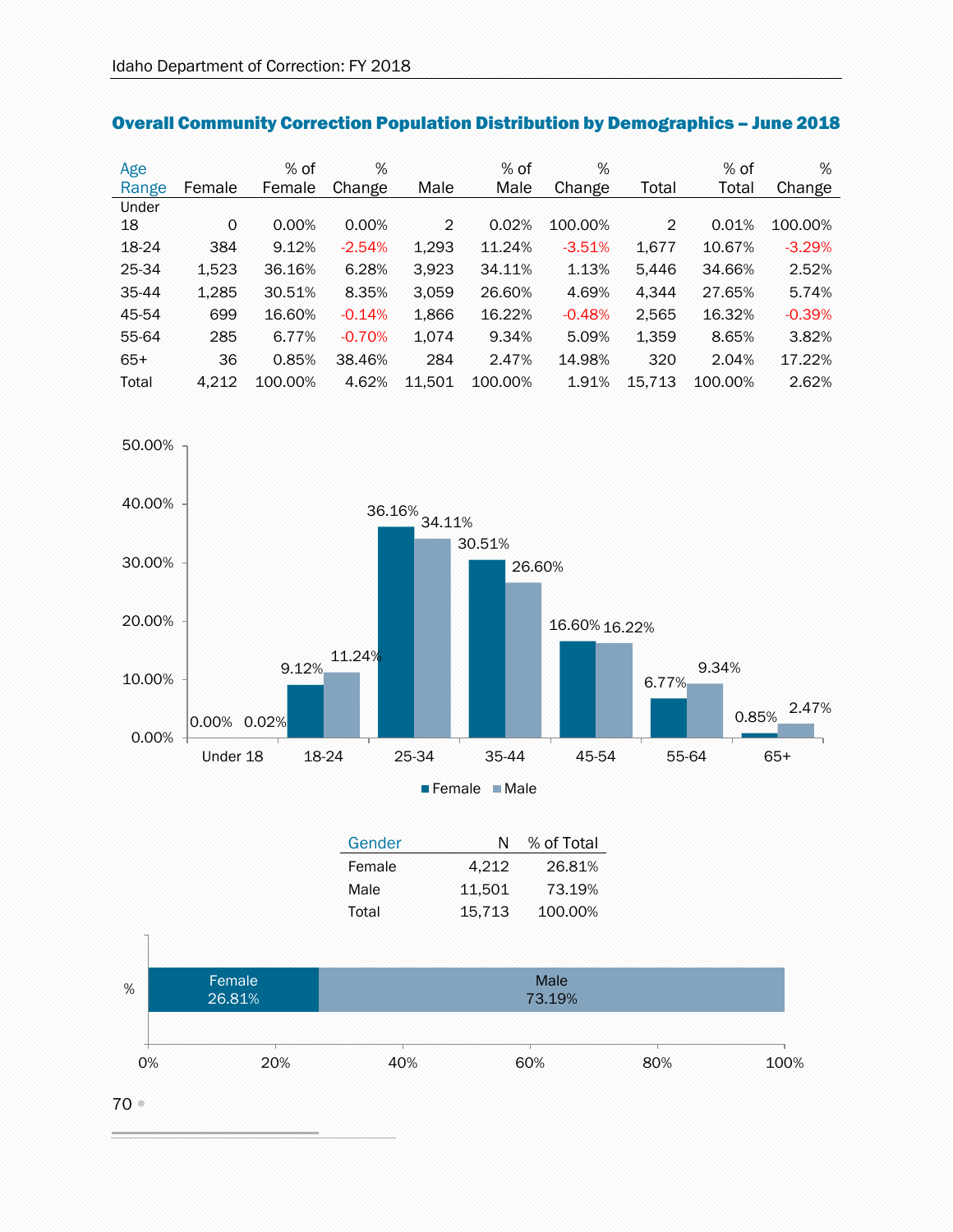## Overall Community Correction Population Distribution by Demographics – June 2018

| Age Range | Female | % of Female | % Change | Male | % of Male | % Change | Total | % of Total | % Change |
|---|---|---|---|---|---|---|---|---|---|
| Under 18 | 0 | 0.00% | 0.00% | 2 | 0.02% | 100.00% | 2 | 0.01% | 100.00% |
| 18-24 | 384 | 9.12% | -2.54% | 1,293 | 11.24% | -3.51% | 1,677 | 10.67% | -3.29% |
| 25-34 | 1,523 | 36.16% | 6.28% | 3,923 | 34.11% | 1.13% | 5,446 | 34.66% | 2.52% |
| 35-44 | 1,285 | 30.51% | 8.35% | 3,059 | 26.60% | 4.69% | 4,344 | 27.65% | 5.74% |
| 45-54 | 699 | 16.60% | -0.14% | 1,866 | 16.22% | -0.48% | 2,565 | 16.32% | -0.39% |
| 55-64 | 285 | 6.77% | -0.70% | 1,074 | 9.34% | 5.09% | 1,359 | 8.65% | 3.82% |
| 65+ | 36 | 0.85% | 38.46% | 284 | 2.47% | 14.98% | 320 | 2.04% | 17.22% |
| Total | 4,212 | 100.00% | 4.62% | 11,501 | 100.00% | 1.91% | 15,713 | 100.00% | 2.62% |

| Age Range | Female | Male |
|---|---|---|
| Under 18 | 0.00% | 0.02% |
| 18-24 | 9.12% | 11.24% |
| 25-34 | 36.16% | 34.11% |
| 35-44 | 30.51% | 26.60% |
| 45-54 | 16.60% | 16.22% |
| 55-64 | 6.77% | 9.34% |
| 65+ | 0.85% | 2.47% |

| Gender | N | % of Total |
|---|---|---|
| Female | 4,212 | 26.81% |
| Male | 11,501 | 73.19% |
| Total | 15,713 | 100.00% |

Female 26.81% | Male 73.19%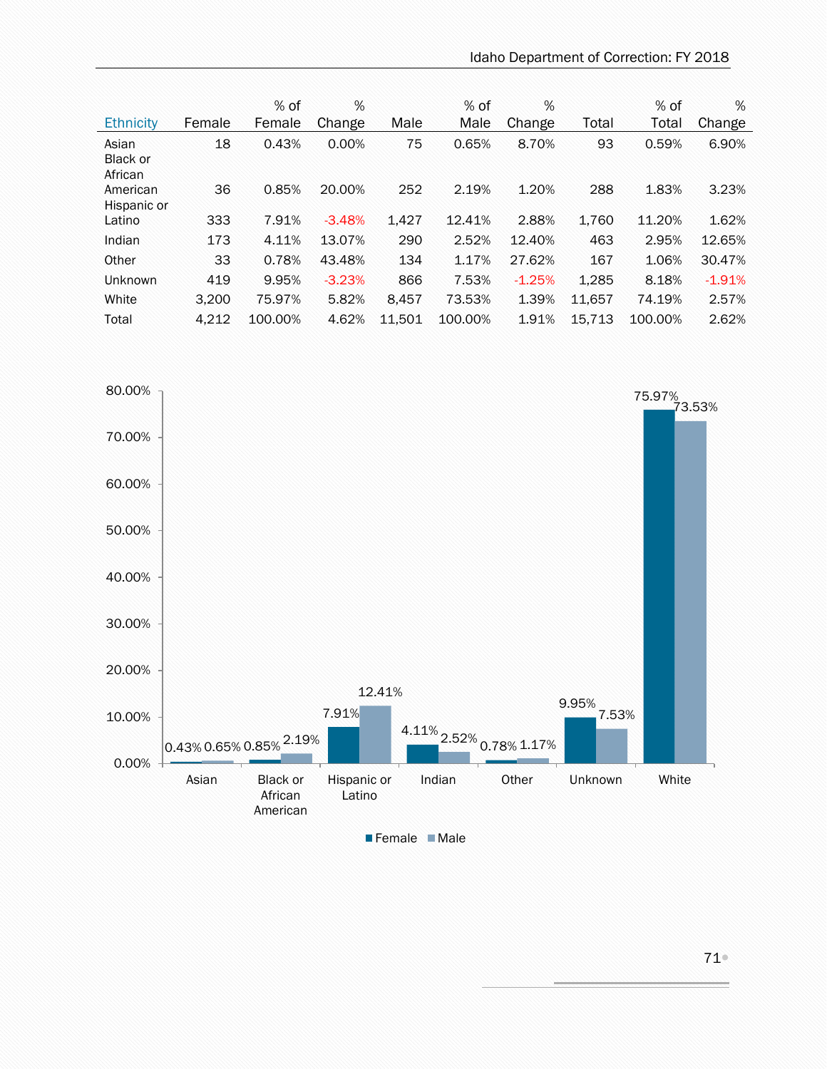| Ethnicity | Female | % of Female | % Change | Male | % of Male | % Change | Total | % of Total | % Change |
|---|---|---|---|---|---|---|---|---|---|
| Asian | 18 | 0.43% | 0.00% | 75 | 0.65% | 8.70% | 93 | 0.59% | 6.90% |
| Black or African American | 36 | 0.85% | 20.00% | 252 | 2.19% | 1.20% | 288 | 1.83% | 3.23% |
| Hispanic or Latino | 333 | 7.91% | -3.48% | 1,427 | 12.41% | 2.88% | 1,760 | 11.20% | 1.62% |
| Indian | 173 | 4.11% | 13.07% | 290 | 2.52% | 12.40% | 463 | 2.95% | 12.65% |
| Other | 33 | 0.78% | 43.48% | 134 | 1.17% | 27.62% | 167 | 1.06% | 30.47% |
| Unknown | 419 | 9.95% | -3.23% | 866 | 7.53% | -1.25% | 1,285 | 8.18% | -1.91% |
| White | 3,200 | 75.97% | 5.82% | 8,457 | 73.53% | 1.39% | 11,657 | 74.19% | 2.57% |
| Total | 4,212 | 100.00% | 4.62% | 11,501 | 100.00% | 1.91% | 15,713 | 100.00% | 2.62% |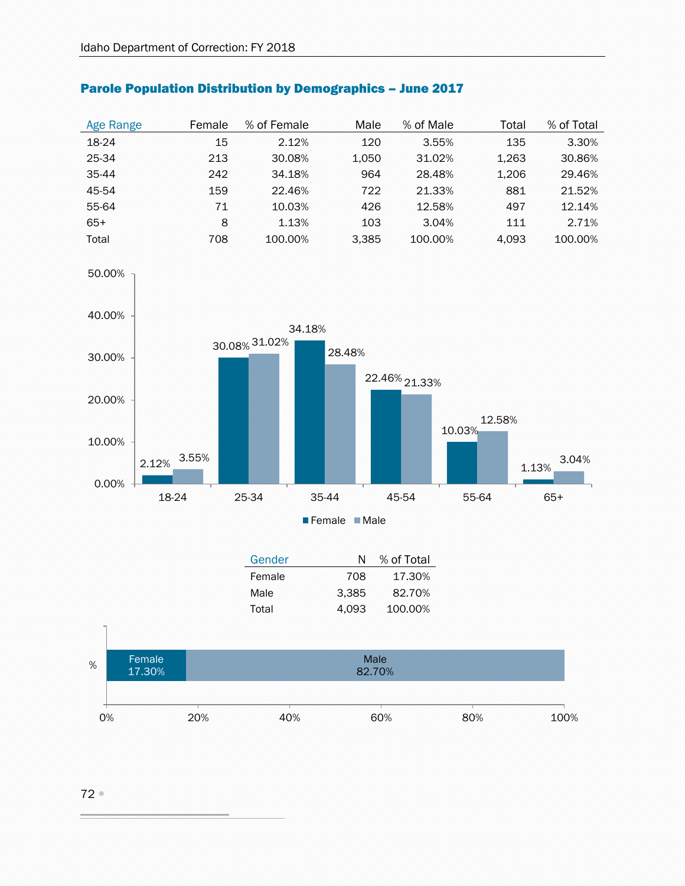## Parole Population Distribution by Demographics – June 2017

| Age Range | Female | % of Female | Male | % of Male | Total | % of Total |
|---|---|---|---|---|---|---|
| 18-24 | 15 | 2.12% | 120 | 3.55% | 135 | 3.30% |
| 25-34 | 213 | 30.08% | 1,050 | 31.02% | 1,263 | 30.86% |
| 35-44 | 242 | 34.18% | 964 | 28.48% | 1,206 | 29.46% |
| 45-54 | 159 | 22.46% | 722 | 21.33% | 881 | 21.52% |
| 55-64 | 71 | 10.03% | 426 | 12.58% | 497 | 12.14% |
| 65+ | 8 | 1.13% | 103 | 3.04% | 111 | 2.71% |
| Total | 708 | 100.00% | 3,385 | 100.00% | 4,093 | 100.00% |

| Gender | N | % of Total |
|---|---|---|
| Female | 708 | 17.30% |
| Male | 3,385 | 82.70% |
| Total | 4,093 | 100.00% |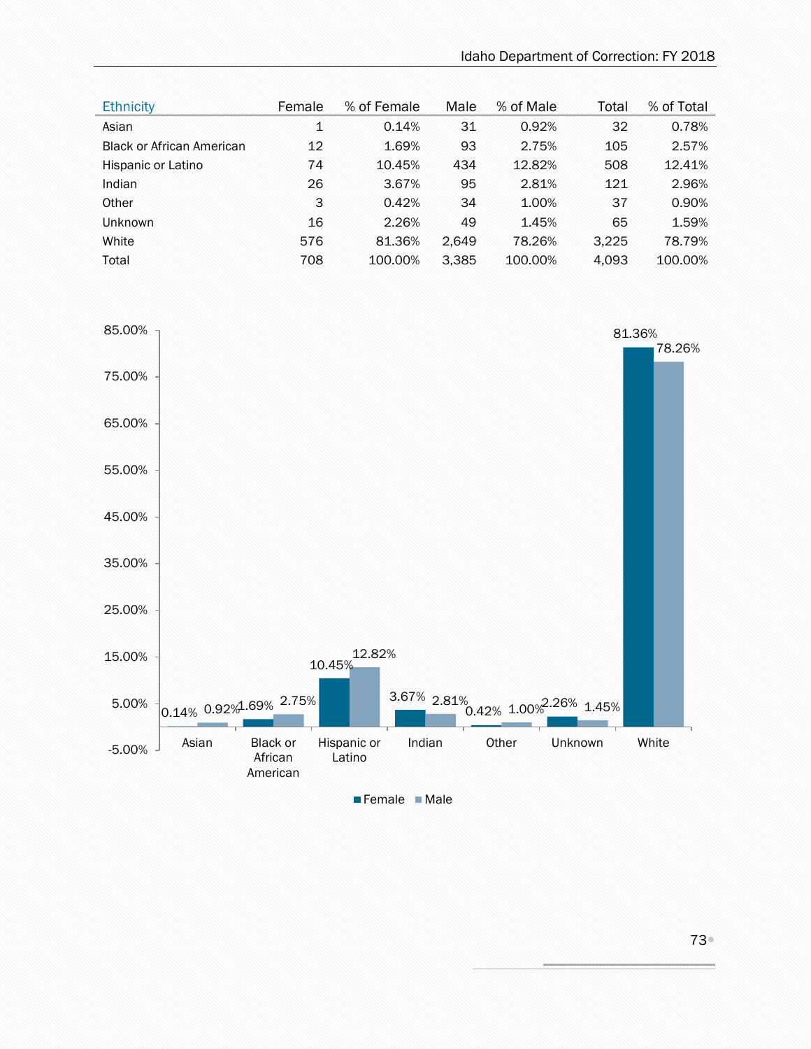| Ethnicity | Female | % of Female | Male | % of Male | Total | % of Total |
|---|---|---|---|---|---|---|
| Asian | 1 | 0.14% | 31 | 0.92% | 32 | 0.78% |
| Black or African American | 12 | 1.69% | 93 | 2.75% | 105 | 2.57% |
| Hispanic or Latino | 74 | 10.45% | 434 | 12.82% | 508 | 12.41% |
| Indian | 26 | 3.67% | 95 | 2.81% | 121 | 2.96% |
| Other | 3 | 0.42% | 34 | 1.00% | 37 | 0.90% |
| Unknown | 16 | 2.26% | 49 | 1.45% | 65 | 1.59% |
| White | 576 | 81.36% | 2,649 | 78.26% | 3,225 | 78.79% |
| Total | 708 | 100.00% | 3,385 | 100.00% | 4,093 | 100.00% |

| Ethnicity | Female | Male |
|---|---|---|
| Asian | 0.14% | 0.92% |
| Black or African American | 1.69% | 2.75% |
| Hispanic or Latino | 10.45% | 12.82% |
| Indian | 3.67% | 2.81% |
| Other | 0.42% | 1.00% |
| Unknown | 2.26% | 1.45% |
| White | 81.36% | 78.26% |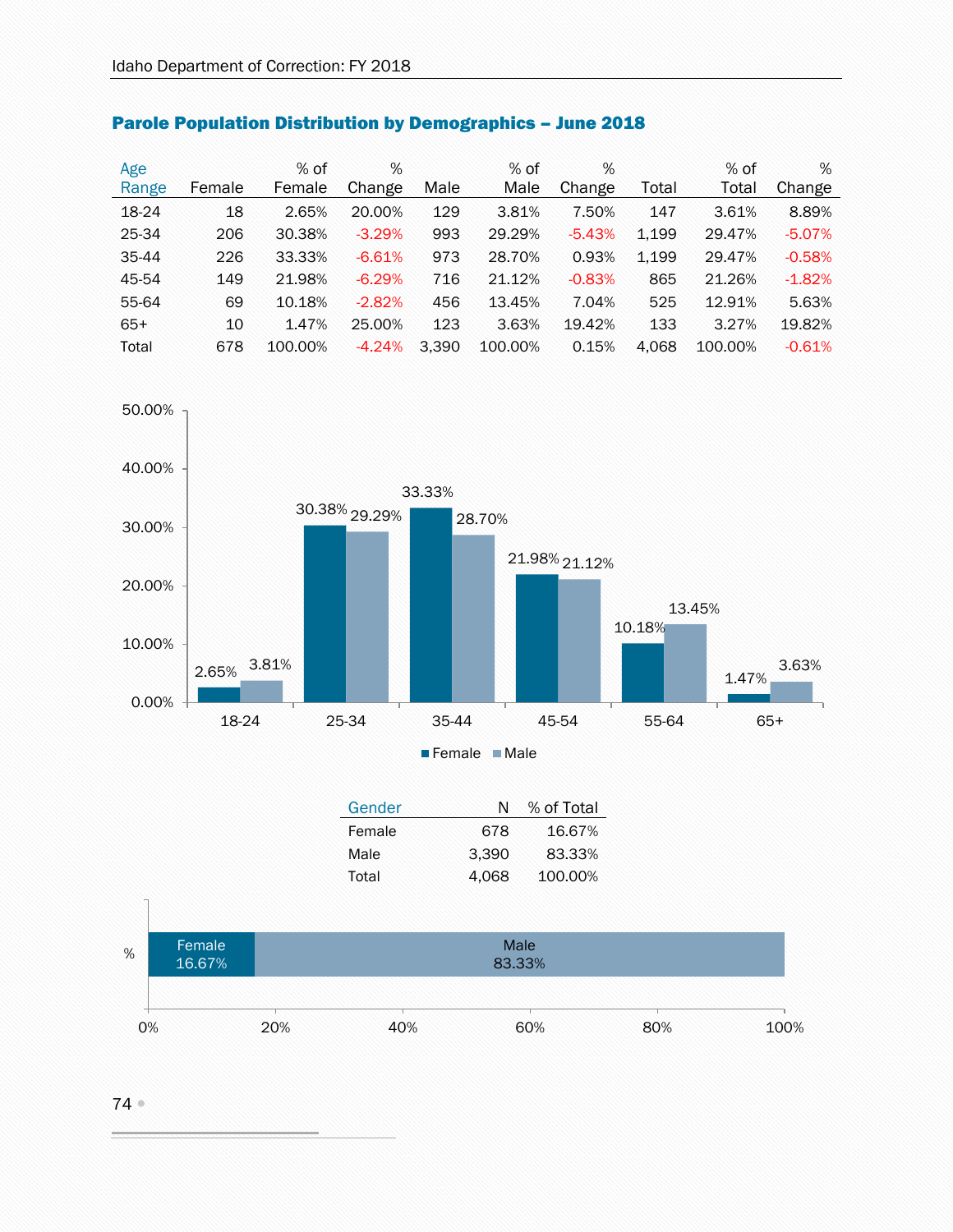## Parole Population Distribution by Demographics – June 2018

| Age Range | Female | % of Female | % Change | Male | % of Male | % Change | Total | % of Total | % Change |
|---|---|---|---|---|---|---|---|---|---|
| 18-24 | 18 | 2.65% | 20.00% | 129 | 3.81% | 7.50% | 147 | 3.61% | 8.89% |
| 25-34 | 206 | 30.38% | -3.29% | 993 | 29.29% | -5.43% | 1,199 | 29.47% | -5.07% |
| 35-44 | 226 | 33.33% | -6.61% | 973 | 28.70% | 0.93% | 1,199 | 29.47% | -0.58% |
| 45-54 | 149 | 21.98% | -6.29% | 716 | 21.12% | -0.83% | 865 | 21.26% | -1.82% |
| 55-64 | 69 | 10.18% | -2.82% | 456 | 13.45% | 7.04% | 525 | 12.91% | 5.63% |
| 65+ | 10 | 1.47% | 25.00% | 123 | 3.63% | 19.42% | 133 | 3.27% | 19.82% |
| Total | 678 | 100.00% | -4.24% | 3,390 | 100.00% | 0.15% | 4,068 | 100.00% | -0.61% |

| Age Range | Female | Male |
|---|---|---|
| 18-24 | 2.65% | 3.81% |
| 25-34 | 30.38% | 29.29% |
| 35-44 | 33.33% | 28.70% |
| 45-54 | 21.98% | 21.12% |
| 55-64 | 10.18% | 13.45% |
| 65+ | 1.47% | 3.63% |

| Gender | N | % of Total |
|---|---|---|
| Female | 678 | 16.67% |
| Male | 3,390 | 83.33% |
| Total | 4,068 | 100.00% |

| | Female | Male |
|---|---|---|
| % | 16.67% | 83.33% |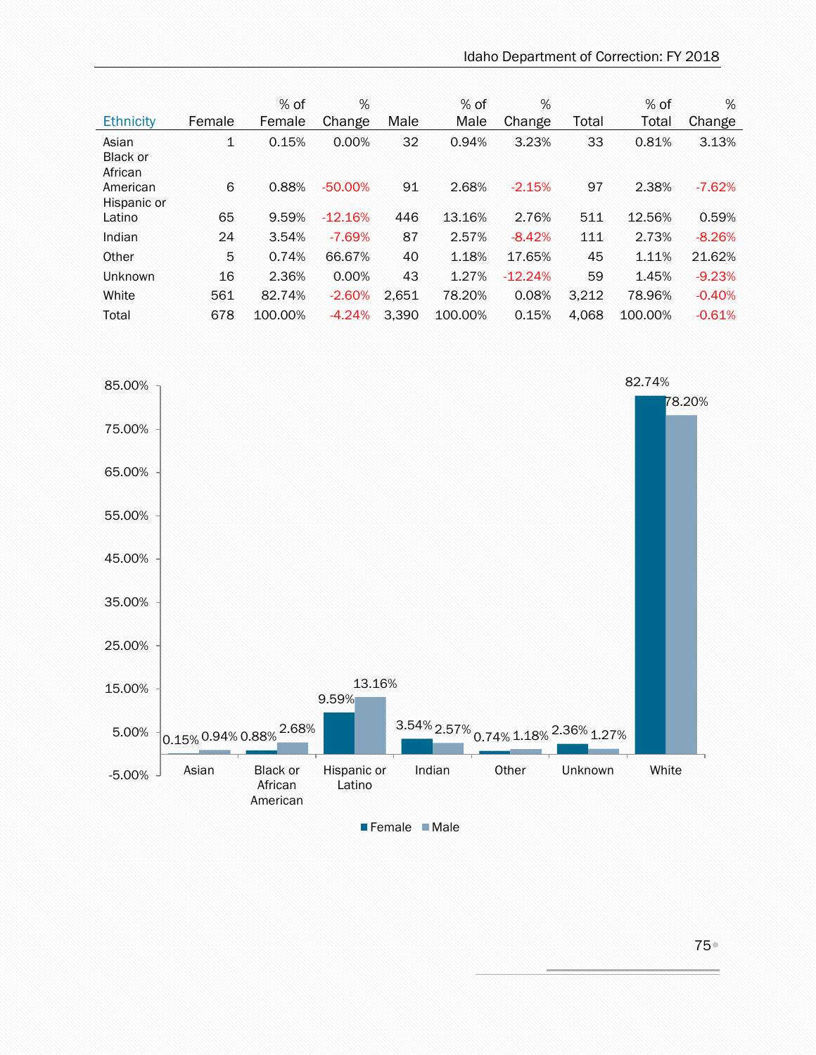| Ethnicity | Female | % of Female | % Change | Male | % of Male | % Change | Total | % of Total | % Change |
|---|---|---|---|---|---|---|---|---|---|
| Asian | 1 | 0.15% | 0.00% | 32 | 0.94% | 3.23% | 33 | 0.81% | 3.13% |
| Black or African American | 6 | 0.88% | -50.00% | 91 | 2.68% | -2.15% | 97 | 2.38% | -7.62% |
| Hispanic or Latino | 65 | 9.59% | -12.16% | 446 | 13.16% | 2.76% | 511 | 12.56% | 0.59% |
| Indian | 24 | 3.54% | -7.69% | 87 | 2.57% | -8.42% | 111 | 2.73% | -8.26% |
| Other | 5 | 0.74% | 66.67% | 40 | 1.18% | 17.65% | 45 | 1.11% | 21.62% |
| Unknown | 16 | 2.36% | 0.00% | 43 | 1.27% | -12.24% | 59 | 1.45% | -9.23% |
| White | 561 | 82.74% | -2.60% | 2,651 | 78.20% | 0.08% | 3,212 | 78.96% | -0.40% |
| Total | 678 | 100.00% | -4.24% | 3,390 | 100.00% | 0.15% | 4,068 | 100.00% | -0.61% |

| Ethnicity | Female | Male |
|---|---|---|
| Asian | 0.15% | 0.94% |
| Black or African American | 0.88% | 2.68% |
| Hispanic or Latino | 9.59% | 13.16% |
| Indian | 3.54% | 2.57% |
| Other | 0.74% | 1.18% |
| Unknown | 2.36% | 1.27% |
| White | 82.74% | 78.20% |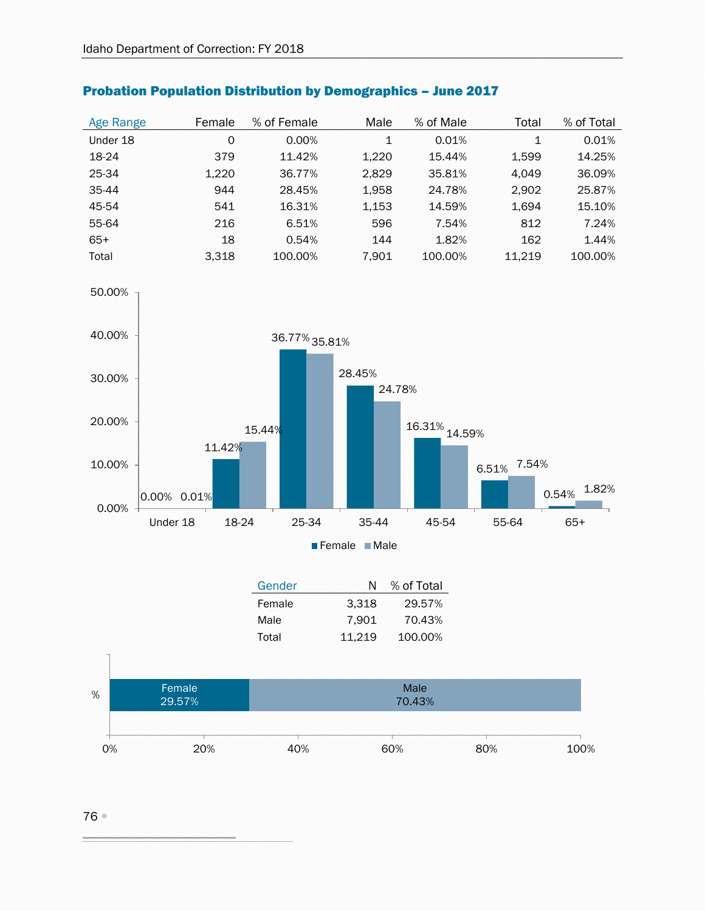## Probation Population Distribution by Demographics – June 2017

| Age Range | Female | % of Female | Male | % of Male | Total | % of Total |
|---|---|---|---|---|---|---|
| Under 18 | 0 | 0.00% | 1 | 0.01% | 1 | 0.01% |
| 18-24 | 379 | 11.42% | 1,220 | 15.44% | 1,599 | 14.25% |
| 25-34 | 1,220 | 36.77% | 2,829 | 35.81% | 4,049 | 36.09% |
| 35-44 | 944 | 28.45% | 1,958 | 24.78% | 2,902 | 25.87% |
| 45-54 | 541 | 16.31% | 1,153 | 14.59% | 1,694 | 15.10% |
| 55-64 | 216 | 6.51% | 596 | 7.54% | 812 | 7.24% |
| 65+ | 18 | 0.54% | 144 | 1.82% | 162 | 1.44% |
| Total | 3,318 | 100.00% | 7,901 | 100.00% | 11,219 | 100.00% |

| Age Range | Female | Male |
|---|---|---|
| Under 18 | 0.00% | 0.01% |
| 18-24 | 11.42% | 15.44% |
| 25-34 | 36.77% | 35.81% |
| 35-44 | 28.45% | 24.78% |
| 45-54 | 16.31% | 14.59% |
| 55-64 | 6.51% | 7.54% |
| 65+ | 0.54% | 1.82% |

| Gender | N | % of Total |
|---|---|---|
| Female | 3,318 | 29.57% |
| Male | 7,901 | 70.43% |
| Total | 11,219 | 100.00% |

| | Female | Male |
|---|---|---|
| % | 29.57% | 70.43% |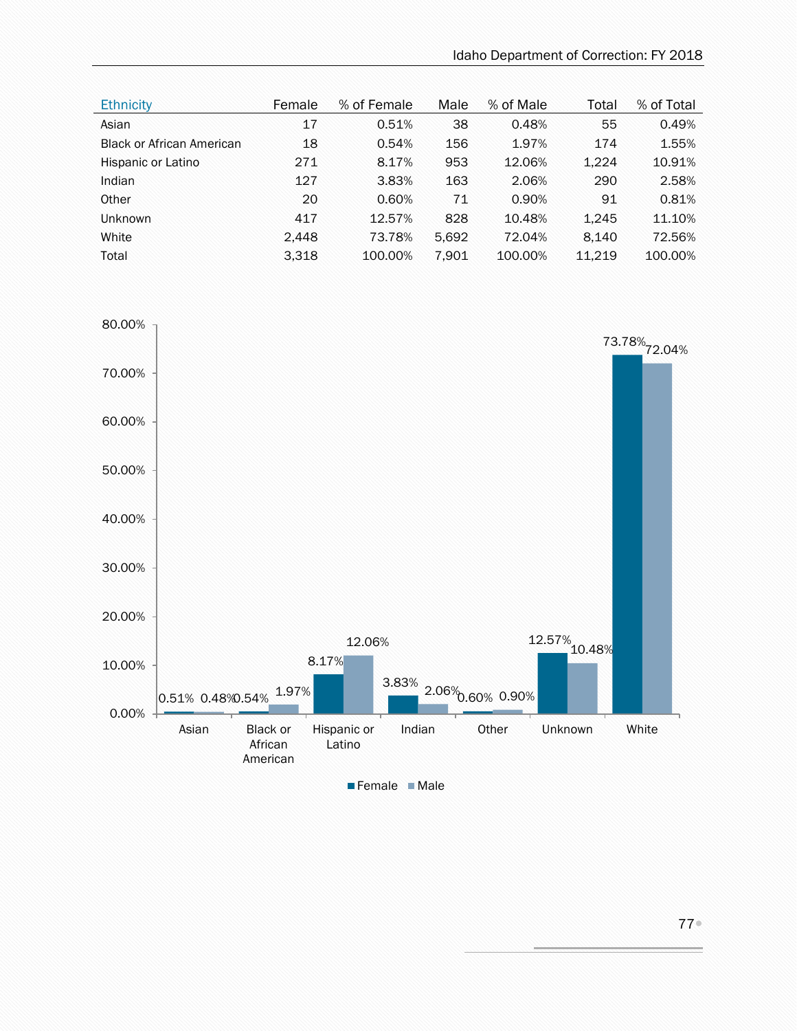| Ethnicity | Female | % of Female | Male | % of Male | Total | % of Total |
|---|---|---|---|---|---|---|
| Asian | 17 | 0.51% | 38 | 0.48% | 55 | 0.49% |
| Black or African American | 18 | 0.54% | 156 | 1.97% | 174 | 1.55% |
| Hispanic or Latino | 271 | 8.17% | 953 | 12.06% | 1,224 | 10.91% |
| Indian | 127 | 3.83% | 163 | 2.06% | 290 | 2.58% |
| Other | 20 | 0.60% | 71 | 0.90% | 91 | 0.81% |
| Unknown | 417 | 12.57% | 828 | 10.48% | 1,245 | 11.10% |
| White | 2,448 | 73.78% | 5,692 | 72.04% | 8,140 | 72.56% |
| Total | 3,318 | 100.00% | 7,901 | 100.00% | 11,219 | 100.00% |

| Ethnicity | Female | Male |
|---|---|---|
| Asian | 0.51% | 0.48% |
| Black or African American | 0.54% | 1.97% |
| Hispanic or Latino | 8.17% | 12.06% |
| Indian | 3.83% | 2.06% |
| Other | 0.60% | 0.90% |
| Unknown | 12.57% | 10.48% |
| White | 73.78% | 72.04% |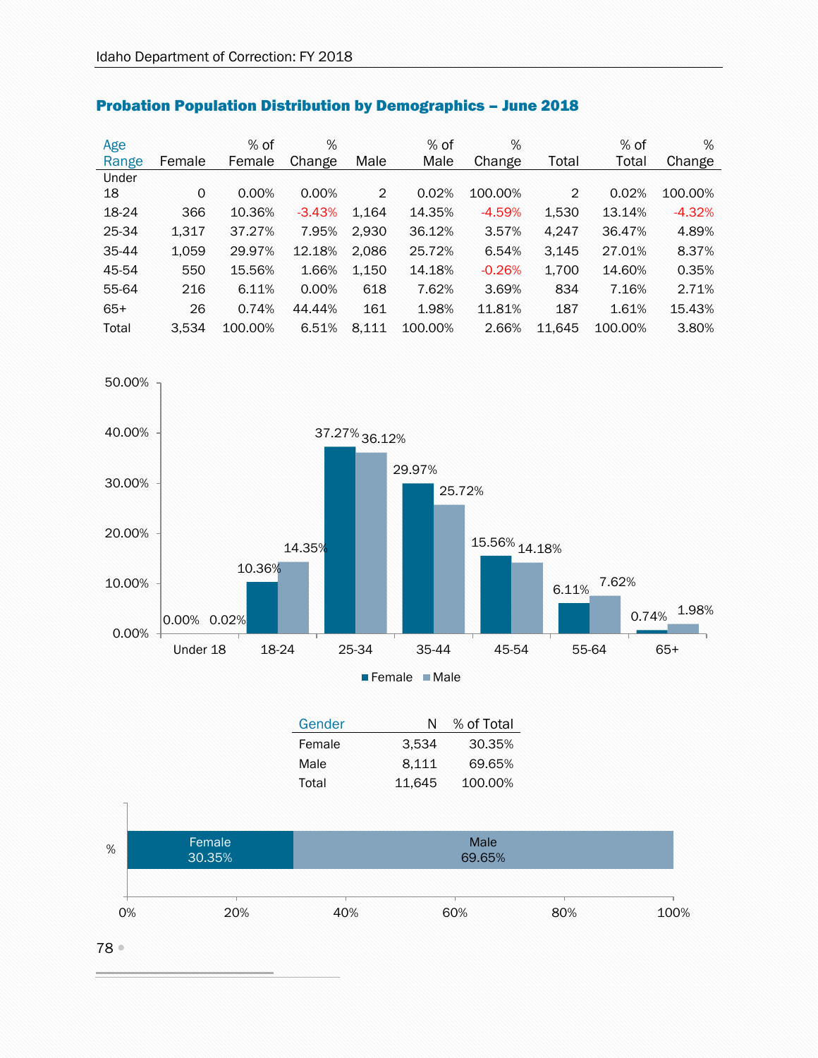## Probation Population Distribution by Demographics – June 2018

| Age Range | Female | % of Female | % Change | Male | % of Male | % Change | Total | % of Total | % Change |
|---|---|---|---|---|---|---|---|---|---|
| Under 18 | 0 | 0.00% | 0.00% | 2 | 0.02% | 100.00% | 2 | 0.02% | 100.00% |
| 18-24 | 366 | 10.36% | -3.43% | 1,164 | 14.35% | -4.59% | 1,530 | 13.14% | -4.32% |
| 25-34 | 1,317 | 37.27% | 7.95% | 2,930 | 36.12% | 3.57% | 4,247 | 36.47% | 4.89% |
| 35-44 | 1,059 | 29.97% | 12.18% | 2,086 | 25.72% | 6.54% | 3,145 | 27.01% | 8.37% |
| 45-54 | 550 | 15.56% | 1.66% | 1,150 | 14.18% | -0.26% | 1,700 | 14.60% | 0.35% |
| 55-64 | 216 | 6.11% | 0.00% | 618 | 7.62% | 3.69% | 834 | 7.16% | 2.71% |
| 65+ | 26 | 0.74% | 44.44% | 161 | 1.98% | 11.81% | 187 | 1.61% | 15.43% |
| Total | 3,534 | 100.00% | 6.51% | 8,111 | 100.00% | 2.66% | 11,645 | 100.00% | 3.80% |

| Gender | N | % of Total |
|---|---|---|
| Female | 3,534 | 30.35% |
| Male | 8,111 | 69.65% |
| Total | 11,645 | 100.00% |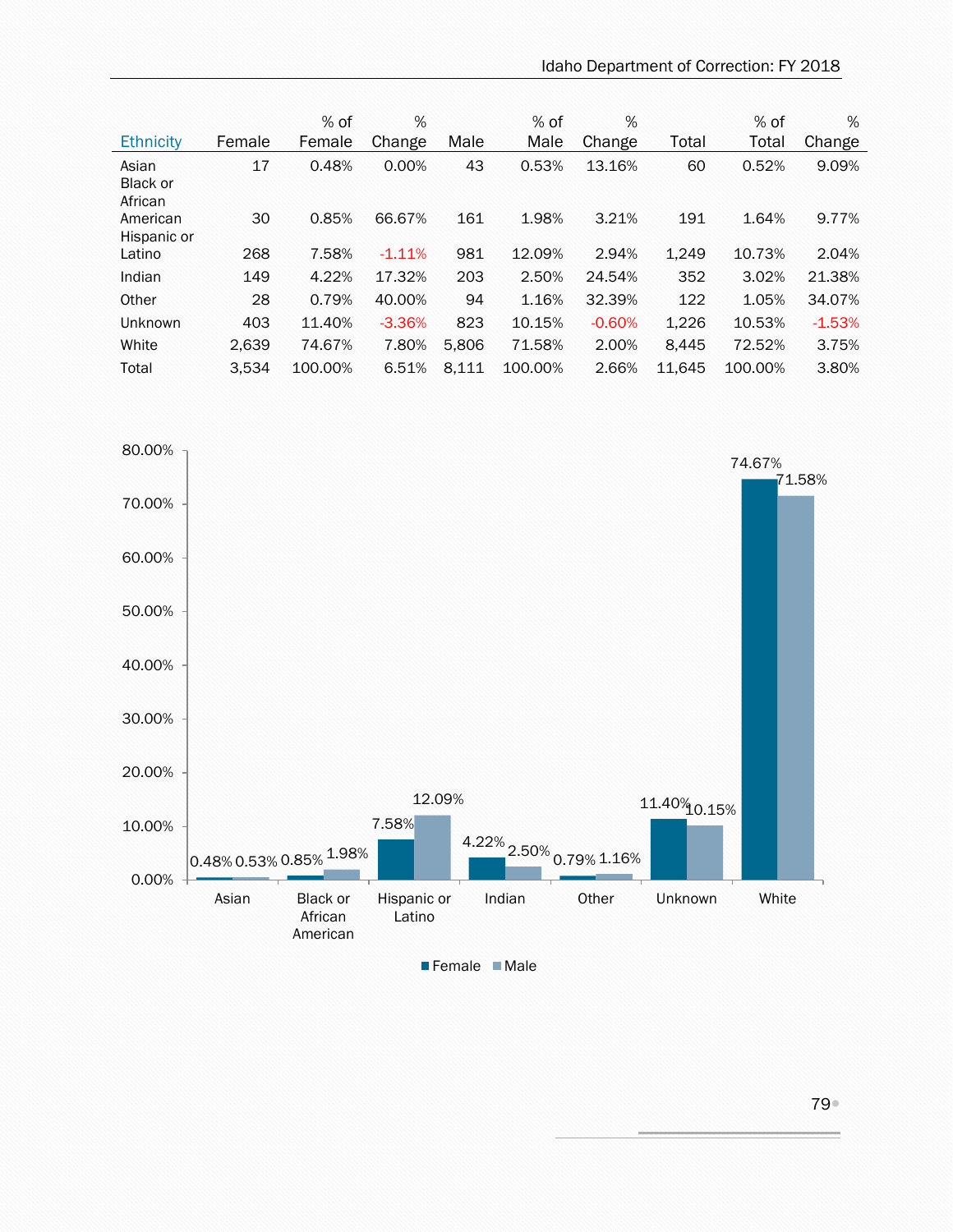| Ethnicity | Female | % of Female | % Change | Male | % of Male | % Change | Total | % of Total | % Change |
|---|---|---|---|---|---|---|---|---|---|
| Asian | 17 | 0.48% | 0.00% | 43 | 0.53% | 13.16% | 60 | 0.52% | 9.09% |
| Black or African American | 30 | 0.85% | 66.67% | 161 | 1.98% | 3.21% | 191 | 1.64% | 9.77% |
| Hispanic or Latino | 268 | 7.58% | -1.11% | 981 | 12.09% | 2.94% | 1,249 | 10.73% | 2.04% |
| Indian | 149 | 4.22% | 17.32% | 203 | 2.50% | 24.54% | 352 | 3.02% | 21.38% |
| Other | 28 | 0.79% | 40.00% | 94 | 1.16% | 32.39% | 122 | 1.05% | 34.07% |
| Unknown | 403 | 11.40% | -3.36% | 823 | 10.15% | -0.60% | 1,226 | 10.53% | -1.53% |
| White | 2,639 | 74.67% | 7.80% | 5,806 | 71.58% | 2.00% | 8,445 | 72.52% | 3.75% |
| Total | 3,534 | 100.00% | 6.51% | 8,111 | 100.00% | 2.66% | 11,645 | 100.00% | 3.80% |

| Ethnicity | Female | Male |
|---|---|---|
| Asian | 0.48% | 0.53% |
| Black or African American | 0.85% | 1.98% |
| Hispanic or Latino | 7.58% | 12.09% |
| Indian | 4.22% | 2.50% |
| Other | 0.79% | 1.16% |
| Unknown | 11.40% | 10.15% |
| White | 74.67% | 71.58% |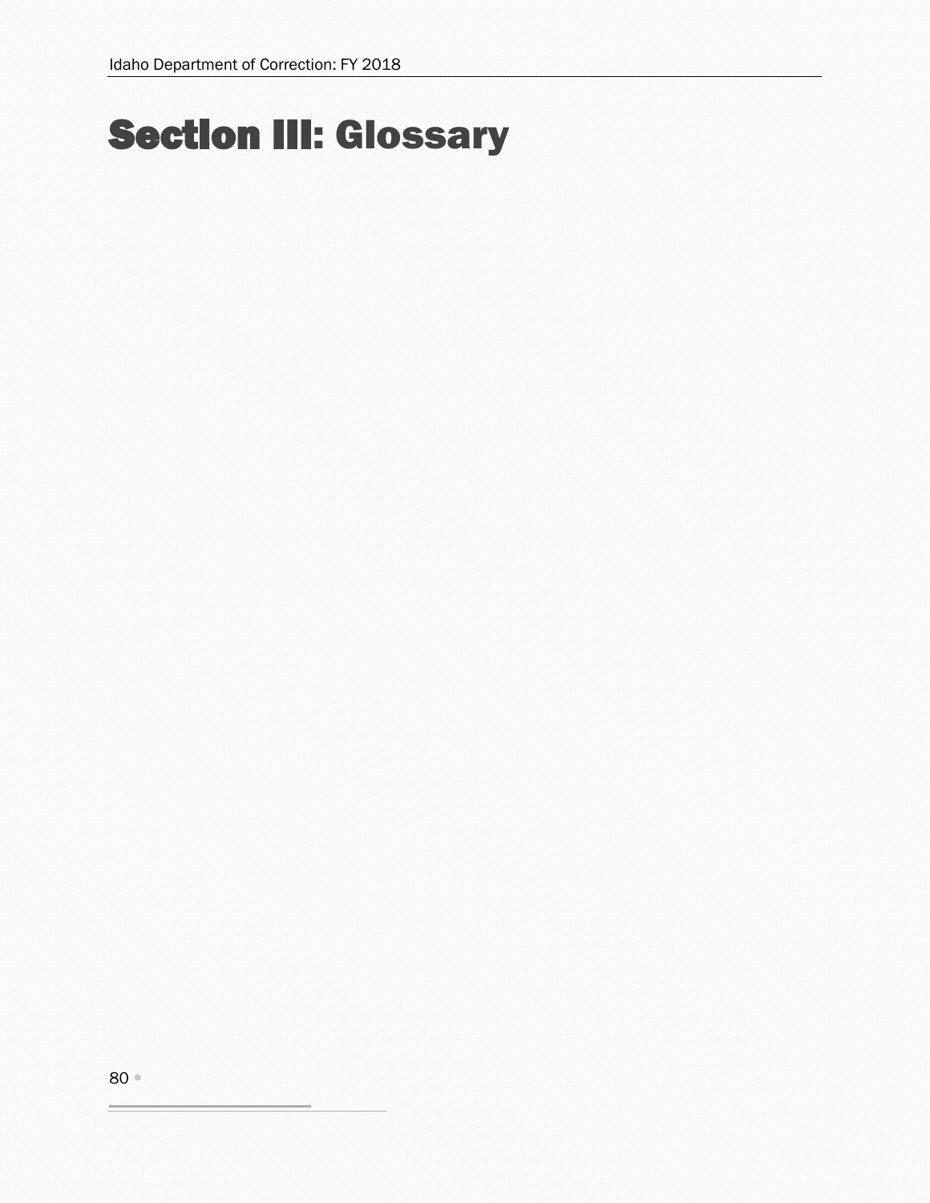# Section III: Glossary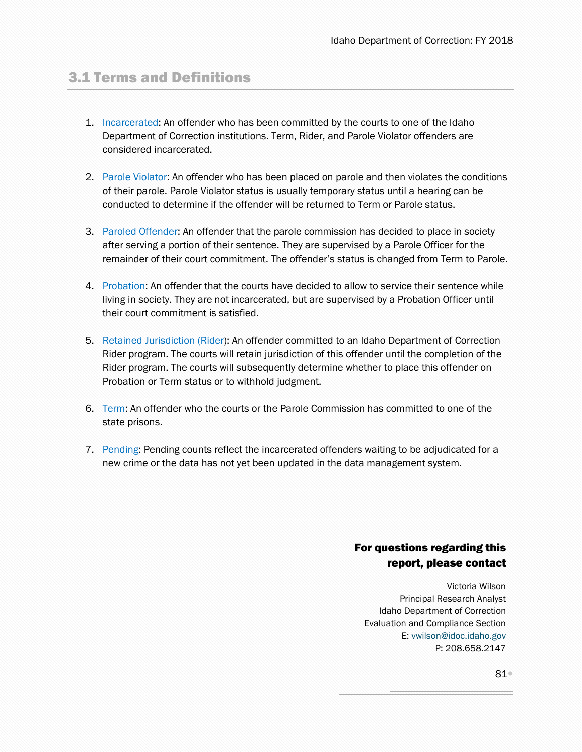## 3.1 Terms and Definitions

1. Incarcerated: An offender who has been committed by the courts to one of the Idaho Department of Correction institutions. Term, Rider, and Parole Violator offenders are considered incarcerated.

2. Parole Violator: An offender who has been placed on parole and then violates the conditions of their parole. Parole Violator status is usually temporary status until a hearing can be conducted to determine if the offender will be returned to Term or Parole status.

3. Paroled Offender: An offender that the parole commission has decided to place in society after serving a portion of their sentence. They are supervised by a Parole Officer for the remainder of their court commitment. The offender's status is changed from Term to Parole.

4. Probation: An offender that the courts have decided to allow to service their sentence while living in society. They are not incarcerated, but are supervised by a Probation Officer until their court commitment is satisfied.

5. Retained Jurisdiction (Rider): An offender committed to an Idaho Department of Correction Rider program. The courts will retain jurisdiction of this offender until the completion of the Rider program. The courts will subsequently determine whether to place this offender on Probation or Term status or to withhold judgment.

6. Term: An offender who the courts or the Parole Commission has committed to one of the state prisons.

7. Pending: Pending counts reflect the incarcerated offenders waiting to be adjudicated for a new crime or the data has not yet been updated in the data management system.

**For questions regarding this report, please contact**

Victoria Wilson
Principal Research Analyst
Idaho Department of Correction
Evaluation and Compliance Section
E: vwilson@idoc.idaho.gov
P: 208.658.2147